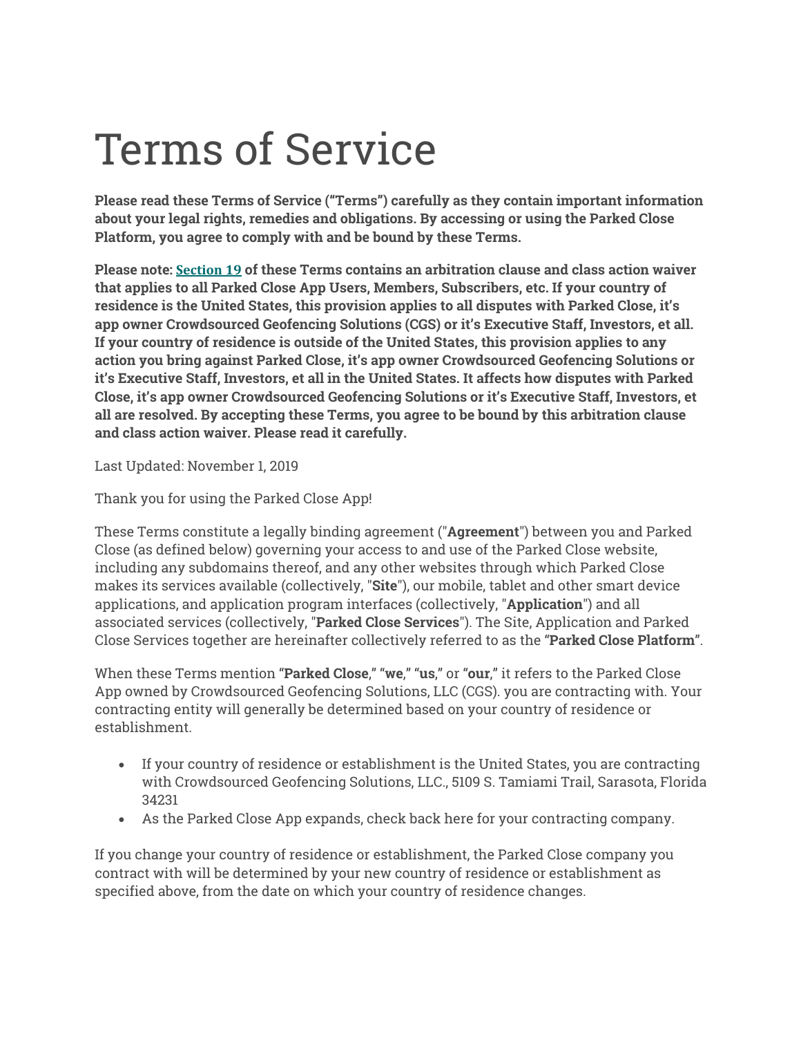# Terms of Service

**Please read these Terms of Service ("Terms") carefully as they contain important information about your legal rights, remedies and obligations. By accessing or using the Parked Close Platform, you agree to comply with and be bound by these Terms.**

**Please note: [Section 19](#) of these Terms contains an arbitration clause and class action waiver that applies to all Parked Close App Users, Members, Subscribers, etc. If your country of residence is the United States, this provision applies to all disputes with Parked Close, it's app owner Crowdsourced Geofencing Solutions (CGS) or it's Executive Staff, Investors, et all. If your country of residence is outside of the United States, this provision applies to any action you bring against Parked Close, it's app owner Crowdsourced Geofencing Solutions or it's Executive Staff, Investors, et all in the United States. It affects how disputes with Parked Close, it's app owner Crowdsourced Geofencing Solutions or it's Executive Staff, Investors, et all are resolved. By accepting these Terms, you agree to be bound by this arbitration clause and class action waiver. Please read it carefully.**

Last Updated: November 1, 2019

Thank you for using the Parked Close App!

These Terms constitute a legally binding agreement ("**Agreement**") between you and Parked Close (as defined below) governing your access to and use of the Parked Close website, including any subdomains thereof, and any other websites through which Parked Close makes its services available (collectively, "**Site**"), our mobile, tablet and other smart device applications, and application program interfaces (collectively, "**Application**") and all associated services (collectively, "**Parked Close Services**"). The Site, Application and Parked Close Services together are hereinafter collectively referred to as the **"Parked Close Platform"**.

When these Terms mention **"Parked Close," "we," "us,"** or **"our,"** it refers to the Parked Close App owned by Crowdsourced Geofencing Solutions, LLC (CGS). you are contracting with. Your contracting entity will generally be determined based on your country of residence or establishment.

- If your country of residence or establishment is the United States, you are contracting with Crowdsourced Geofencing Solutions, LLC., 5109 S. Tamiami Trail, Sarasota, Florida 34231
- As the Parked Close App expands, check back here for your contracting company.

If you change your country of residence or establishment, the Parked Close company you contract with will be determined by your new country of residence or establishment as specified above, from the date on which your country of residence changes.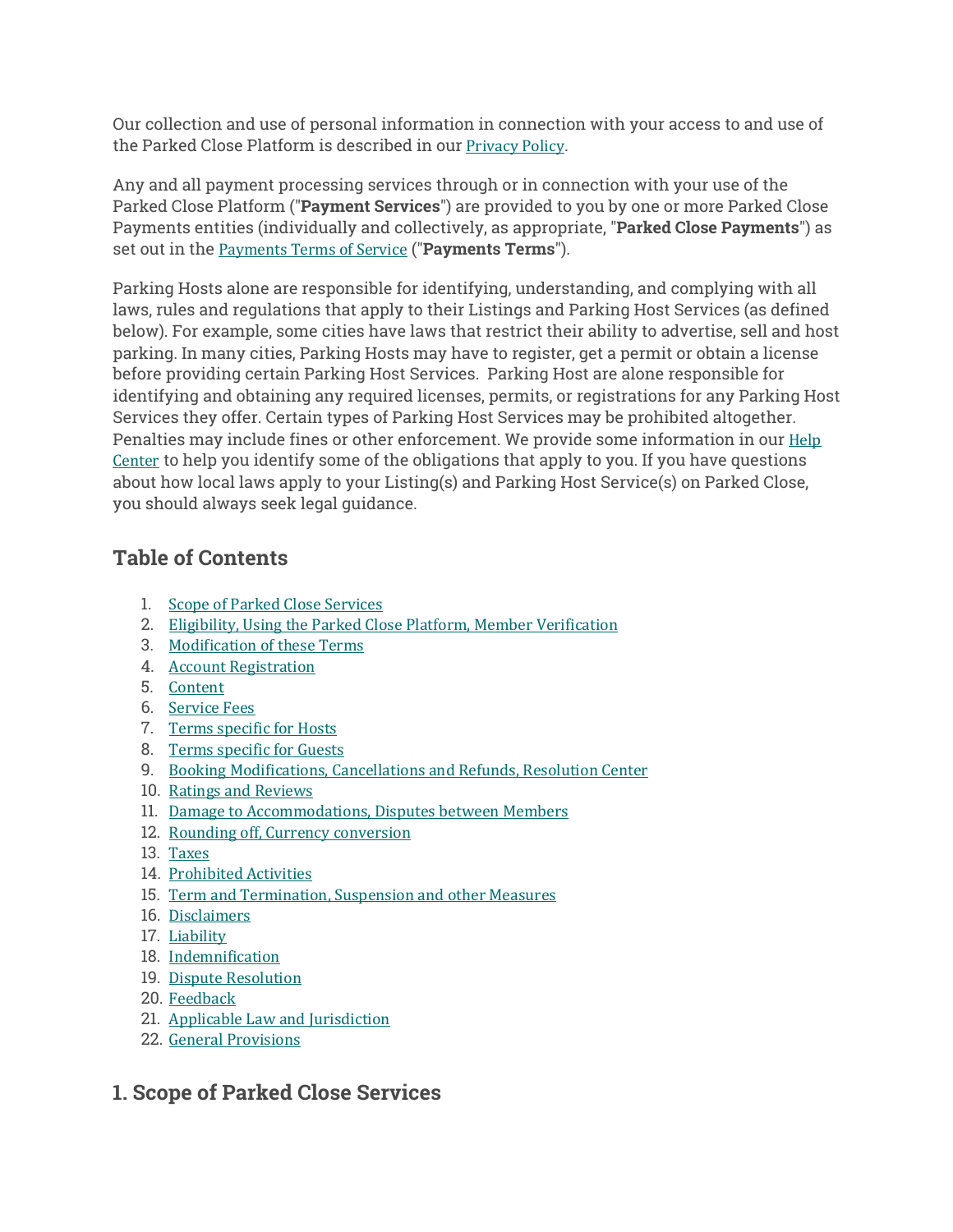Our collection and use of personal information in connection with your access to and use of the Parked Close Platform is described in our [Privacy Policy](#).

Any and all payment processing services through or in connection with your use of the Parked Close Platform ("**Payment Services**") are provided to you by one or more Parked Close Payments entities (individually and collectively, as appropriate, "**Parked Close Payments**") as set out in the [Payments Terms of Service](#) ("**Payments Terms**").

Parking Hosts alone are responsible for identifying, understanding, and complying with all laws, rules and regulations that apply to their Listings and Parking Host Services (as defined below). For example, some cities have laws that restrict their ability to advertise, sell and host parking. In many cities, Parking Hosts may have to register, get a permit or obtain a license before providing certain Parking Host Services. Parking Host are alone responsible for identifying and obtaining any required licenses, permits, or registrations for any Parking Host Services they offer. Certain types of Parking Host Services may be prohibited altogether. Penalties may include fines or other enforcement. We provide some information in our [Help Center](#) to help you identify some of the obligations that apply to you. If you have questions about how local laws apply to your Listing(s) and Parking Host Service(s) on Parked Close, you should always seek legal guidance.

## Table of Contents

1. [Scope of Parked Close Services](#)
2. [Eligibility, Using the Parked Close Platform, Member Verification](#)
3. [Modification of these Terms](#)
4. [Account Registration](#)
5. [Content](#)
6. [Service Fees](#)
7. [Terms specific for Hosts](#)
8. [Terms specific for Guests](#)
9. [Booking Modifications, Cancellations and Refunds, Resolution Center](#)
10. [Ratings and Reviews](#)
11. [Damage to Accommodations, Disputes between Members](#)
12. [Rounding off, Currency conversion](#)
13. [Taxes](#)
14. [Prohibited Activities](#)
15. [Term and Termination, Suspension and other Measures](#)
16. [Disclaimers](#)
17. [Liability](#)
18. [Indemnification](#)
19. [Dispute Resolution](#)
20. [Feedback](#)
21. [Applicable Law and Jurisdiction](#)
22. [General Provisions](#)

## 1. Scope of Parked Close Services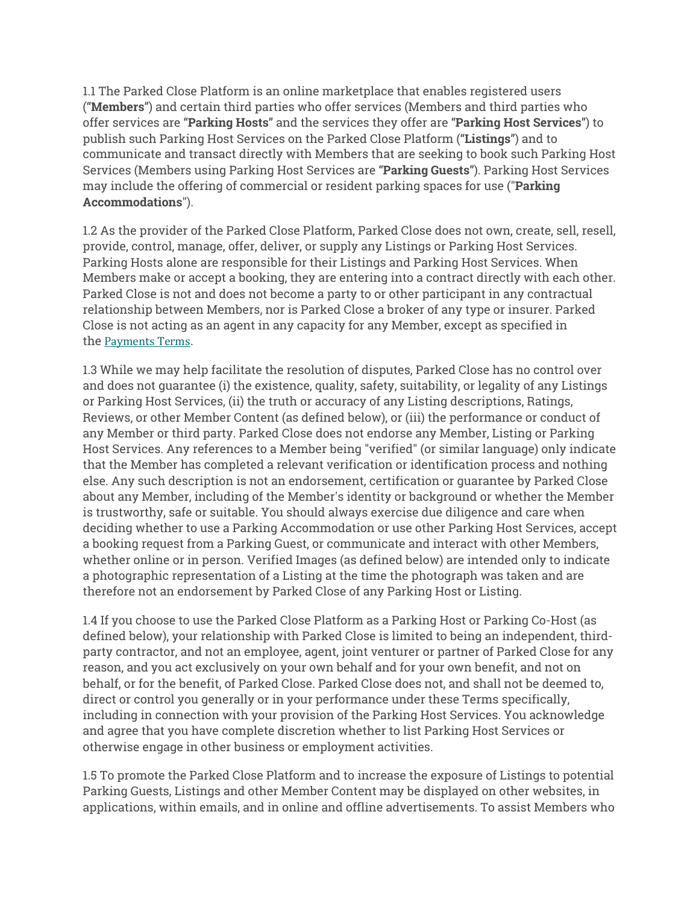1.1 The Parked Close Platform is an online marketplace that enables registered users (**"Members"**) and certain third parties who offer services (Members and third parties who offer services are **"Parking Hosts"** and the services they offer are **"Parking Host Services"**) to publish such Parking Host Services on the Parked Close Platform (**"Listings"**) and to communicate and transact directly with Members that are seeking to book such Parking Host Services (Members using Parking Host Services are **"Parking Guests"**). Parking Host Services may include the offering of commercial or resident parking spaces for use (**"Parking Accommodations"**).

1.2 As the provider of the Parked Close Platform, Parked Close does not own, create, sell, resell, provide, control, manage, offer, deliver, or supply any Listings or Parking Host Services. Parking Hosts alone are responsible for their Listings and Parking Host Services. When Members make or accept a booking, they are entering into a contract directly with each other. Parked Close is not and does not become a party to or other participant in any contractual relationship between Members, nor is Parked Close a broker of any type or insurer. Parked Close is not acting as an agent in any capacity for any Member, except as specified in the Payments Terms.

1.3 While we may help facilitate the resolution of disputes, Parked Close has no control over and does not guarantee (i) the existence, quality, safety, suitability, or legality of any Listings or Parking Host Services, (ii) the truth or accuracy of any Listing descriptions, Ratings, Reviews, or other Member Content (as defined below), or (iii) the performance or conduct of any Member or third party. Parked Close does not endorse any Member, Listing or Parking Host Services. Any references to a Member being "verified" (or similar language) only indicate that the Member has completed a relevant verification or identification process and nothing else. Any such description is not an endorsement, certification or guarantee by Parked Close about any Member, including of the Member's identity or background or whether the Member is trustworthy, safe or suitable. You should always exercise due diligence and care when deciding whether to use a Parking Accommodation or use other Parking Host Services, accept a booking request from a Parking Guest, or communicate and interact with other Members, whether online or in person. Verified Images (as defined below) are intended only to indicate a photographic representation of a Listing at the time the photograph was taken and are therefore not an endorsement by Parked Close of any Parking Host or Listing.

1.4 If you choose to use the Parked Close Platform as a Parking Host or Parking Co-Host (as defined below), your relationship with Parked Close is limited to being an independent, third-party contractor, and not an employee, agent, joint venturer or partner of Parked Close for any reason, and you act exclusively on your own behalf and for your own benefit, and not on behalf, or for the benefit, of Parked Close. Parked Close does not, and shall not be deemed to, direct or control you generally or in your performance under these Terms specifically, including in connection with your provision of the Parking Host Services. You acknowledge and agree that you have complete discretion whether to list Parking Host Services or otherwise engage in other business or employment activities.

1.5 To promote the Parked Close Platform and to increase the exposure of Listings to potential Parking Guests, Listings and other Member Content may be displayed on other websites, in applications, within emails, and in online and offline advertisements. To assist Members who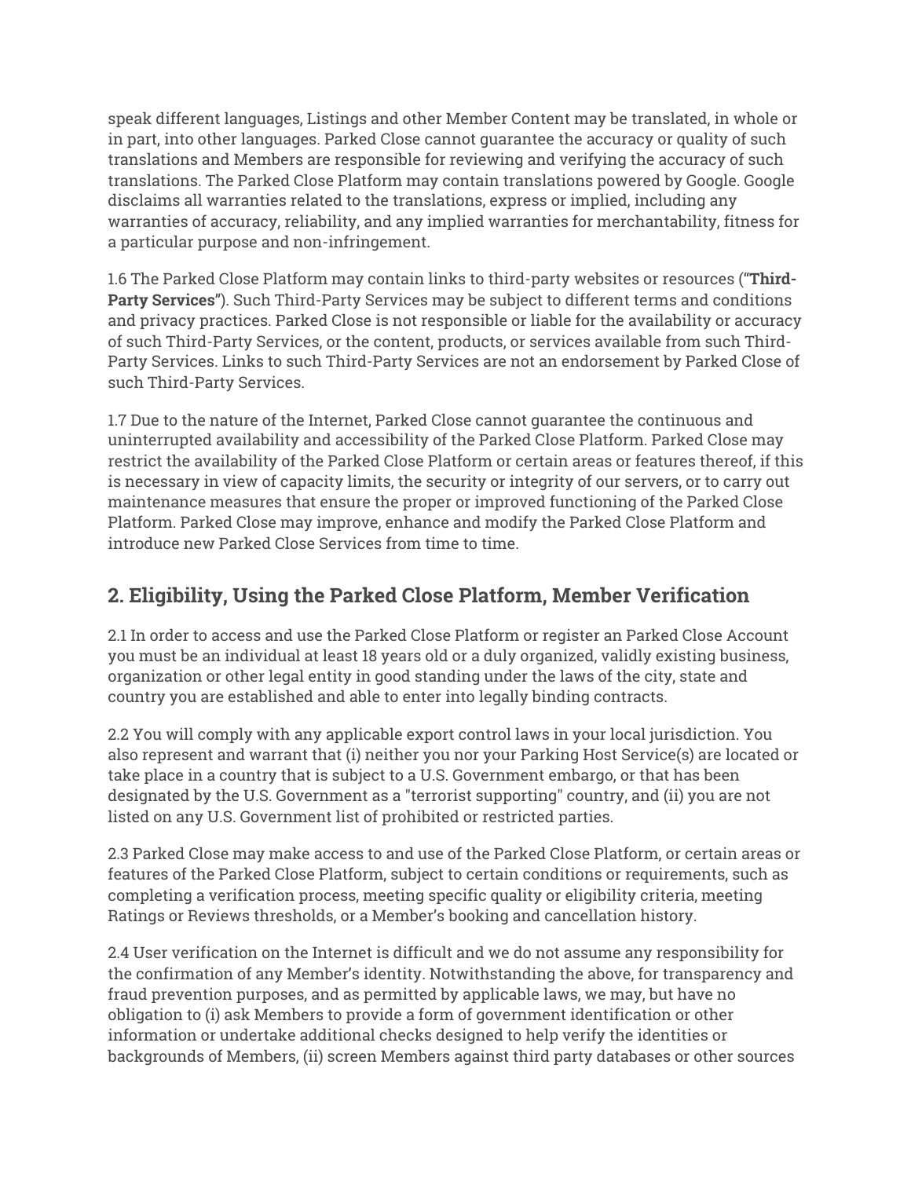speak different languages, Listings and other Member Content may be translated, in whole or in part, into other languages. Parked Close cannot guarantee the accuracy or quality of such translations and Members are responsible for reviewing and verifying the accuracy of such translations. The Parked Close Platform may contain translations powered by Google. Google disclaims all warranties related to the translations, express or implied, including any warranties of accuracy, reliability, and any implied warranties for merchantability, fitness for a particular purpose and non-infringement.

1.6 The Parked Close Platform may contain links to third-party websites or resources ("**Third-Party Services**"). Such Third-Party Services may be subject to different terms and conditions and privacy practices. Parked Close is not responsible or liable for the availability or accuracy of such Third-Party Services, or the content, products, or services available from such Third-Party Services. Links to such Third-Party Services are not an endorsement by Parked Close of such Third-Party Services.

1.7 Due to the nature of the Internet, Parked Close cannot guarantee the continuous and uninterrupted availability and accessibility of the Parked Close Platform. Parked Close may restrict the availability of the Parked Close Platform or certain areas or features thereof, if this is necessary in view of capacity limits, the security or integrity of our servers, or to carry out maintenance measures that ensure the proper or improved functioning of the Parked Close Platform. Parked Close may improve, enhance and modify the Parked Close Platform and introduce new Parked Close Services from time to time.

## 2. Eligibility, Using the Parked Close Platform, Member Verification

2.1 In order to access and use the Parked Close Platform or register an Parked Close Account you must be an individual at least 18 years old or a duly organized, validly existing business, organization or other legal entity in good standing under the laws of the city, state and country you are established and able to enter into legally binding contracts.

2.2 You will comply with any applicable export control laws in your local jurisdiction. You also represent and warrant that (i) neither you nor your Parking Host Service(s) are located or take place in a country that is subject to a U.S. Government embargo, or that has been designated by the U.S. Government as a "terrorist supporting" country, and (ii) you are not listed on any U.S. Government list of prohibited or restricted parties.

2.3 Parked Close may make access to and use of the Parked Close Platform, or certain areas or features of the Parked Close Platform, subject to certain conditions or requirements, such as completing a verification process, meeting specific quality or eligibility criteria, meeting Ratings or Reviews thresholds, or a Member's booking and cancellation history.

2.4 User verification on the Internet is difficult and we do not assume any responsibility for the confirmation of any Member's identity. Notwithstanding the above, for transparency and fraud prevention purposes, and as permitted by applicable laws, we may, but have no obligation to (i) ask Members to provide a form of government identification or other information or undertake additional checks designed to help verify the identities or backgrounds of Members, (ii) screen Members against third party databases or other sources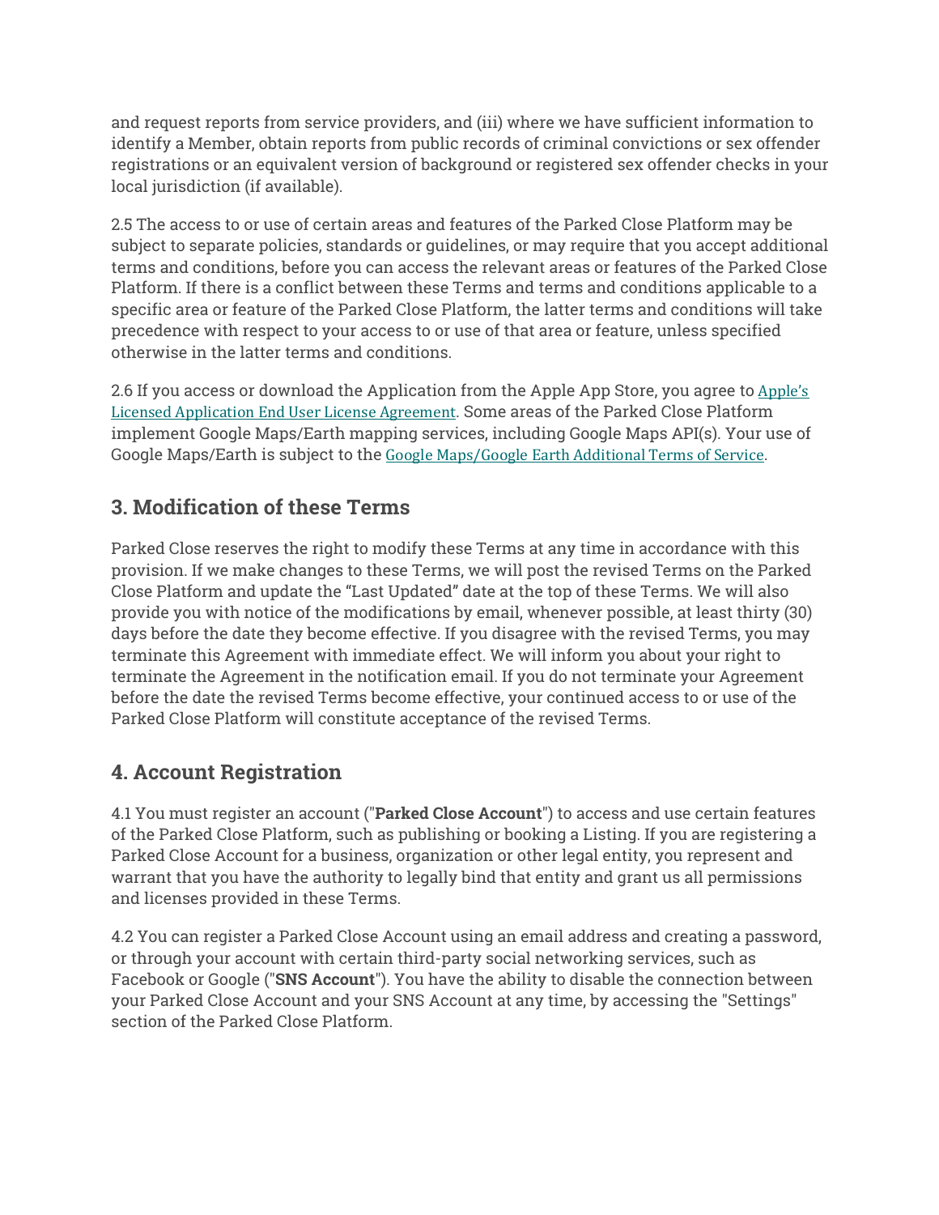and request reports from service providers, and (iii) where we have sufficient information to identify a Member, obtain reports from public records of criminal convictions or sex offender registrations or an equivalent version of background or registered sex offender checks in your local jurisdiction (if available).

2.5 The access to or use of certain areas and features of the Parked Close Platform may be subject to separate policies, standards or guidelines, or may require that you accept additional terms and conditions, before you can access the relevant areas or features of the Parked Close Platform. If there is a conflict between these Terms and terms and conditions applicable to a specific area or feature of the Parked Close Platform, the latter terms and conditions will take precedence with respect to your access to or use of that area or feature, unless specified otherwise in the latter terms and conditions.

2.6 If you access or download the Application from the Apple App Store, you agree to Apple's Licensed Application End User License Agreement. Some areas of the Parked Close Platform implement Google Maps/Earth mapping services, including Google Maps API(s). Your use of Google Maps/Earth is subject to the Google Maps/Google Earth Additional Terms of Service.

## 3. Modification of these Terms

Parked Close reserves the right to modify these Terms at any time in accordance with this provision. If we make changes to these Terms, we will post the revised Terms on the Parked Close Platform and update the "Last Updated" date at the top of these Terms. We will also provide you with notice of the modifications by email, whenever possible, at least thirty (30) days before the date they become effective. If you disagree with the revised Terms, you may terminate this Agreement with immediate effect. We will inform you about your right to terminate the Agreement in the notification email. If you do not terminate your Agreement before the date the revised Terms become effective, your continued access to or use of the Parked Close Platform will constitute acceptance of the revised Terms.

## 4. Account Registration

4.1 You must register an account ("**Parked Close Account**") to access and use certain features of the Parked Close Platform, such as publishing or booking a Listing. If you are registering a Parked Close Account for a business, organization or other legal entity, you represent and warrant that you have the authority to legally bind that entity and grant us all permissions and licenses provided in these Terms.

4.2 You can register a Parked Close Account using an email address and creating a password, or through your account with certain third-party social networking services, such as Facebook or Google ("**SNS Account**"). You have the ability to disable the connection between your Parked Close Account and your SNS Account at any time, by accessing the "Settings" section of the Parked Close Platform.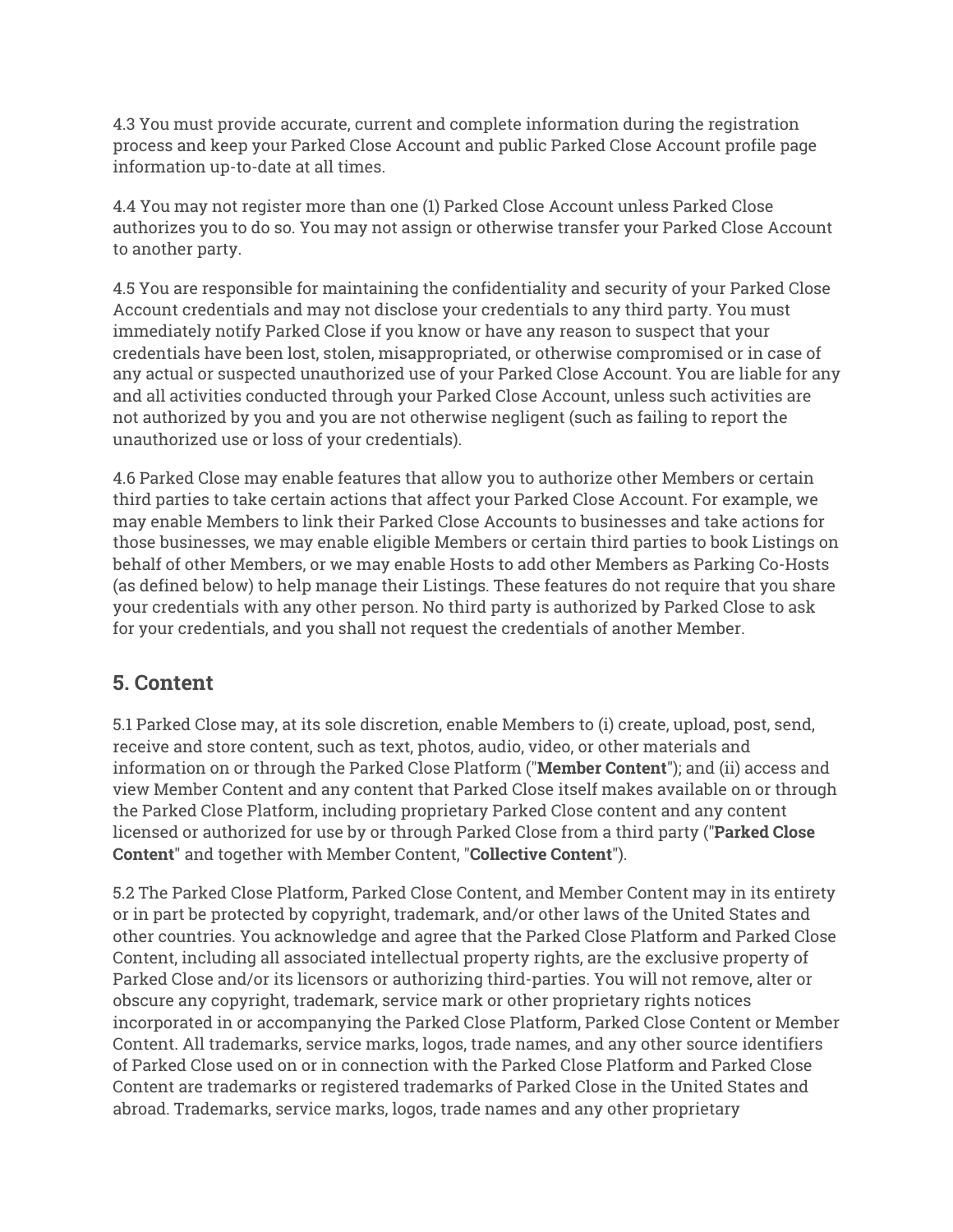4.3 You must provide accurate, current and complete information during the registration process and keep your Parked Close Account and public Parked Close Account profile page information up-to-date at all times.

4.4 You may not register more than one (1) Parked Close Account unless Parked Close authorizes you to do so. You may not assign or otherwise transfer your Parked Close Account to another party.

4.5 You are responsible for maintaining the confidentiality and security of your Parked Close Account credentials and may not disclose your credentials to any third party. You must immediately notify Parked Close if you know or have any reason to suspect that your credentials have been lost, stolen, misappropriated, or otherwise compromised or in case of any actual or suspected unauthorized use of your Parked Close Account. You are liable for any and all activities conducted through your Parked Close Account, unless such activities are not authorized by you and you are not otherwise negligent (such as failing to report the unauthorized use or loss of your credentials).

4.6 Parked Close may enable features that allow you to authorize other Members or certain third parties to take certain actions that affect your Parked Close Account. For example, we may enable Members to link their Parked Close Accounts to businesses and take actions for those businesses, we may enable eligible Members or certain third parties to book Listings on behalf of other Members, or we may enable Hosts to add other Members as Parking Co-Hosts (as defined below) to help manage their Listings. These features do not require that you share your credentials with any other person. No third party is authorized by Parked Close to ask for your credentials, and you shall not request the credentials of another Member.

## 5. Content

5.1 Parked Close may, at its sole discretion, enable Members to (i) create, upload, post, send, receive and store content, such as text, photos, audio, video, or other materials and information on or through the Parked Close Platform ("**Member Content**"); and (ii) access and view Member Content and any content that Parked Close itself makes available on or through the Parked Close Platform, including proprietary Parked Close content and any content licensed or authorized for use by or through Parked Close from a third party ("**Parked Close Content**" and together with Member Content, "**Collective Content**").

5.2 The Parked Close Platform, Parked Close Content, and Member Content may in its entirety or in part be protected by copyright, trademark, and/or other laws of the United States and other countries. You acknowledge and agree that the Parked Close Platform and Parked Close Content, including all associated intellectual property rights, are the exclusive property of Parked Close and/or its licensors or authorizing third-parties. You will not remove, alter or obscure any copyright, trademark, service mark or other proprietary rights notices incorporated in or accompanying the Parked Close Platform, Parked Close Content or Member Content. All trademarks, service marks, logos, trade names, and any other source identifiers of Parked Close used on or in connection with the Parked Close Platform and Parked Close Content are trademarks or registered trademarks of Parked Close in the United States and abroad. Trademarks, service marks, logos, trade names and any other proprietary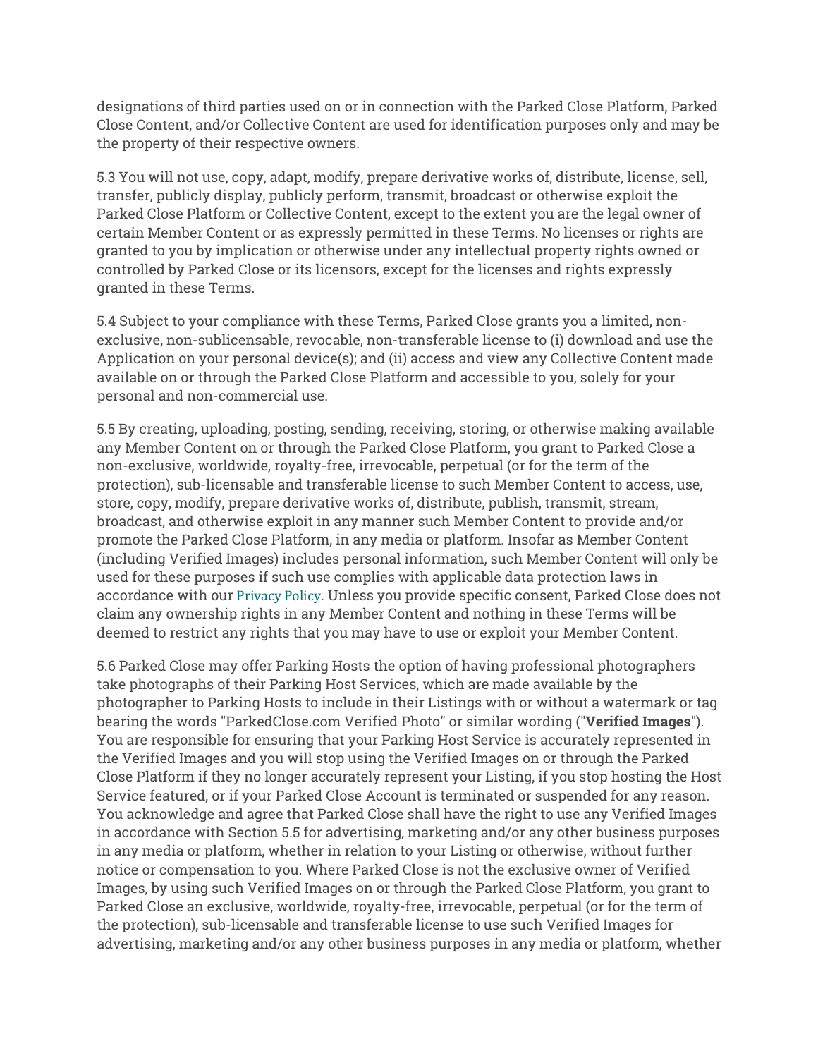designations of third parties used on or in connection with the Parked Close Platform, Parked Close Content, and/or Collective Content are used for identification purposes only and may be the property of their respective owners.

5.3 You will not use, copy, adapt, modify, prepare derivative works of, distribute, license, sell, transfer, publicly display, publicly perform, transmit, broadcast or otherwise exploit the Parked Close Platform or Collective Content, except to the extent you are the legal owner of certain Member Content or as expressly permitted in these Terms. No licenses or rights are granted to you by implication or otherwise under any intellectual property rights owned or controlled by Parked Close or its licensors, except for the licenses and rights expressly granted in these Terms.

5.4 Subject to your compliance with these Terms, Parked Close grants you a limited, non-exclusive, non-sublicensable, revocable, non-transferable license to (i) download and use the Application on your personal device(s); and (ii) access and view any Collective Content made available on or through the Parked Close Platform and accessible to you, solely for your personal and non-commercial use.

5.5 By creating, uploading, posting, sending, receiving, storing, or otherwise making available any Member Content on or through the Parked Close Platform, you grant to Parked Close a non-exclusive, worldwide, royalty-free, irrevocable, perpetual (or for the term of the protection), sub-licensable and transferable license to such Member Content to access, use, store, copy, modify, prepare derivative works of, distribute, publish, transmit, stream, broadcast, and otherwise exploit in any manner such Member Content to provide and/or promote the Parked Close Platform, in any media or platform. Insofar as Member Content (including Verified Images) includes personal information, such Member Content will only be used for these purposes if such use complies with applicable data protection laws in accordance with our Privacy Policy. Unless you provide specific consent, Parked Close does not claim any ownership rights in any Member Content and nothing in these Terms will be deemed to restrict any rights that you may have to use or exploit your Member Content.

5.6 Parked Close may offer Parking Hosts the option of having professional photographers take photographs of their Parking Host Services, which are made available by the photographer to Parking Hosts to include in their Listings with or without a watermark or tag bearing the words "ParkedClose.com Verified Photo" or similar wording ("**Verified Images**"). You are responsible for ensuring that your Parking Host Service is accurately represented in the Verified Images and you will stop using the Verified Images on or through the Parked Close Platform if they no longer accurately represent your Listing, if you stop hosting the Host Service featured, or if your Parked Close Account is terminated or suspended for any reason. You acknowledge and agree that Parked Close shall have the right to use any Verified Images in accordance with Section 5.5 for advertising, marketing and/or any other business purposes in any media or platform, whether in relation to your Listing or otherwise, without further notice or compensation to you. Where Parked Close is not the exclusive owner of Verified Images, by using such Verified Images on or through the Parked Close Platform, you grant to Parked Close an exclusive, worldwide, royalty-free, irrevocable, perpetual (or for the term of the protection), sub-licensable and transferable license to use such Verified Images for advertising, marketing and/or any other business purposes in any media or platform, whether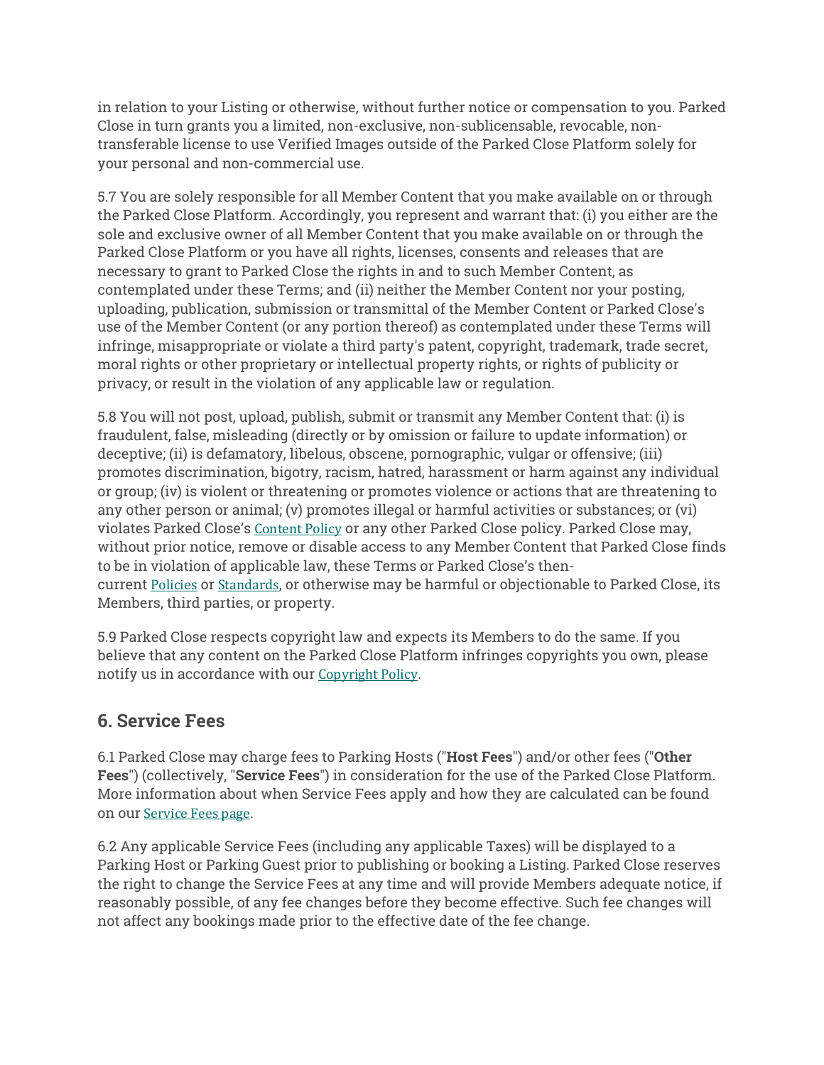in relation to your Listing or otherwise, without further notice or compensation to you. Parked Close in turn grants you a limited, non-exclusive, non-sublicensable, revocable, non-transferable license to use Verified Images outside of the Parked Close Platform solely for your personal and non-commercial use.

5.7 You are solely responsible for all Member Content that you make available on or through the Parked Close Platform. Accordingly, you represent and warrant that: (i) you either are the sole and exclusive owner of all Member Content that you make available on or through the Parked Close Platform or you have all rights, licenses, consents and releases that are necessary to grant to Parked Close the rights in and to such Member Content, as contemplated under these Terms; and (ii) neither the Member Content nor your posting, uploading, publication, submission or transmittal of the Member Content or Parked Close's use of the Member Content (or any portion thereof) as contemplated under these Terms will infringe, misappropriate or violate a third party's patent, copyright, trademark, trade secret, moral rights or other proprietary or intellectual property rights, or rights of publicity or privacy, or result in the violation of any applicable law or regulation.

5.8 You will not post, upload, publish, submit or transmit any Member Content that: (i) is fraudulent, false, misleading (directly or by omission or failure to update information) or deceptive; (ii) is defamatory, libelous, obscene, pornographic, vulgar or offensive; (iii) promotes discrimination, bigotry, racism, hatred, harassment or harm against any individual or group; (iv) is violent or threatening or promotes violence or actions that are threatening to any other person or animal; (v) promotes illegal or harmful activities or substances; or (vi) violates Parked Close's Content Policy or any other Parked Close policy. Parked Close may, without prior notice, remove or disable access to any Member Content that Parked Close finds to be in violation of applicable law, these Terms or Parked Close's then-current Policies or Standards, or otherwise may be harmful or objectionable to Parked Close, its Members, third parties, or property.

5.9 Parked Close respects copyright law and expects its Members to do the same. If you believe that any content on the Parked Close Platform infringes copyrights you own, please notify us in accordance with our Copyright Policy.

## 6. Service Fees

6.1 Parked Close may charge fees to Parking Hosts ("**Host Fees**") and/or other fees ("**Other Fees**") (collectively, "**Service Fees**") in consideration for the use of the Parked Close Platform. More information about when Service Fees apply and how they are calculated can be found on our Service Fees page.

6.2 Any applicable Service Fees (including any applicable Taxes) will be displayed to a Parking Host or Parking Guest prior to publishing or booking a Listing. Parked Close reserves the right to change the Service Fees at any time and will provide Members adequate notice, if reasonably possible, of any fee changes before they become effective. Such fee changes will not affect any bookings made prior to the effective date of the fee change.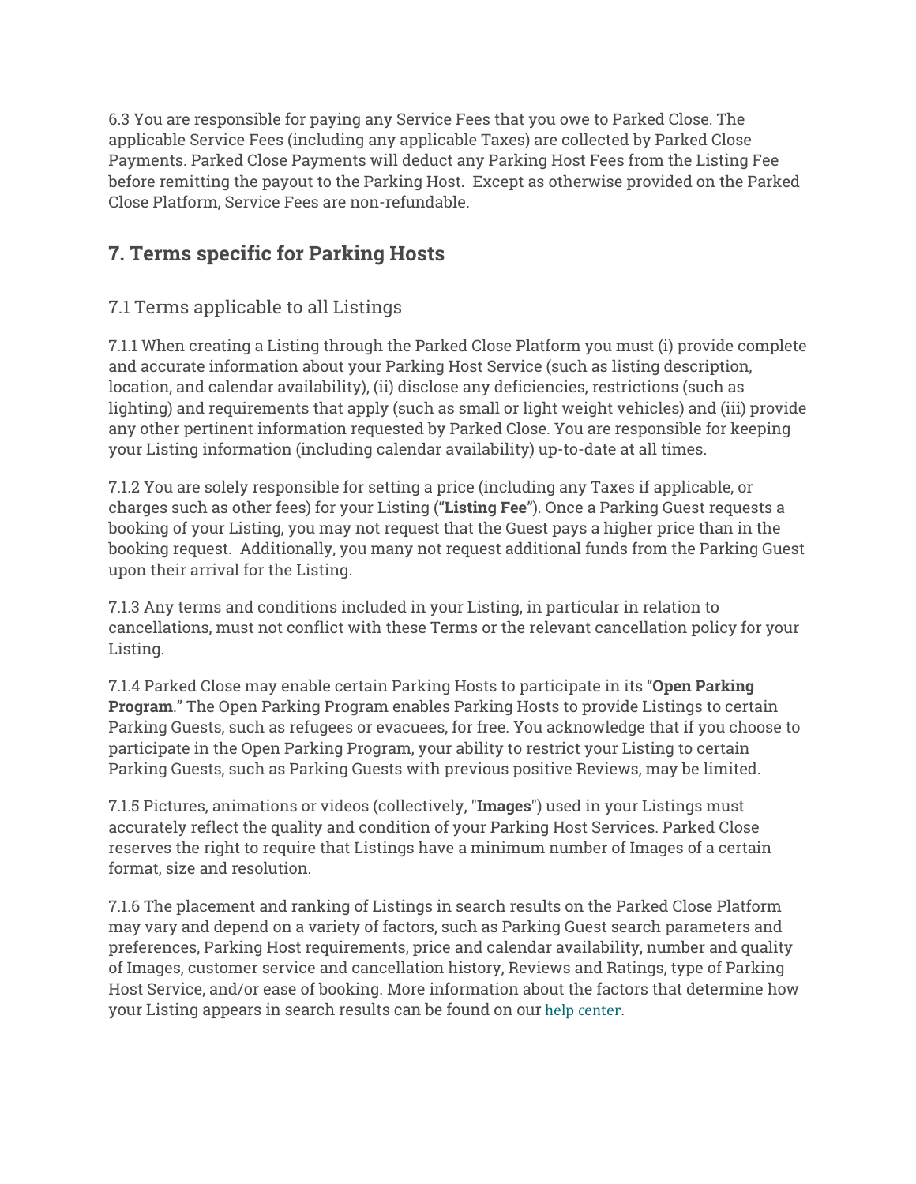6.3 You are responsible for paying any Service Fees that you owe to Parked Close. The applicable Service Fees (including any applicable Taxes) are collected by Parked Close Payments. Parked Close Payments will deduct any Parking Host Fees from the Listing Fee before remitting the payout to the Parking Host.  Except as otherwise provided on the Parked Close Platform, Service Fees are non-refundable.

## 7. Terms specific for Parking Hosts

### 7.1 Terms applicable to all Listings

7.1.1 When creating a Listing through the Parked Close Platform you must (i) provide complete and accurate information about your Parking Host Service (such as listing description, location, and calendar availability), (ii) disclose any deficiencies, restrictions (such as lighting) and requirements that apply (such as small or light weight vehicles) and (iii) provide any other pertinent information requested by Parked Close. You are responsible for keeping your Listing information (including calendar availability) up-to-date at all times.

7.1.2 You are solely responsible for setting a price (including any Taxes if applicable, or charges such as other fees) for your Listing (**"Listing Fee"**). Once a Parking Guest requests a booking of your Listing, you may not request that the Guest pays a higher price than in the booking request.  Additionally, you many not request additional funds from the Parking Guest upon their arrival for the Listing.

7.1.3 Any terms and conditions included in your Listing, in particular in relation to cancellations, must not conflict with these Terms or the relevant cancellation policy for your Listing.

7.1.4 Parked Close may enable certain Parking Hosts to participate in its **"Open Parking Program."** The Open Parking Program enables Parking Hosts to provide Listings to certain Parking Guests, such as refugees or evacuees, for free. You acknowledge that if you choose to participate in the Open Parking Program, your ability to restrict your Listing to certain Parking Guests, such as Parking Guests with previous positive Reviews, may be limited.

7.1.5 Pictures, animations or videos (collectively, "**Images**") used in your Listings must accurately reflect the quality and condition of your Parking Host Services. Parked Close reserves the right to require that Listings have a minimum number of Images of a certain format, size and resolution.

7.1.6 The placement and ranking of Listings in search results on the Parked Close Platform may vary and depend on a variety of factors, such as Parking Guest search parameters and preferences, Parking Host requirements, price and calendar availability, number and quality of Images, customer service and cancellation history, Reviews and Ratings, type of Parking Host Service, and/or ease of booking. More information about the factors that determine how your Listing appears in search results can be found on our help center.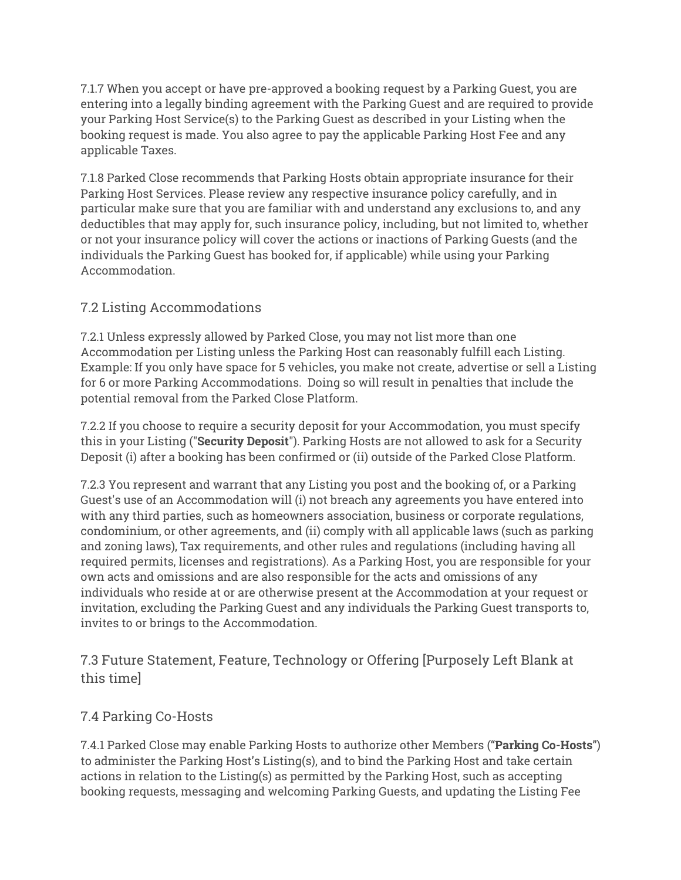7.1.7 When you accept or have pre-approved a booking request by a Parking Guest, you are entering into a legally binding agreement with the Parking Guest and are required to provide your Parking Host Service(s) to the Parking Guest as described in your Listing when the booking request is made. You also agree to pay the applicable Parking Host Fee and any applicable Taxes.

7.1.8 Parked Close recommends that Parking Hosts obtain appropriate insurance for their Parking Host Services. Please review any respective insurance policy carefully, and in particular make sure that you are familiar with and understand any exclusions to, and any deductibles that may apply for, such insurance policy, including, but not limited to, whether or not your insurance policy will cover the actions or inactions of Parking Guests (and the individuals the Parking Guest has booked for, if applicable) while using your Parking Accommodation.

## 7.2 Listing Accommodations

7.2.1 Unless expressly allowed by Parked Close, you may not list more than one Accommodation per Listing unless the Parking Host can reasonably fulfill each Listing. Example: If you only have space for 5 vehicles, you make not create, advertise or sell a Listing for 6 or more Parking Accommodations. Doing so will result in penalties that include the potential removal from the Parked Close Platform.

7.2.2 If you choose to require a security deposit for your Accommodation, you must specify this in your Listing ("**Security Deposit**"). Parking Hosts are not allowed to ask for a Security Deposit (i) after a booking has been confirmed or (ii) outside of the Parked Close Platform.

7.2.3 You represent and warrant that any Listing you post and the booking of, or a Parking Guest's use of an Accommodation will (i) not breach any agreements you have entered into with any third parties, such as homeowners association, business or corporate regulations, condominium, or other agreements, and (ii) comply with all applicable laws (such as parking and zoning laws), Tax requirements, and other rules and regulations (including having all required permits, licenses and registrations). As a Parking Host, you are responsible for your own acts and omissions and are also responsible for the acts and omissions of any individuals who reside at or are otherwise present at the Accommodation at your request or invitation, excluding the Parking Guest and any individuals the Parking Guest transports to, invites to or brings to the Accommodation.

## 7.3 Future Statement, Feature, Technology or Offering [Purposely Left Blank at this time]

## 7.4 Parking Co-Hosts

7.4.1 Parked Close may enable Parking Hosts to authorize other Members (“**Parking Co-Hosts**”) to administer the Parking Host’s Listing(s), and to bind the Parking Host and take certain actions in relation to the Listing(s) as permitted by the Parking Host, such as accepting booking requests, messaging and welcoming Parking Guests, and updating the Listing Fee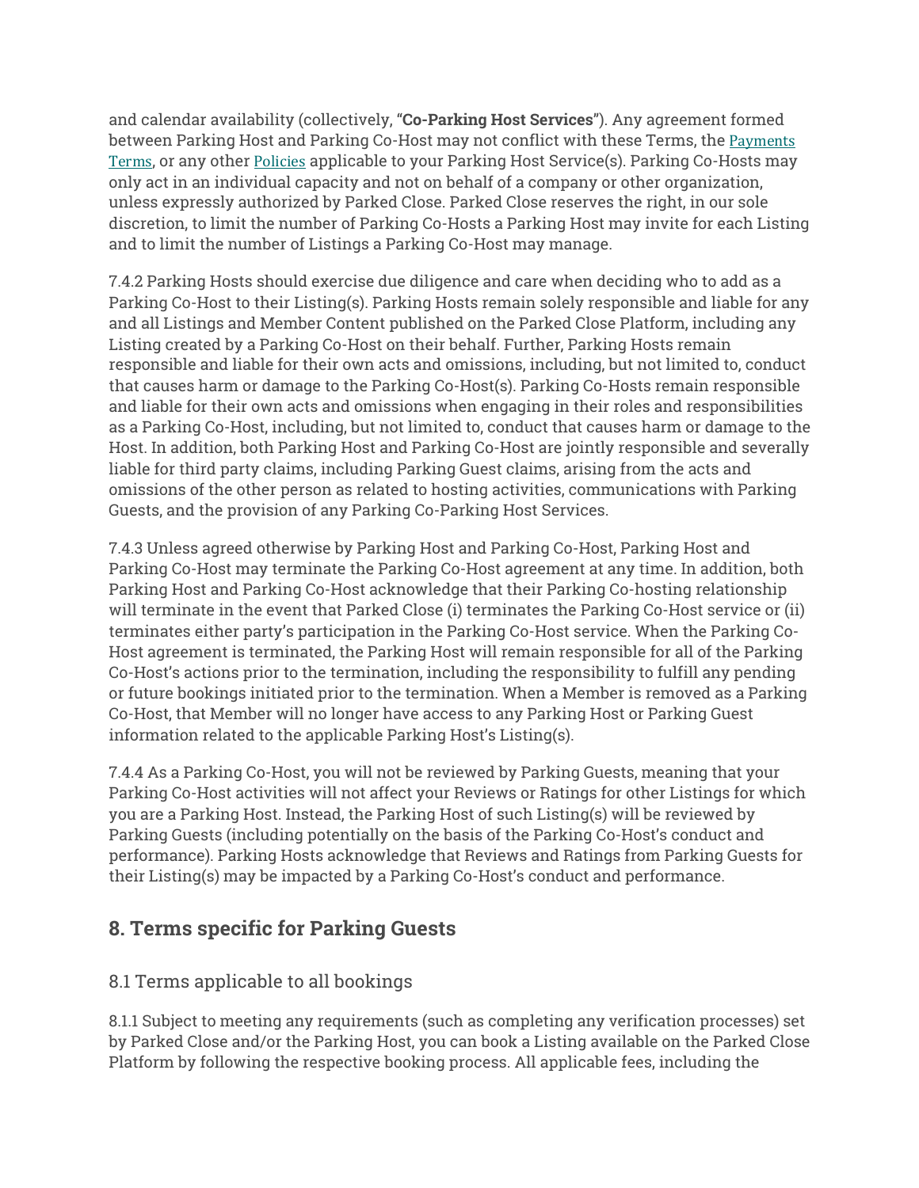and calendar availability (collectively, **"Co-Parking Host Services"**). Any agreement formed between Parking Host and Parking Co-Host may not conflict with these Terms, the Payments Terms, or any other Policies applicable to your Parking Host Service(s). Parking Co-Hosts may only act in an individual capacity and not on behalf of a company or other organization, unless expressly authorized by Parked Close. Parked Close reserves the right, in our sole discretion, to limit the number of Parking Co-Hosts a Parking Host may invite for each Listing and to limit the number of Listings a Parking Co-Host may manage.

7.4.2 Parking Hosts should exercise due diligence and care when deciding who to add as a Parking Co-Host to their Listing(s). Parking Hosts remain solely responsible and liable for any and all Listings and Member Content published on the Parked Close Platform, including any Listing created by a Parking Co-Host on their behalf. Further, Parking Hosts remain responsible and liable for their own acts and omissions, including, but not limited to, conduct that causes harm or damage to the Parking Co-Host(s). Parking Co-Hosts remain responsible and liable for their own acts and omissions when engaging in their roles and responsibilities as a Parking Co-Host, including, but not limited to, conduct that causes harm or damage to the Host. In addition, both Parking Host and Parking Co-Host are jointly responsible and severally liable for third party claims, including Parking Guest claims, arising from the acts and omissions of the other person as related to hosting activities, communications with Parking Guests, and the provision of any Parking Co-Parking Host Services.

7.4.3 Unless agreed otherwise by Parking Host and Parking Co-Host, Parking Host and Parking Co-Host may terminate the Parking Co-Host agreement at any time. In addition, both Parking Host and Parking Co-Host acknowledge that their Parking Co-hosting relationship will terminate in the event that Parked Close (i) terminates the Parking Co-Host service or (ii) terminates either party's participation in the Parking Co-Host service. When the Parking Co-Host agreement is terminated, the Parking Host will remain responsible for all of the Parking Co-Host's actions prior to the termination, including the responsibility to fulfill any pending or future bookings initiated prior to the termination. When a Member is removed as a Parking Co-Host, that Member will no longer have access to any Parking Host or Parking Guest information related to the applicable Parking Host's Listing(s).

7.4.4 As a Parking Co-Host, you will not be reviewed by Parking Guests, meaning that your Parking Co-Host activities will not affect your Reviews or Ratings for other Listings for which you are a Parking Host. Instead, the Parking Host of such Listing(s) will be reviewed by Parking Guests (including potentially on the basis of the Parking Co-Host's conduct and performance). Parking Hosts acknowledge that Reviews and Ratings from Parking Guests for their Listing(s) may be impacted by a Parking Co-Host's conduct and performance.

## 8. Terms specific for Parking Guests

### 8.1 Terms applicable to all bookings

8.1.1 Subject to meeting any requirements (such as completing any verification processes) set by Parked Close and/or the Parking Host, you can book a Listing available on the Parked Close Platform by following the respective booking process. All applicable fees, including the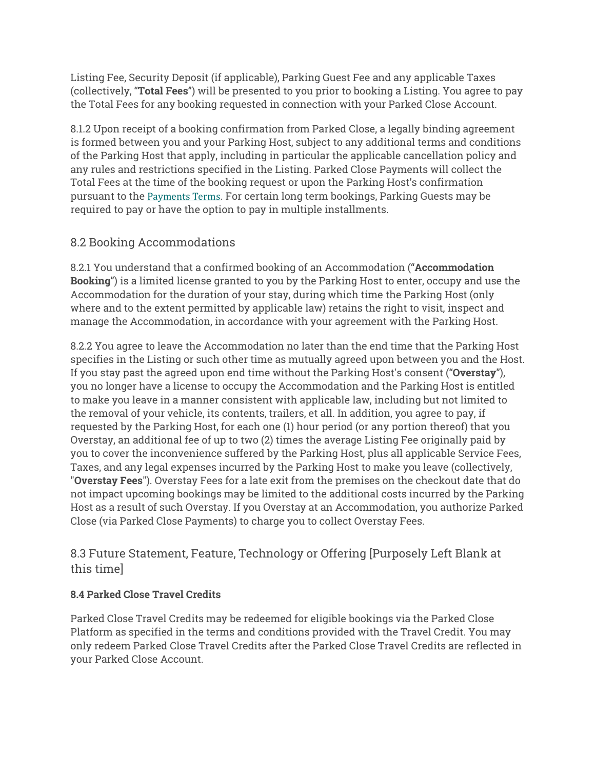Listing Fee, Security Deposit (if applicable), Parking Guest Fee and any applicable Taxes (collectively, **"Total Fees"**) will be presented to you prior to booking a Listing. You agree to pay the Total Fees for any booking requested in connection with your Parked Close Account.

8.1.2 Upon receipt of a booking confirmation from Parked Close, a legally binding agreement is formed between you and your Parking Host, subject to any additional terms and conditions of the Parking Host that apply, including in particular the applicable cancellation policy and any rules and restrictions specified in the Listing. Parked Close Payments will collect the Total Fees at the time of the booking request or upon the Parking Host's confirmation pursuant to the Payments Terms. For certain long term bookings, Parking Guests may be required to pay or have the option to pay in multiple installments.

## 8.2 Booking Accommodations

8.2.1 You understand that a confirmed booking of an Accommodation (**"Accommodation Booking"**) is a limited license granted to you by the Parking Host to enter, occupy and use the Accommodation for the duration of your stay, during which time the Parking Host (only where and to the extent permitted by applicable law) retains the right to visit, inspect and manage the Accommodation, in accordance with your agreement with the Parking Host.

8.2.2 You agree to leave the Accommodation no later than the end time that the Parking Host specifies in the Listing or such other time as mutually agreed upon between you and the Host. If you stay past the agreed upon end time without the Parking Host's consent (**"Overstay"**), you no longer have a license to occupy the Accommodation and the Parking Host is entitled to make you leave in a manner consistent with applicable law, including but not limited to the removal of your vehicle, its contents, trailers, et all. In addition, you agree to pay, if requested by the Parking Host, for each one (1) hour period (or any portion thereof) that you Overstay, an additional fee of up to two (2) times the average Listing Fee originally paid by you to cover the inconvenience suffered by the Parking Host, plus all applicable Service Fees, Taxes, and any legal expenses incurred by the Parking Host to make you leave (collectively, "**Overstay Fees**"). Overstay Fees for a late exit from the premises on the checkout date that do not impact upcoming bookings may be limited to the additional costs incurred by the Parking Host as a result of such Overstay. If you Overstay at an Accommodation, you authorize Parked Close (via Parked Close Payments) to charge you to collect Overstay Fees.

## 8.3 Future Statement, Feature, Technology or Offering [Purposely Left Blank at this time]

**8.4 Parked Close Travel Credits**

Parked Close Travel Credits may be redeemed for eligible bookings via the Parked Close Platform as specified in the terms and conditions provided with the Travel Credit. You may only redeem Parked Close Travel Credits after the Parked Close Travel Credits are reflected in your Parked Close Account.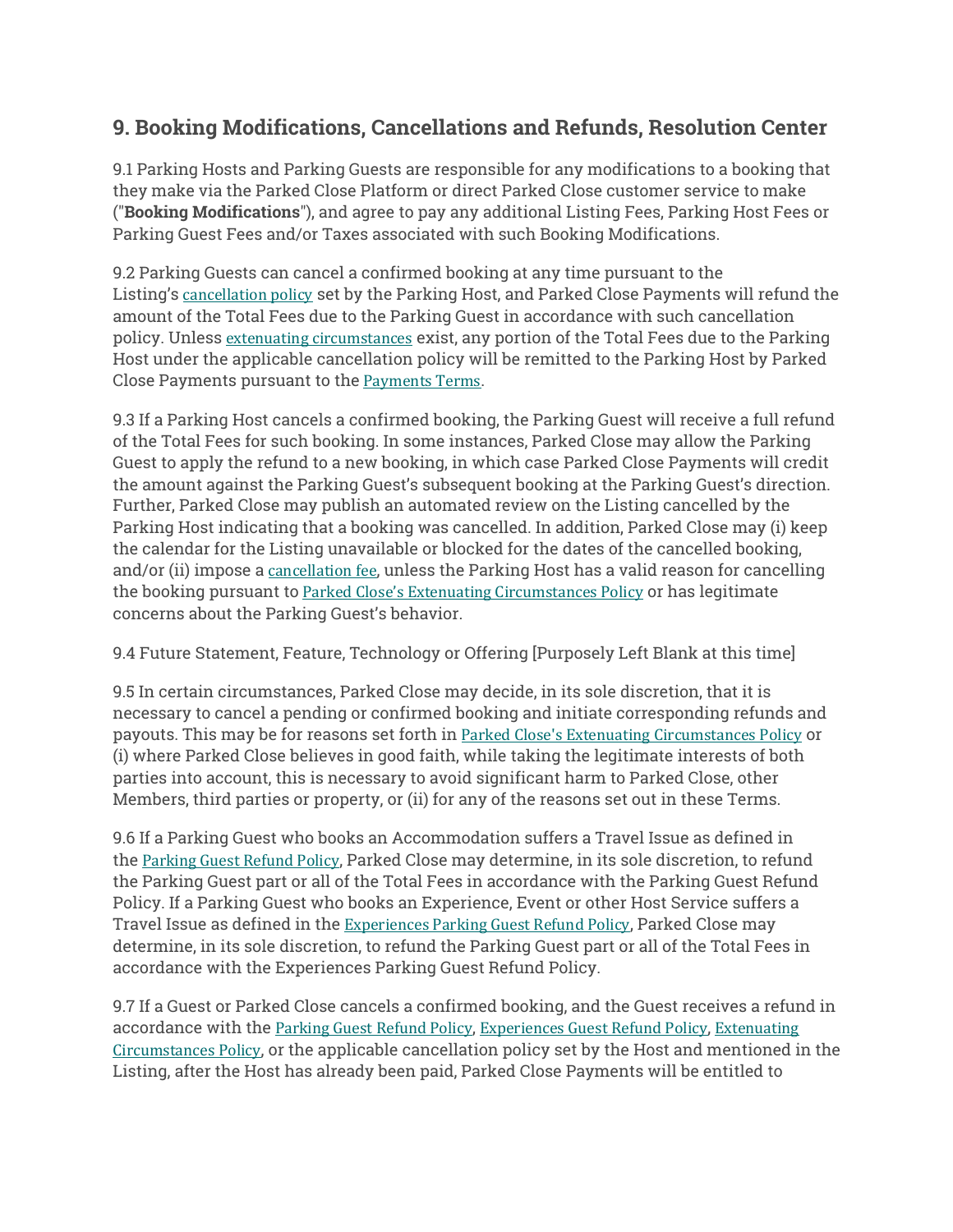## 9. Booking Modifications, Cancellations and Refunds, Resolution Center

9.1 Parking Hosts and Parking Guests are responsible for any modifications to a booking that they make via the Parked Close Platform or direct Parked Close customer service to make ("**Booking Modifications**"), and agree to pay any additional Listing Fees, Parking Host Fees or Parking Guest Fees and/or Taxes associated with such Booking Modifications.

9.2 Parking Guests can cancel a confirmed booking at any time pursuant to the Listing's cancellation policy set by the Parking Host, and Parked Close Payments will refund the amount of the Total Fees due to the Parking Guest in accordance with such cancellation policy. Unless extenuating circumstances exist, any portion of the Total Fees due to the Parking Host under the applicable cancellation policy will be remitted to the Parking Host by Parked Close Payments pursuant to the Payments Terms.

9.3 If a Parking Host cancels a confirmed booking, the Parking Guest will receive a full refund of the Total Fees for such booking. In some instances, Parked Close may allow the Parking Guest to apply the refund to a new booking, in which case Parked Close Payments will credit the amount against the Parking Guest's subsequent booking at the Parking Guest's direction. Further, Parked Close may publish an automated review on the Listing cancelled by the Parking Host indicating that a booking was cancelled. In addition, Parked Close may (i) keep the calendar for the Listing unavailable or blocked for the dates of the cancelled booking, and/or (ii) impose a cancellation fee, unless the Parking Host has a valid reason for cancelling the booking pursuant to Parked Close's Extenuating Circumstances Policy or has legitimate concerns about the Parking Guest's behavior.

9.4 Future Statement, Feature, Technology or Offering [Purposely Left Blank at this time]

9.5 In certain circumstances, Parked Close may decide, in its sole discretion, that it is necessary to cancel a pending or confirmed booking and initiate corresponding refunds and payouts. This may be for reasons set forth in Parked Close's Extenuating Circumstances Policy or (i) where Parked Close believes in good faith, while taking the legitimate interests of both parties into account, this is necessary to avoid significant harm to Parked Close, other Members, third parties or property, or (ii) for any of the reasons set out in these Terms.

9.6 If a Parking Guest who books an Accommodation suffers a Travel Issue as defined in the Parking Guest Refund Policy, Parked Close may determine, in its sole discretion, to refund the Parking Guest part or all of the Total Fees in accordance with the Parking Guest Refund Policy. If a Parking Guest who books an Experience, Event or other Host Service suffers a Travel Issue as defined in the Experiences Parking Guest Refund Policy, Parked Close may determine, in its sole discretion, to refund the Parking Guest part or all of the Total Fees in accordance with the Experiences Parking Guest Refund Policy.

9.7 If a Guest or Parked Close cancels a confirmed booking, and the Guest receives a refund in accordance with the Parking Guest Refund Policy, Experiences Guest Refund Policy, Extenuating Circumstances Policy, or the applicable cancellation policy set by the Host and mentioned in the Listing, after the Host has already been paid, Parked Close Payments will be entitled to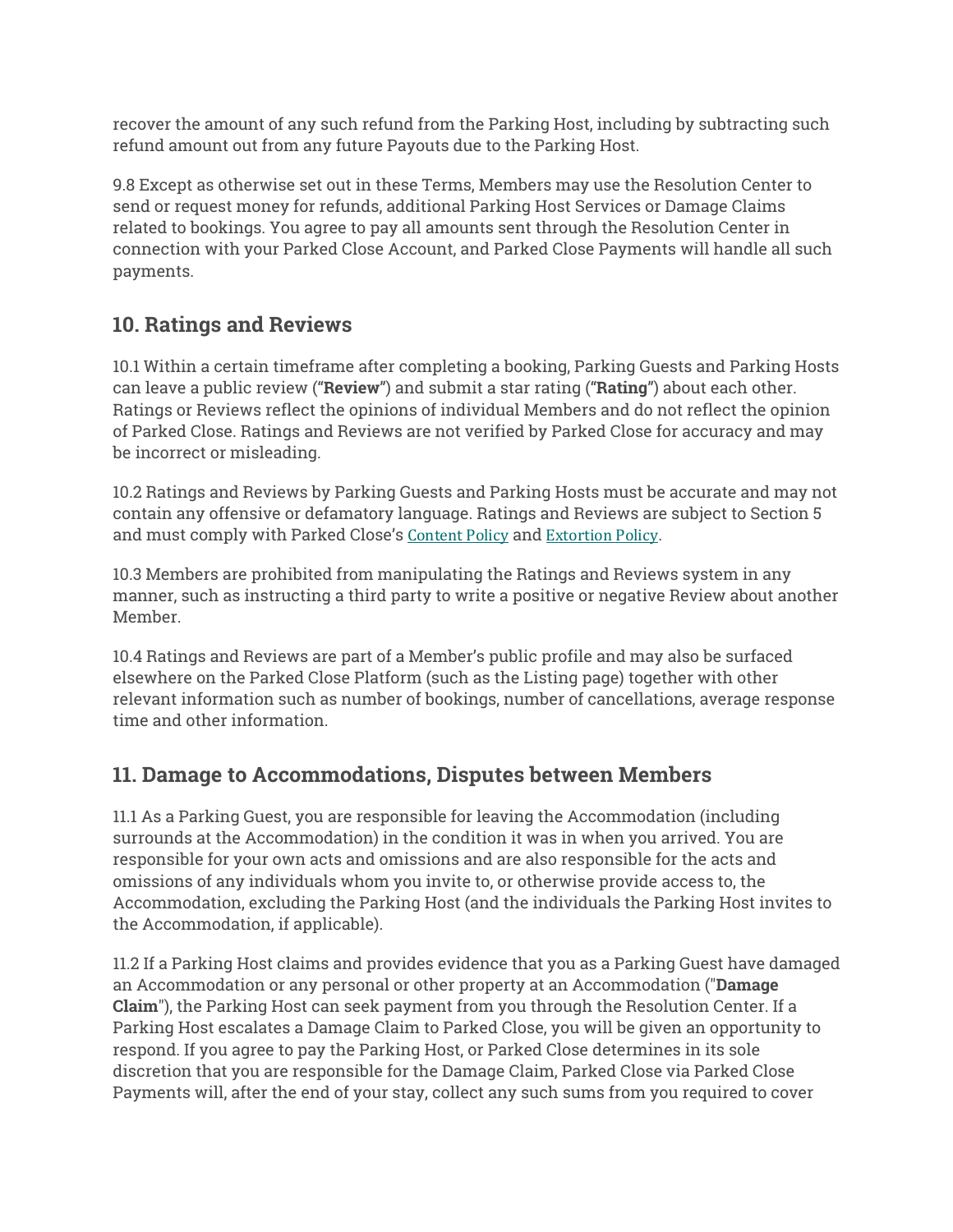recover the amount of any such refund from the Parking Host, including by subtracting such refund amount out from any future Payouts due to the Parking Host.

9.8 Except as otherwise set out in these Terms, Members may use the Resolution Center to send or request money for refunds, additional Parking Host Services or Damage Claims related to bookings. You agree to pay all amounts sent through the Resolution Center in connection with your Parked Close Account, and Parked Close Payments will handle all such payments.

## 10. Ratings and Reviews

10.1 Within a certain timeframe after completing a booking, Parking Guests and Parking Hosts can leave a public review (“**Review**”) and submit a star rating (“**Rating**”) about each other. Ratings or Reviews reflect the opinions of individual Members and do not reflect the opinion of Parked Close. Ratings and Reviews are not verified by Parked Close for accuracy and may be incorrect or misleading.

10.2 Ratings and Reviews by Parking Guests and Parking Hosts must be accurate and may not contain any offensive or defamatory language. Ratings and Reviews are subject to Section 5 and must comply with Parked Close’s Content Policy and Extortion Policy.

10.3 Members are prohibited from manipulating the Ratings and Reviews system in any manner, such as instructing a third party to write a positive or negative Review about another Member.

10.4 Ratings and Reviews are part of a Member’s public profile and may also be surfaced elsewhere on the Parked Close Platform (such as the Listing page) together with other relevant information such as number of bookings, number of cancellations, average response time and other information.

## 11. Damage to Accommodations, Disputes between Members

11.1 As a Parking Guest, you are responsible for leaving the Accommodation (including surrounds at the Accommodation) in the condition it was in when you arrived. You are responsible for your own acts and omissions and are also responsible for the acts and omissions of any individuals whom you invite to, or otherwise provide access to, the Accommodation, excluding the Parking Host (and the individuals the Parking Host invites to the Accommodation, if applicable).

11.2 If a Parking Host claims and provides evidence that you as a Parking Guest have damaged an Accommodation or any personal or other property at an Accommodation ("**Damage Claim**"), the Parking Host can seek payment from you through the Resolution Center. If a Parking Host escalates a Damage Claim to Parked Close, you will be given an opportunity to respond. If you agree to pay the Parking Host, or Parked Close determines in its sole discretion that you are responsible for the Damage Claim, Parked Close via Parked Close Payments will, after the end of your stay, collect any such sums from you required to cover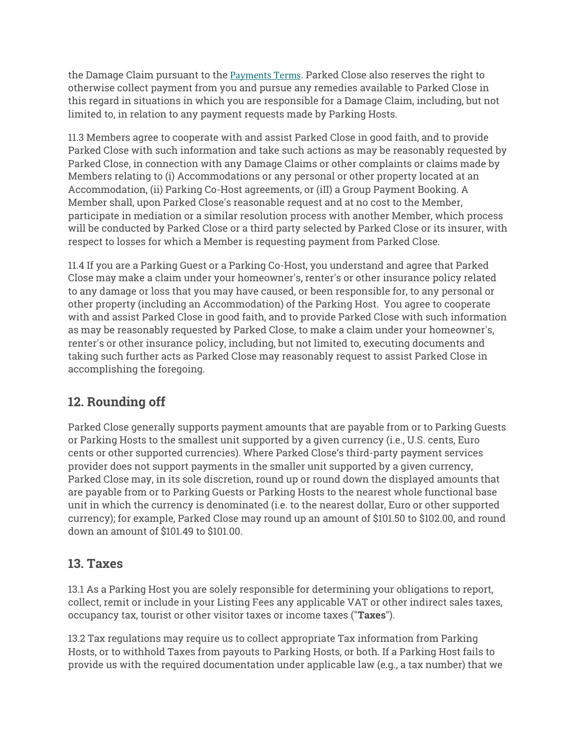the Damage Claim pursuant to the Payments Terms. Parked Close also reserves the right to otherwise collect payment from you and pursue any remedies available to Parked Close in this regard in situations in which you are responsible for a Damage Claim, including, but not limited to, in relation to any payment requests made by Parking Hosts.

11.3 Members agree to cooperate with and assist Parked Close in good faith, and to provide Parked Close with such information and take such actions as may be reasonably requested by Parked Close, in connection with any Damage Claims or other complaints or claims made by Members relating to (i) Accommodations or any personal or other property located at an Accommodation, (ii) Parking Co-Host agreements, or (iII) a Group Payment Booking. A Member shall, upon Parked Close's reasonable request and at no cost to the Member, participate in mediation or a similar resolution process with another Member, which process will be conducted by Parked Close or a third party selected by Parked Close or its insurer, with respect to losses for which a Member is requesting payment from Parked Close.

11.4 If you are a Parking Guest or a Parking Co-Host, you understand and agree that Parked Close may make a claim under your homeowner's, renter's or other insurance policy related to any damage or loss that you may have caused, or been responsible for, to any personal or other property (including an Accommodation) of the Parking Host. You agree to cooperate with and assist Parked Close in good faith, and to provide Parked Close with such information as may be reasonably requested by Parked Close, to make a claim under your homeowner's, renter's or other insurance policy, including, but not limited to, executing documents and taking such further acts as Parked Close may reasonably request to assist Parked Close in accomplishing the foregoing.

## 12. Rounding off

Parked Close generally supports payment amounts that are payable from or to Parking Guests or Parking Hosts to the smallest unit supported by a given currency (i.e., U.S. cents, Euro cents or other supported currencies). Where Parked Close's third-party payment services provider does not support payments in the smaller unit supported by a given currency, Parked Close may, in its sole discretion, round up or round down the displayed amounts that are payable from or to Parking Guests or Parking Hosts to the nearest whole functional base unit in which the currency is denominated (i.e. to the nearest dollar, Euro or other supported currency); for example, Parked Close may round up an amount of $101.50 to $102.00, and round down an amount of $101.49 to $101.00.

## 13. Taxes

13.1 As a Parking Host you are solely responsible for determining your obligations to report, collect, remit or include in your Listing Fees any applicable VAT or other indirect sales taxes, occupancy tax, tourist or other visitor taxes or income taxes ("**Taxes**").

13.2 Tax regulations may require us to collect appropriate Tax information from Parking Hosts, or to withhold Taxes from payouts to Parking Hosts, or both. If a Parking Host fails to provide us with the required documentation under applicable law (e.g., a tax number) that we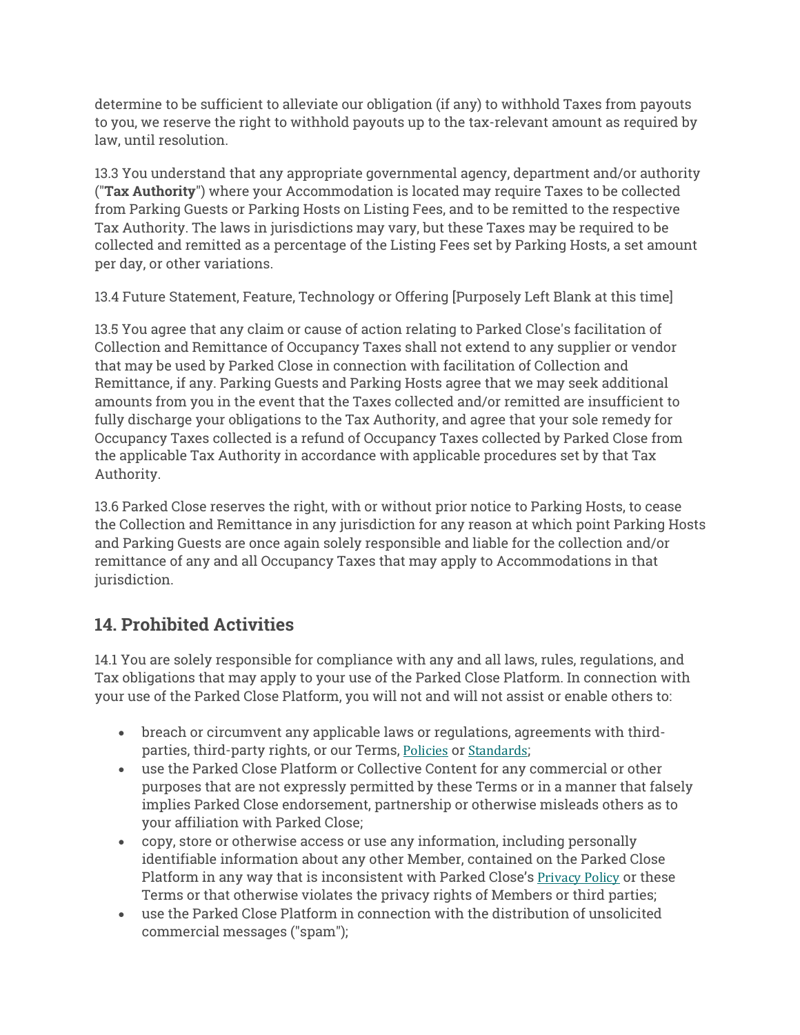determine to be sufficient to alleviate our obligation (if any) to withhold Taxes from payouts to you, we reserve the right to withhold payouts up to the tax-relevant amount as required by law, until resolution.

13.3 You understand that any appropriate governmental agency, department and/or authority ("**Tax Authority**") where your Accommodation is located may require Taxes to be collected from Parking Guests or Parking Hosts on Listing Fees, and to be remitted to the respective Tax Authority. The laws in jurisdictions may vary, but these Taxes may be required to be collected and remitted as a percentage of the Listing Fees set by Parking Hosts, a set amount per day, or other variations.

13.4 Future Statement, Feature, Technology or Offering [Purposely Left Blank at this time]

13.5 You agree that any claim or cause of action relating to Parked Close's facilitation of Collection and Remittance of Occupancy Taxes shall not extend to any supplier or vendor that may be used by Parked Close in connection with facilitation of Collection and Remittance, if any. Parking Guests and Parking Hosts agree that we may seek additional amounts from you in the event that the Taxes collected and/or remitted are insufficient to fully discharge your obligations to the Tax Authority, and agree that your sole remedy for Occupancy Taxes collected is a refund of Occupancy Taxes collected by Parked Close from the applicable Tax Authority in accordance with applicable procedures set by that Tax Authority.

13.6 Parked Close reserves the right, with or without prior notice to Parking Hosts, to cease the Collection and Remittance in any jurisdiction for any reason at which point Parking Hosts and Parking Guests are once again solely responsible and liable for the collection and/or remittance of any and all Occupancy Taxes that may apply to Accommodations in that jurisdiction.

## 14. Prohibited Activities

14.1 You are solely responsible for compliance with any and all laws, rules, regulations, and Tax obligations that may apply to your use of the Parked Close Platform. In connection with your use of the Parked Close Platform, you will not and will not assist or enable others to:

- breach or circumvent any applicable laws or regulations, agreements with third-parties, third-party rights, or our Terms, Policies or Standards;
- use the Parked Close Platform or Collective Content for any commercial or other purposes that are not expressly permitted by these Terms or in a manner that falsely implies Parked Close endorsement, partnership or otherwise misleads others as to your affiliation with Parked Close;
- copy, store or otherwise access or use any information, including personally identifiable information about any other Member, contained on the Parked Close Platform in any way that is inconsistent with Parked Close's Privacy Policy or these Terms or that otherwise violates the privacy rights of Members or third parties;
- use the Parked Close Platform in connection with the distribution of unsolicited commercial messages ("spam");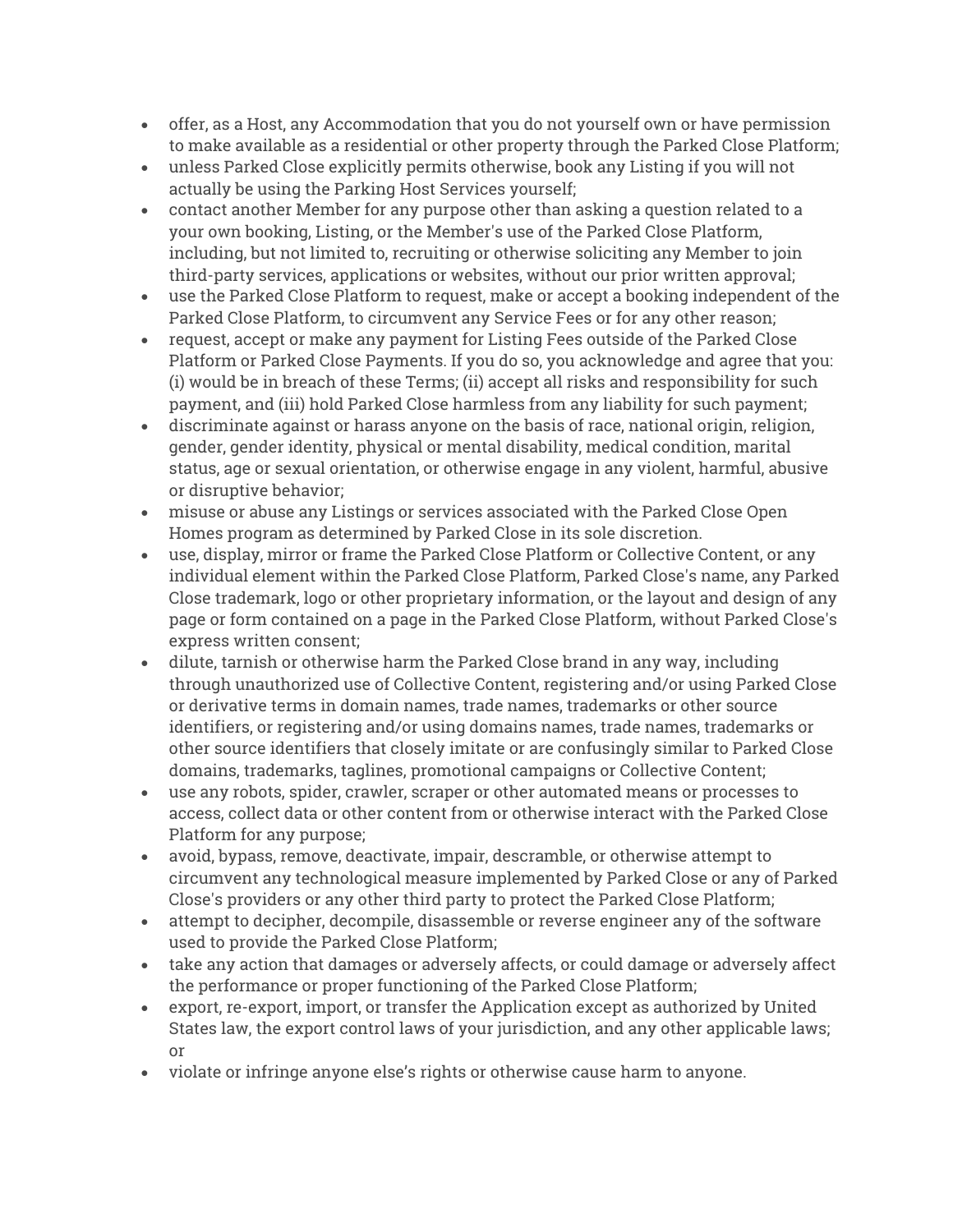- offer, as a Host, any Accommodation that you do not yourself own or have permission to make available as a residential or other property through the Parked Close Platform;
- unless Parked Close explicitly permits otherwise, book any Listing if you will not actually be using the Parking Host Services yourself;
- contact another Member for any purpose other than asking a question related to a your own booking, Listing, or the Member's use of the Parked Close Platform, including, but not limited to, recruiting or otherwise soliciting any Member to join third-party services, applications or websites, without our prior written approval;
- use the Parked Close Platform to request, make or accept a booking independent of the Parked Close Platform, to circumvent any Service Fees or for any other reason;
- request, accept or make any payment for Listing Fees outside of the Parked Close Platform or Parked Close Payments. If you do so, you acknowledge and agree that you: (i) would be in breach of these Terms; (ii) accept all risks and responsibility for such payment, and (iii) hold Parked Close harmless from any liability for such payment;
- discriminate against or harass anyone on the basis of race, national origin, religion, gender, gender identity, physical or mental disability, medical condition, marital status, age or sexual orientation, or otherwise engage in any violent, harmful, abusive or disruptive behavior;
- misuse or abuse any Listings or services associated with the Parked Close Open Homes program as determined by Parked Close in its sole discretion.
- use, display, mirror or frame the Parked Close Platform or Collective Content, or any individual element within the Parked Close Platform, Parked Close's name, any Parked Close trademark, logo or other proprietary information, or the layout and design of any page or form contained on a page in the Parked Close Platform, without Parked Close's express written consent;
- dilute, tarnish or otherwise harm the Parked Close brand in any way, including through unauthorized use of Collective Content, registering and/or using Parked Close or derivative terms in domain names, trade names, trademarks or other source identifiers, or registering and/or using domains names, trade names, trademarks or other source identifiers that closely imitate or are confusingly similar to Parked Close domains, trademarks, taglines, promotional campaigns or Collective Content;
- use any robots, spider, crawler, scraper or other automated means or processes to access, collect data or other content from or otherwise interact with the Parked Close Platform for any purpose;
- avoid, bypass, remove, deactivate, impair, descramble, or otherwise attempt to circumvent any technological measure implemented by Parked Close or any of Parked Close's providers or any other third party to protect the Parked Close Platform;
- attempt to decipher, decompile, disassemble or reverse engineer any of the software used to provide the Parked Close Platform;
- take any action that damages or adversely affects, or could damage or adversely affect the performance or proper functioning of the Parked Close Platform;
- export, re-export, import, or transfer the Application except as authorized by United States law, the export control laws of your jurisdiction, and any other applicable laws; or
- violate or infringe anyone else's rights or otherwise cause harm to anyone.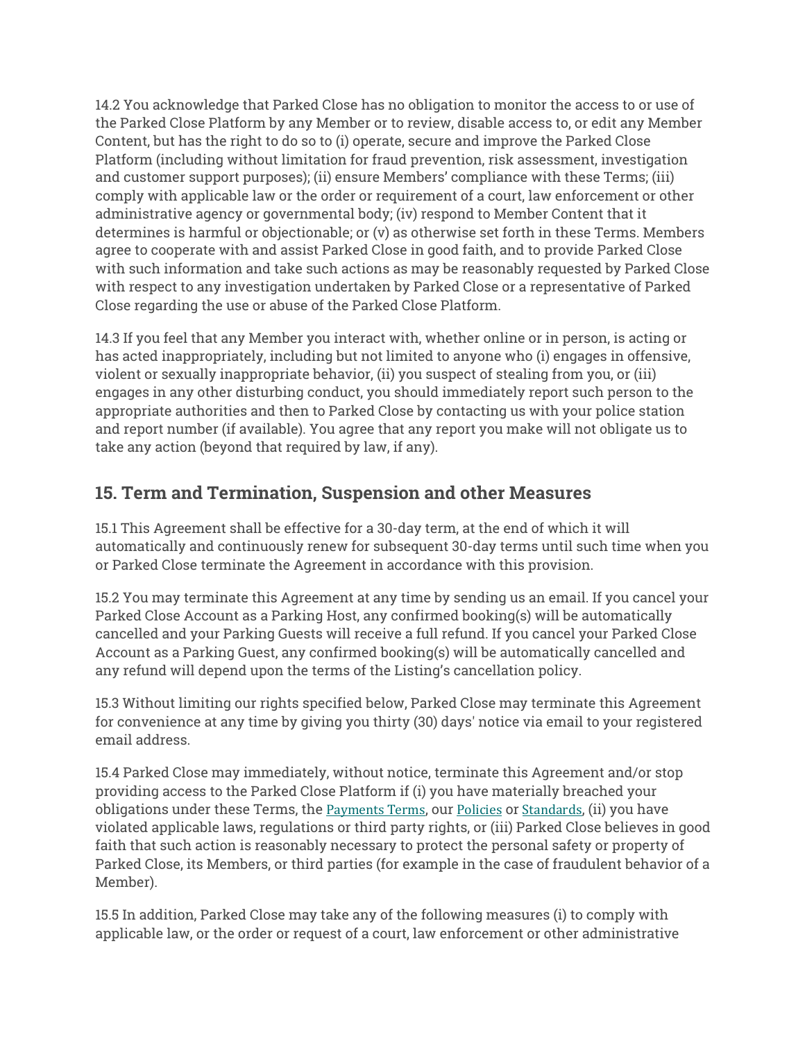14.2 You acknowledge that Parked Close has no obligation to monitor the access to or use of the Parked Close Platform by any Member or to review, disable access to, or edit any Member Content, but has the right to do so to (i) operate, secure and improve the Parked Close Platform (including without limitation for fraud prevention, risk assessment, investigation and customer support purposes); (ii) ensure Members' compliance with these Terms; (iii) comply with applicable law or the order or requirement of a court, law enforcement or other administrative agency or governmental body; (iv) respond to Member Content that it determines is harmful or objectionable; or (v) as otherwise set forth in these Terms. Members agree to cooperate with and assist Parked Close in good faith, and to provide Parked Close with such information and take such actions as may be reasonably requested by Parked Close with respect to any investigation undertaken by Parked Close or a representative of Parked Close regarding the use or abuse of the Parked Close Platform.

14.3 If you feel that any Member you interact with, whether online or in person, is acting or has acted inappropriately, including but not limited to anyone who (i) engages in offensive, violent or sexually inappropriate behavior, (ii) you suspect of stealing from you, or (iii) engages in any other disturbing conduct, you should immediately report such person to the appropriate authorities and then to Parked Close by contacting us with your police station and report number (if available). You agree that any report you make will not obligate us to take any action (beyond that required by law, if any).

## 15. Term and Termination, Suspension and other Measures

15.1 This Agreement shall be effective for a 30-day term, at the end of which it will automatically and continuously renew for subsequent 30-day terms until such time when you or Parked Close terminate the Agreement in accordance with this provision.

15.2 You may terminate this Agreement at any time by sending us an email. If you cancel your Parked Close Account as a Parking Host, any confirmed booking(s) will be automatically cancelled and your Parking Guests will receive a full refund. If you cancel your Parked Close Account as a Parking Guest, any confirmed booking(s) will be automatically cancelled and any refund will depend upon the terms of the Listing's cancellation policy.

15.3 Without limiting our rights specified below, Parked Close may terminate this Agreement for convenience at any time by giving you thirty (30) days' notice via email to your registered email address.

15.4 Parked Close may immediately, without notice, terminate this Agreement and/or stop providing access to the Parked Close Platform if (i) you have materially breached your obligations under these Terms, the Payments Terms, our Policies or Standards, (ii) you have violated applicable laws, regulations or third party rights, or (iii) Parked Close believes in good faith that such action is reasonably necessary to protect the personal safety or property of Parked Close, its Members, or third parties (for example in the case of fraudulent behavior of a Member).

15.5 In addition, Parked Close may take any of the following measures (i) to comply with applicable law, or the order or request of a court, law enforcement or other administrative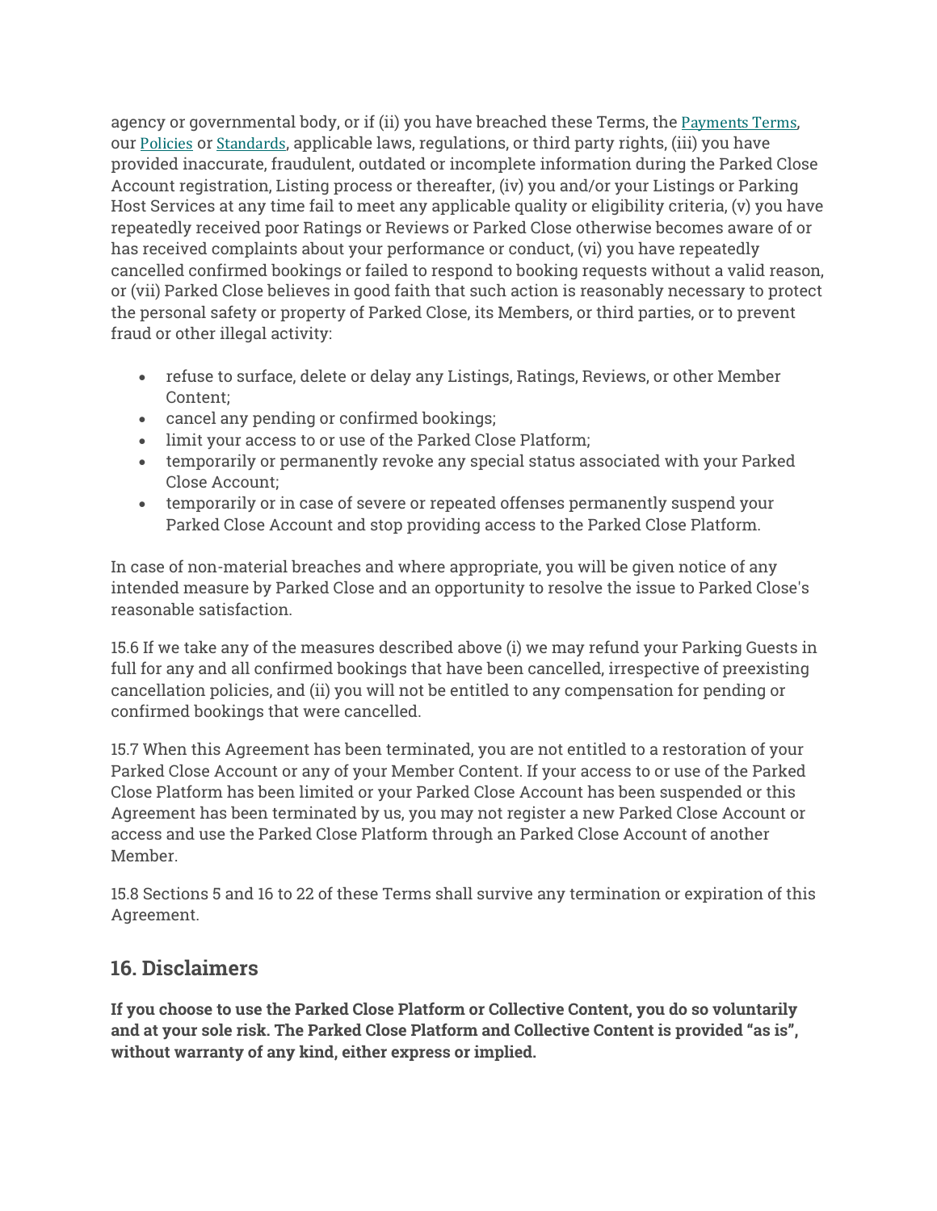agency or governmental body, or if (ii) you have breached these Terms, the Payments Terms, our Policies or Standards, applicable laws, regulations, or third party rights, (iii) you have provided inaccurate, fraudulent, outdated or incomplete information during the Parked Close Account registration, Listing process or thereafter, (iv) you and/or your Listings or Parking Host Services at any time fail to meet any applicable quality or eligibility criteria, (v) you have repeatedly received poor Ratings or Reviews or Parked Close otherwise becomes aware of or has received complaints about your performance or conduct, (vi) you have repeatedly cancelled confirmed bookings or failed to respond to booking requests without a valid reason, or (vii) Parked Close believes in good faith that such action is reasonably necessary to protect the personal safety or property of Parked Close, its Members, or third parties, or to prevent fraud or other illegal activity:

- refuse to surface, delete or delay any Listings, Ratings, Reviews, or other Member Content;
- cancel any pending or confirmed bookings;
- limit your access to or use of the Parked Close Platform;
- temporarily or permanently revoke any special status associated with your Parked Close Account;
- temporarily or in case of severe or repeated offenses permanently suspend your Parked Close Account and stop providing access to the Parked Close Platform.

In case of non-material breaches and where appropriate, you will be given notice of any intended measure by Parked Close and an opportunity to resolve the issue to Parked Close's reasonable satisfaction.

15.6 If we take any of the measures described above (i) we may refund your Parking Guests in full for any and all confirmed bookings that have been cancelled, irrespective of preexisting cancellation policies, and (ii) you will not be entitled to any compensation for pending or confirmed bookings that were cancelled.

15.7 When this Agreement has been terminated, you are not entitled to a restoration of your Parked Close Account or any of your Member Content. If your access to or use of the Parked Close Platform has been limited or your Parked Close Account has been suspended or this Agreement has been terminated by us, you may not register a new Parked Close Account or access and use the Parked Close Platform through an Parked Close Account of another Member.

15.8 Sections 5 and 16 to 22 of these Terms shall survive any termination or expiration of this Agreement.

## 16. Disclaimers

**If you choose to use the Parked Close Platform or Collective Content, you do so voluntarily and at your sole risk. The Parked Close Platform and Collective Content is provided "as is", without warranty of any kind, either express or implied.**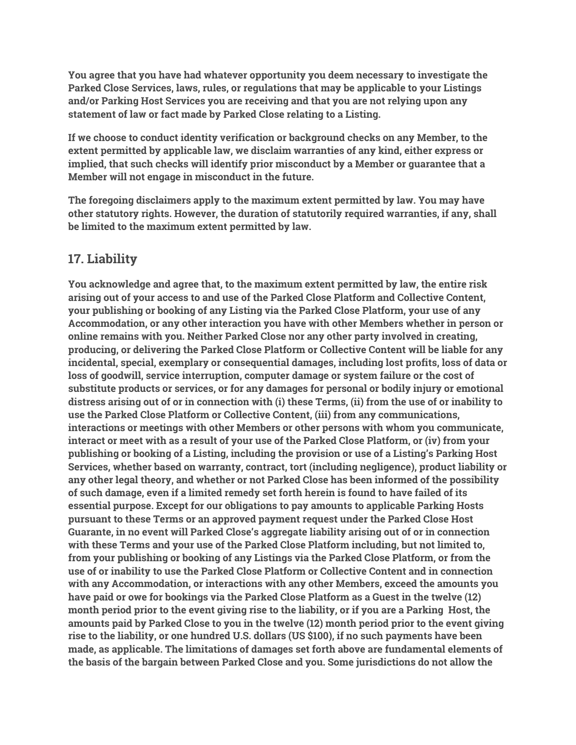**You agree that you have had whatever opportunity you deem necessary to investigate the Parked Close Services, laws, rules, or regulations that may be applicable to your Listings and/or Parking Host Services you are receiving and that you are not relying upon any statement of law or fact made by Parked Close relating to a Listing.**

**If we choose to conduct identity verification or background checks on any Member, to the extent permitted by applicable law, we disclaim warranties of any kind, either express or implied, that such checks will identify prior misconduct by a Member or guarantee that a Member will not engage in misconduct in the future.**

**The foregoing disclaimers apply to the maximum extent permitted by law. You may have other statutory rights. However, the duration of statutorily required warranties, if any, shall be limited to the maximum extent permitted by law.**

## 17. Liability

**You acknowledge and agree that, to the maximum extent permitted by law, the entire risk arising out of your access to and use of the Parked Close Platform and Collective Content, your publishing or booking of any Listing via the Parked Close Platform, your use of any Accommodation, or any other interaction you have with other Members whether in person or online remains with you. Neither Parked Close nor any other party involved in creating, producing, or delivering the Parked Close Platform or Collective Content will be liable for any incidental, special, exemplary or consequential damages, including lost profits, loss of data or loss of goodwill, service interruption, computer damage or system failure or the cost of substitute products or services, or for any damages for personal or bodily injury or emotional distress arising out of or in connection with (i) these Terms, (ii) from the use of or inability to use the Parked Close Platform or Collective Content, (iii) from any communications, interactions or meetings with other Members or other persons with whom you communicate, interact or meet with as a result of your use of the Parked Close Platform, or (iv) from your publishing or booking of a Listing, including the provision or use of a Listing's Parking Host Services, whether based on warranty, contract, tort (including negligence), product liability or any other legal theory, and whether or not Parked Close has been informed of the possibility of such damage, even if a limited remedy set forth herein is found to have failed of its essential purpose. Except for our obligations to pay amounts to applicable Parking Hosts pursuant to these Terms or an approved payment request under the Parked Close Host Guarante, in no event will Parked Close's aggregate liability arising out of or in connection with these Terms and your use of the Parked Close Platform including, but not limited to, from your publishing or booking of any Listings via the Parked Close Platform, or from the use of or inability to use the Parked Close Platform or Collective Content and in connection with any Accommodation, or interactions with any other Members, exceed the amounts you have paid or owe for bookings via the Parked Close Platform as a Guest in the twelve (12) month period prior to the event giving rise to the liability, or if you are a Parking Host, the amounts paid by Parked Close to you in the twelve (12) month period prior to the event giving rise to the liability, or one hundred U.S. dollars (US $100), if no such payments have been made, as applicable. The limitations of damages set forth above are fundamental elements of the basis of the bargain between Parked Close and you. Some jurisdictions do not allow the**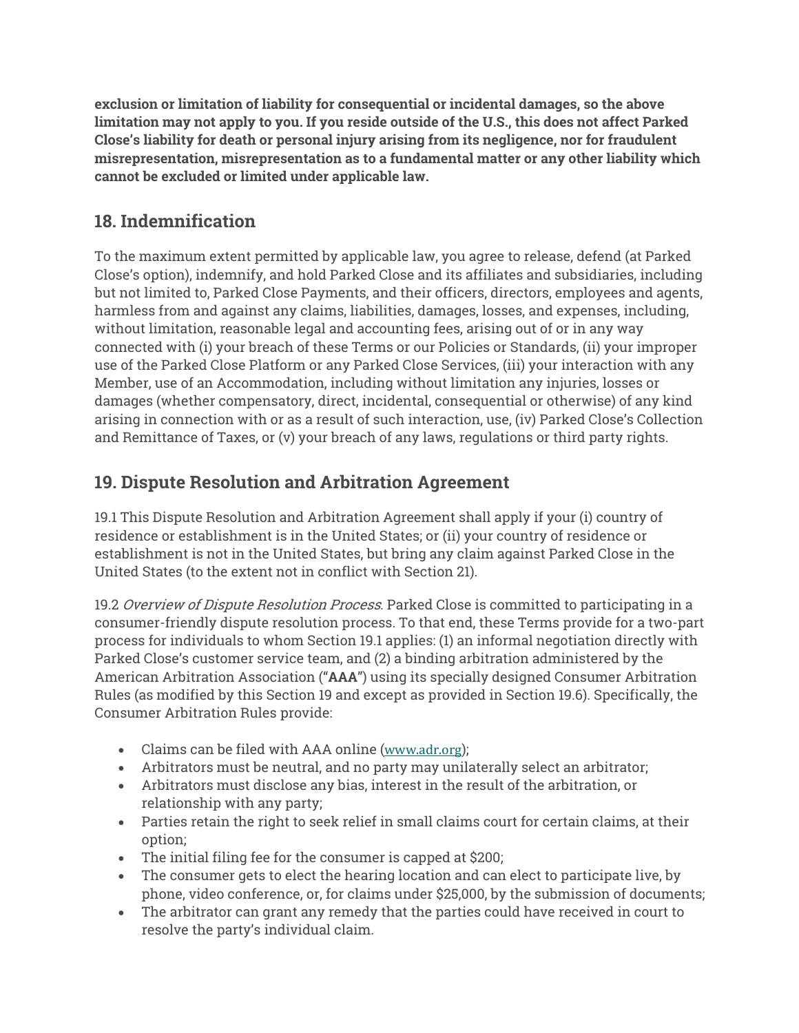**exclusion or limitation of liability for consequential or incidental damages, so the above limitation may not apply to you. If you reside outside of the U.S., this does not affect Parked Close's liability for death or personal injury arising from its negligence, nor for fraudulent misrepresentation, misrepresentation as to a fundamental matter or any other liability which cannot be excluded or limited under applicable law.**

## 18. Indemnification

To the maximum extent permitted by applicable law, you agree to release, defend (at Parked Close's option), indemnify, and hold Parked Close and its affiliates and subsidiaries, including but not limited to, Parked Close Payments, and their officers, directors, employees and agents, harmless from and against any claims, liabilities, damages, losses, and expenses, including, without limitation, reasonable legal and accounting fees, arising out of or in any way connected with (i) your breach of these Terms or our Policies or Standards, (ii) your improper use of the Parked Close Platform or any Parked Close Services, (iii) your interaction with any Member, use of an Accommodation, including without limitation any injuries, losses or damages (whether compensatory, direct, incidental, consequential or otherwise) of any kind arising in connection with or as a result of such interaction, use, (iv) Parked Close's Collection and Remittance of Taxes, or (v) your breach of any laws, regulations or third party rights.

## 19. Dispute Resolution and Arbitration Agreement

19.1 This Dispute Resolution and Arbitration Agreement shall apply if your (i) country of residence or establishment is in the United States; or (ii) your country of residence or establishment is not in the United States, but bring any claim against Parked Close in the United States (to the extent not in conflict with Section 21).

19.2 *Overview of Dispute Resolution Process*. Parked Close is committed to participating in a consumer-friendly dispute resolution process. To that end, these Terms provide for a two-part process for individuals to whom Section 19.1 applies: (1) an informal negotiation directly with Parked Close's customer service team, and (2) a binding arbitration administered by the American Arbitration Association ("**AAA**") using its specially designed Consumer Arbitration Rules (as modified by this Section 19 and except as provided in Section 19.6). Specifically, the Consumer Arbitration Rules provide:

- Claims can be filed with AAA online (www.adr.org);
- Arbitrators must be neutral, and no party may unilaterally select an arbitrator;
- Arbitrators must disclose any bias, interest in the result of the arbitration, or relationship with any party;
- Parties retain the right to seek relief in small claims court for certain claims, at their option;
- The initial filing fee for the consumer is capped at $200;
- The consumer gets to elect the hearing location and can elect to participate live, by phone, video conference, or, for claims under $25,000, by the submission of documents;
- The arbitrator can grant any remedy that the parties could have received in court to resolve the party's individual claim.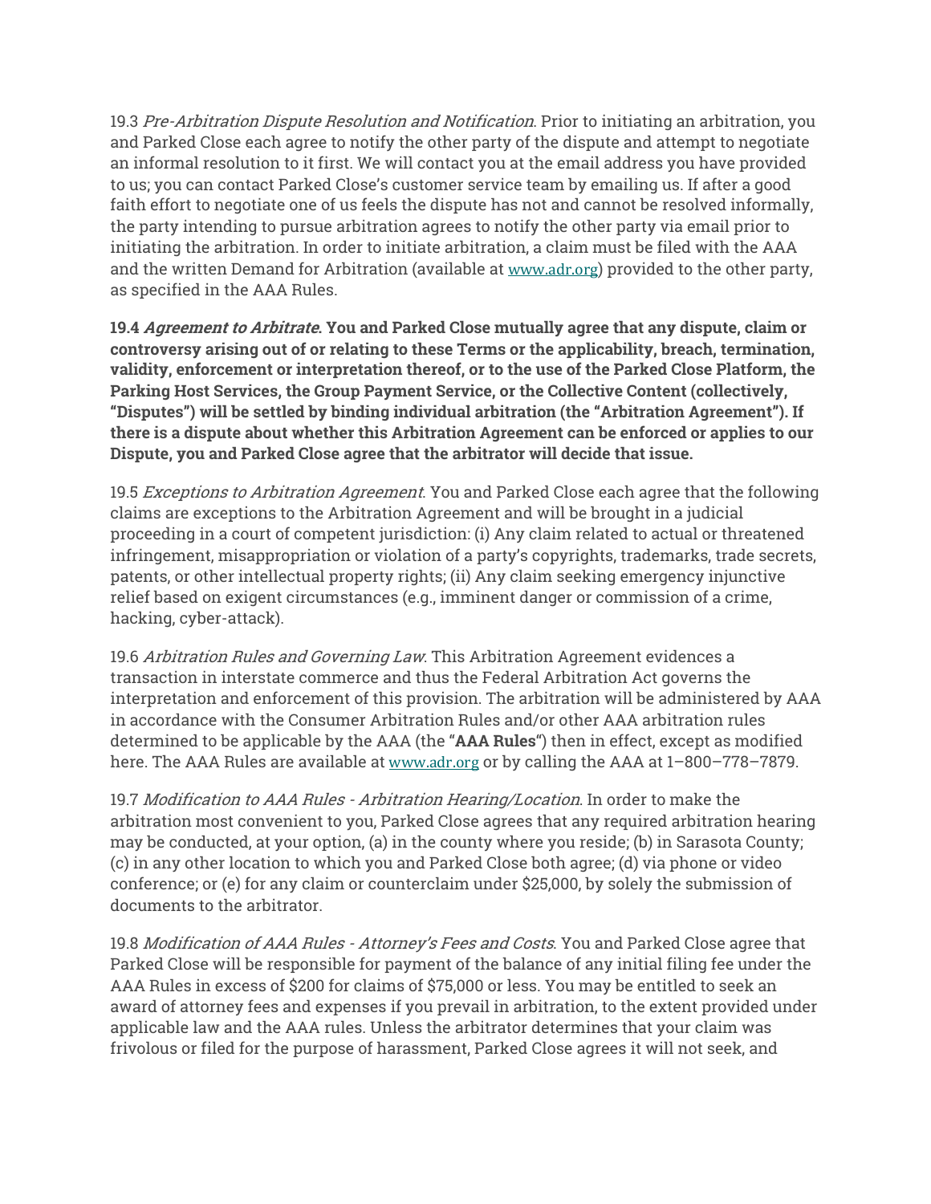19.3 *Pre-Arbitration Dispute Resolution and Notification*. Prior to initiating an arbitration, you and Parked Close each agree to notify the other party of the dispute and attempt to negotiate an informal resolution to it first. We will contact you at the email address you have provided to us; you can contact Parked Close's customer service team by emailing us. If after a good faith effort to negotiate one of us feels the dispute has not and cannot be resolved informally, the party intending to pursue arbitration agrees to notify the other party via email prior to initiating the arbitration. In order to initiate arbitration, a claim must be filed with the AAA and the written Demand for Arbitration (available at www.adr.org) provided to the other party, as specified in the AAA Rules.

**19.4 *Agreement to Arbitrate*. You and Parked Close mutually agree that any dispute, claim or controversy arising out of or relating to these Terms or the applicability, breach, termination, validity, enforcement or interpretation thereof, or to the use of the Parked Close Platform, the Parking Host Services, the Group Payment Service, or the Collective Content (collectively, "Disputes") will be settled by binding individual arbitration (the "Arbitration Agreement"). If there is a dispute about whether this Arbitration Agreement can be enforced or applies to our Dispute, you and Parked Close agree that the arbitrator will decide that issue.**

19.5 *Exceptions to Arbitration Agreement*. You and Parked Close each agree that the following claims are exceptions to the Arbitration Agreement and will be brought in a judicial proceeding in a court of competent jurisdiction: (i) Any claim related to actual or threatened infringement, misappropriation or violation of a party's copyrights, trademarks, trade secrets, patents, or other intellectual property rights; (ii) Any claim seeking emergency injunctive relief based on exigent circumstances (e.g., imminent danger or commission of a crime, hacking, cyber-attack).

19.6 *Arbitration Rules and Governing Law*. This Arbitration Agreement evidences a transaction in interstate commerce and thus the Federal Arbitration Act governs the interpretation and enforcement of this provision. The arbitration will be administered by AAA in accordance with the Consumer Arbitration Rules and/or other AAA arbitration rules determined to be applicable by the AAA (the "**AAA Rules**") then in effect, except as modified here. The AAA Rules are available at www.adr.org or by calling the AAA at 1–800–778–7879.

19.7 *Modification to AAA Rules - Arbitration Hearing/Location*. In order to make the arbitration most convenient to you, Parked Close agrees that any required arbitration hearing may be conducted, at your option, (a) in the county where you reside; (b) in Sarasota County; (c) in any other location to which you and Parked Close both agree; (d) via phone or video conference; or (e) for any claim or counterclaim under $25,000, by solely the submission of documents to the arbitrator.

19.8 *Modification of AAA Rules - Attorney's Fees and Costs*. You and Parked Close agree that Parked Close will be responsible for payment of the balance of any initial filing fee under the AAA Rules in excess of $200 for claims of $75,000 or less. You may be entitled to seek an award of attorney fees and expenses if you prevail in arbitration, to the extent provided under applicable law and the AAA rules. Unless the arbitrator determines that your claim was frivolous or filed for the purpose of harassment, Parked Close agrees it will not seek, and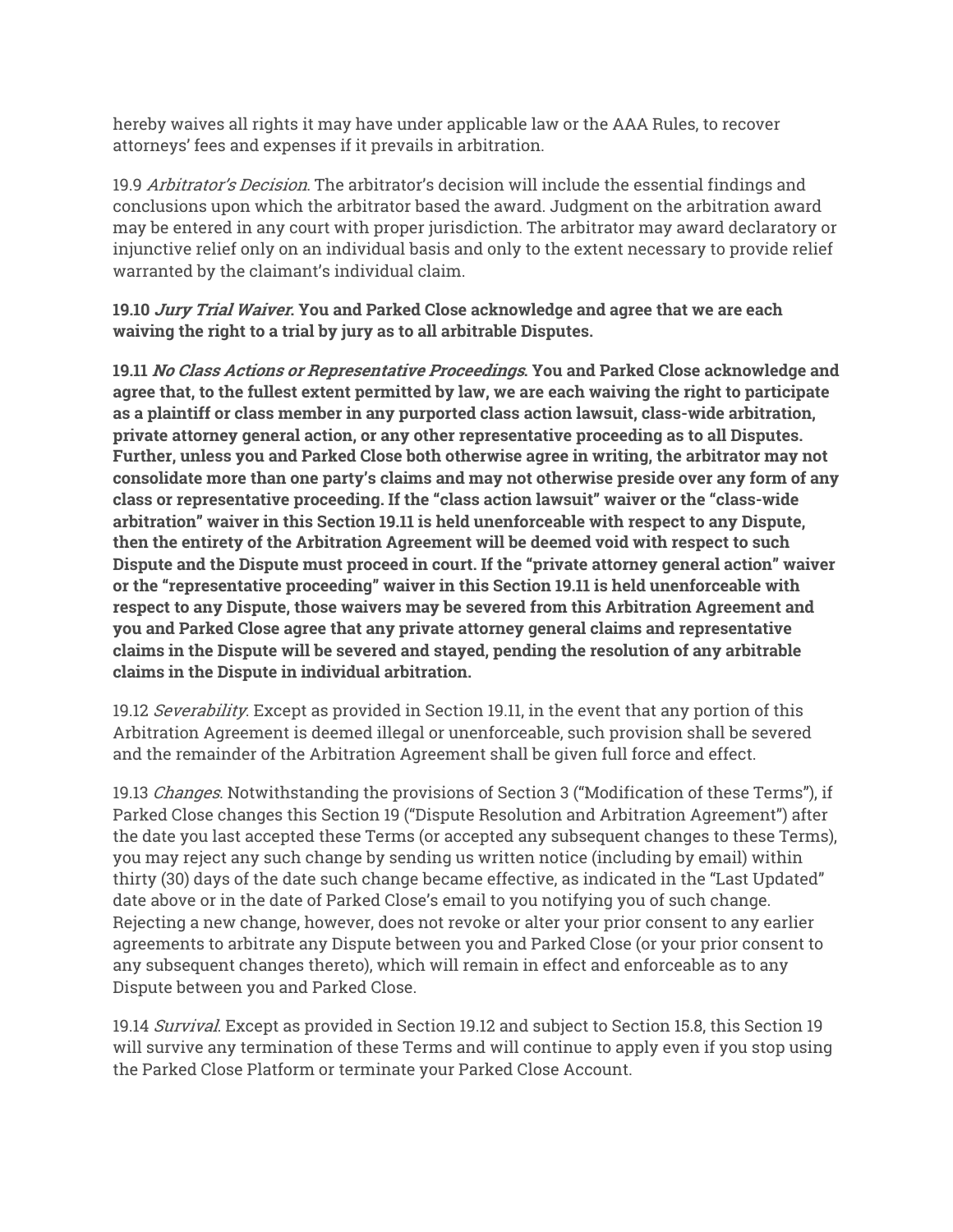hereby waives all rights it may have under applicable law or the AAA Rules, to recover attorneys' fees and expenses if it prevails in arbitration.

19.9 *Arbitrator's Decision*. The arbitrator's decision will include the essential findings and conclusions upon which the arbitrator based the award. Judgment on the arbitration award may be entered in any court with proper jurisdiction. The arbitrator may award declaratory or injunctive relief only on an individual basis and only to the extent necessary to provide relief warranted by the claimant's individual claim.

**19.10 *Jury Trial Waiver*. You and Parked Close acknowledge and agree that we are each waiving the right to a trial by jury as to all arbitrable Disputes.**

**19.11 *No Class Actions or Representative Proceedings*. You and Parked Close acknowledge and agree that, to the fullest extent permitted by law, we are each waiving the right to participate as a plaintiff or class member in any purported class action lawsuit, class-wide arbitration, private attorney general action, or any other representative proceeding as to all Disputes. Further, unless you and Parked Close both otherwise agree in writing, the arbitrator may not consolidate more than one party's claims and may not otherwise preside over any form of any class or representative proceeding. If the "class action lawsuit" waiver or the "class-wide arbitration" waiver in this Section 19.11 is held unenforceable with respect to any Dispute, then the entirety of the Arbitration Agreement will be deemed void with respect to such Dispute and the Dispute must proceed in court. If the "private attorney general action" waiver or the "representative proceeding" waiver in this Section 19.11 is held unenforceable with respect to any Dispute, those waivers may be severed from this Arbitration Agreement and you and Parked Close agree that any private attorney general claims and representative claims in the Dispute will be severed and stayed, pending the resolution of any arbitrable claims in the Dispute in individual arbitration.**

19.12 *Severability*. Except as provided in Section 19.11, in the event that any portion of this Arbitration Agreement is deemed illegal or unenforceable, such provision shall be severed and the remainder of the Arbitration Agreement shall be given full force and effect.

19.13 *Changes*. Notwithstanding the provisions of Section 3 ("Modification of these Terms"), if Parked Close changes this Section 19 ("Dispute Resolution and Arbitration Agreement") after the date you last accepted these Terms (or accepted any subsequent changes to these Terms), you may reject any such change by sending us written notice (including by email) within thirty (30) days of the date such change became effective, as indicated in the "Last Updated" date above or in the date of Parked Close's email to you notifying you of such change. Rejecting a new change, however, does not revoke or alter your prior consent to any earlier agreements to arbitrate any Dispute between you and Parked Close (or your prior consent to any subsequent changes thereto), which will remain in effect and enforceable as to any Dispute between you and Parked Close.

19.14 *Survival*. Except as provided in Section 19.12 and subject to Section 15.8, this Section 19 will survive any termination of these Terms and will continue to apply even if you stop using the Parked Close Platform or terminate your Parked Close Account.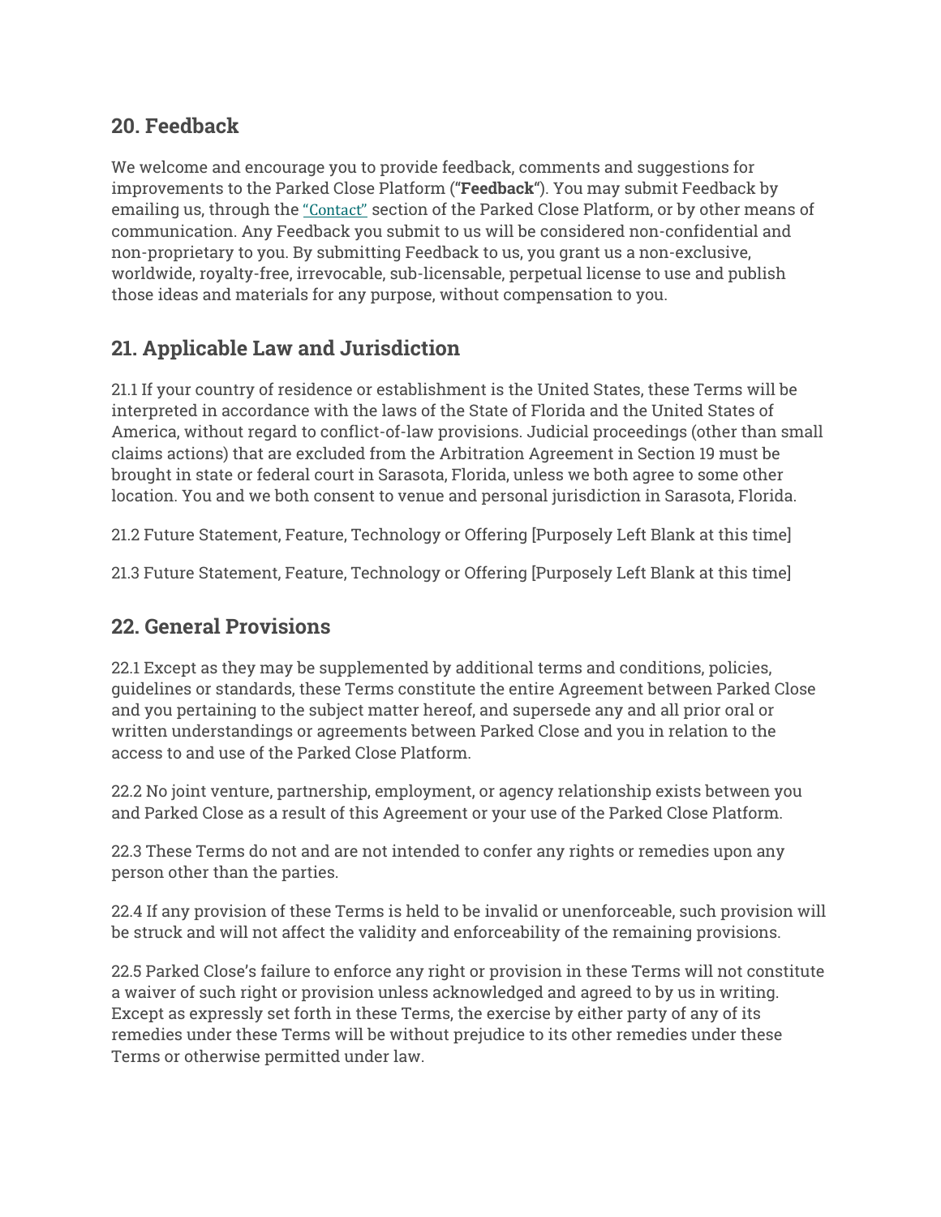## 20. Feedback

We welcome and encourage you to provide feedback, comments and suggestions for improvements to the Parked Close Platform (**"Feedback"**). You may submit Feedback by emailing us, through the "Contact" section of the Parked Close Platform, or by other means of communication. Any Feedback you submit to us will be considered non-confidential and non-proprietary to you. By submitting Feedback to us, you grant us a non-exclusive, worldwide, royalty-free, irrevocable, sub-licensable, perpetual license to use and publish those ideas and materials for any purpose, without compensation to you.

## 21. Applicable Law and Jurisdiction

21.1 If your country of residence or establishment is the United States, these Terms will be interpreted in accordance with the laws of the State of Florida and the United States of America, without regard to conflict-of-law provisions. Judicial proceedings (other than small claims actions) that are excluded from the Arbitration Agreement in Section 19 must be brought in state or federal court in Sarasota, Florida, unless we both agree to some other location. You and we both consent to venue and personal jurisdiction in Sarasota, Florida.

21.2 Future Statement, Feature, Technology or Offering [Purposely Left Blank at this time]

21.3 Future Statement, Feature, Technology or Offering [Purposely Left Blank at this time]

## 22. General Provisions

22.1 Except as they may be supplemented by additional terms and conditions, policies, guidelines or standards, these Terms constitute the entire Agreement between Parked Close and you pertaining to the subject matter hereof, and supersede any and all prior oral or written understandings or agreements between Parked Close and you in relation to the access to and use of the Parked Close Platform.

22.2 No joint venture, partnership, employment, or agency relationship exists between you and Parked Close as a result of this Agreement or your use of the Parked Close Platform.

22.3 These Terms do not and are not intended to confer any rights or remedies upon any person other than the parties.

22.4 If any provision of these Terms is held to be invalid or unenforceable, such provision will be struck and will not affect the validity and enforceability of the remaining provisions.

22.5 Parked Close's failure to enforce any right or provision in these Terms will not constitute a waiver of such right or provision unless acknowledged and agreed to by us in writing. Except as expressly set forth in these Terms, the exercise by either party of any of its remedies under these Terms will be without prejudice to its other remedies under these Terms or otherwise permitted under law.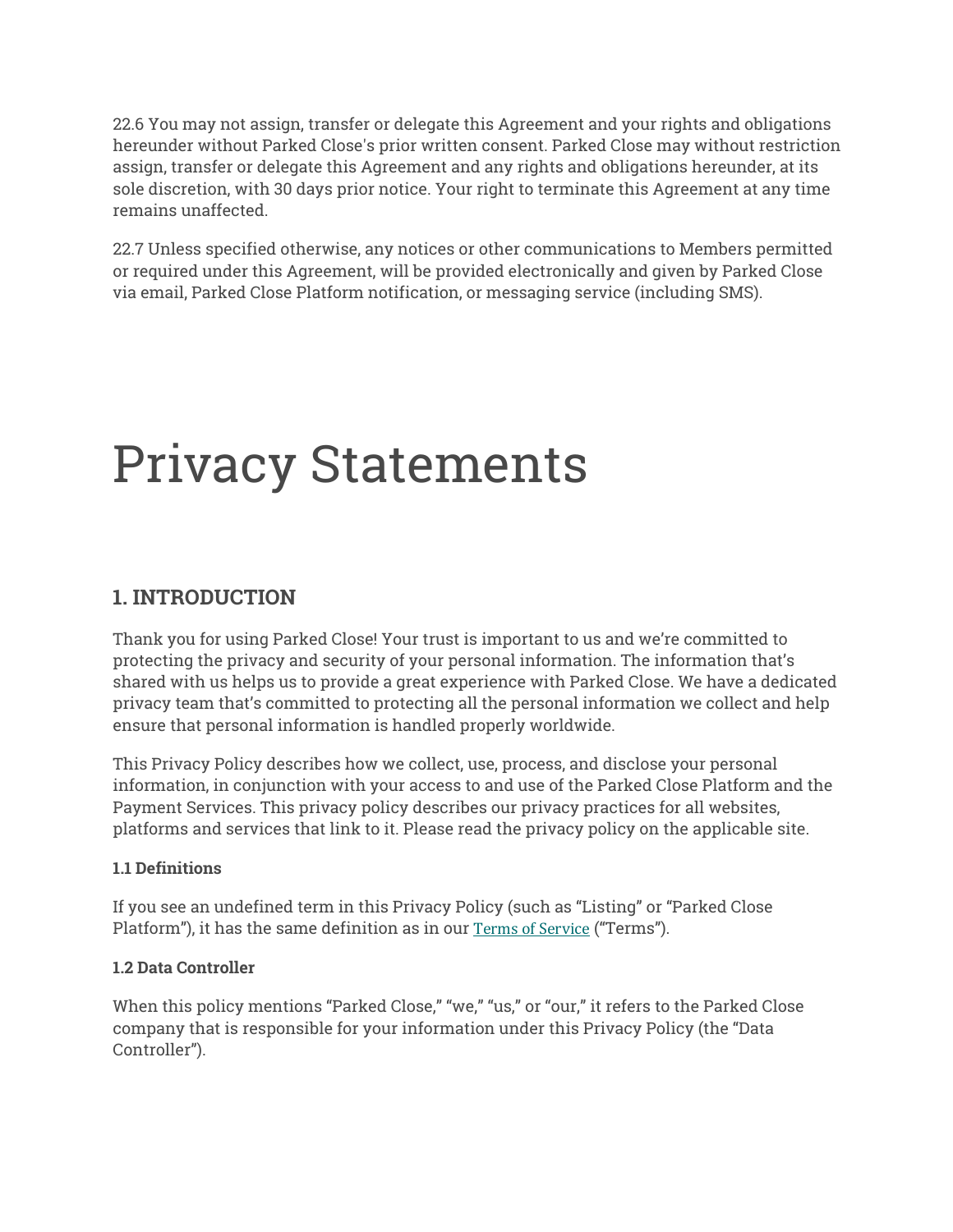22.6 You may not assign, transfer or delegate this Agreement and your rights and obligations hereunder without Parked Close's prior written consent. Parked Close may without restriction assign, transfer or delegate this Agreement and any rights and obligations hereunder, at its sole discretion, with 30 days prior notice. Your right to terminate this Agreement at any time remains unaffected.

22.7 Unless specified otherwise, any notices or other communications to Members permitted or required under this Agreement, will be provided electronically and given by Parked Close via email, Parked Close Platform notification, or messaging service (including SMS).

# Privacy Statements

## 1. INTRODUCTION

Thank you for using Parked Close! Your trust is important to us and we're committed to protecting the privacy and security of your personal information. The information that's shared with us helps us to provide a great experience with Parked Close. We have a dedicated privacy team that's committed to protecting all the personal information we collect and help ensure that personal information is handled properly worldwide.

This Privacy Policy describes how we collect, use, process, and disclose your personal information, in conjunction with your access to and use of the Parked Close Platform and the Payment Services. This privacy policy describes our privacy practices for all websites, platforms and services that link to it. Please read the privacy policy on the applicable site.

**1.1 Definitions**

If you see an undefined term in this Privacy Policy (such as "Listing" or "Parked Close Platform"), it has the same definition as in our Terms of Service ("Terms").

**1.2 Data Controller**

When this policy mentions "Parked Close," "we," "us," or "our," it refers to the Parked Close company that is responsible for your information under this Privacy Policy (the "Data Controller").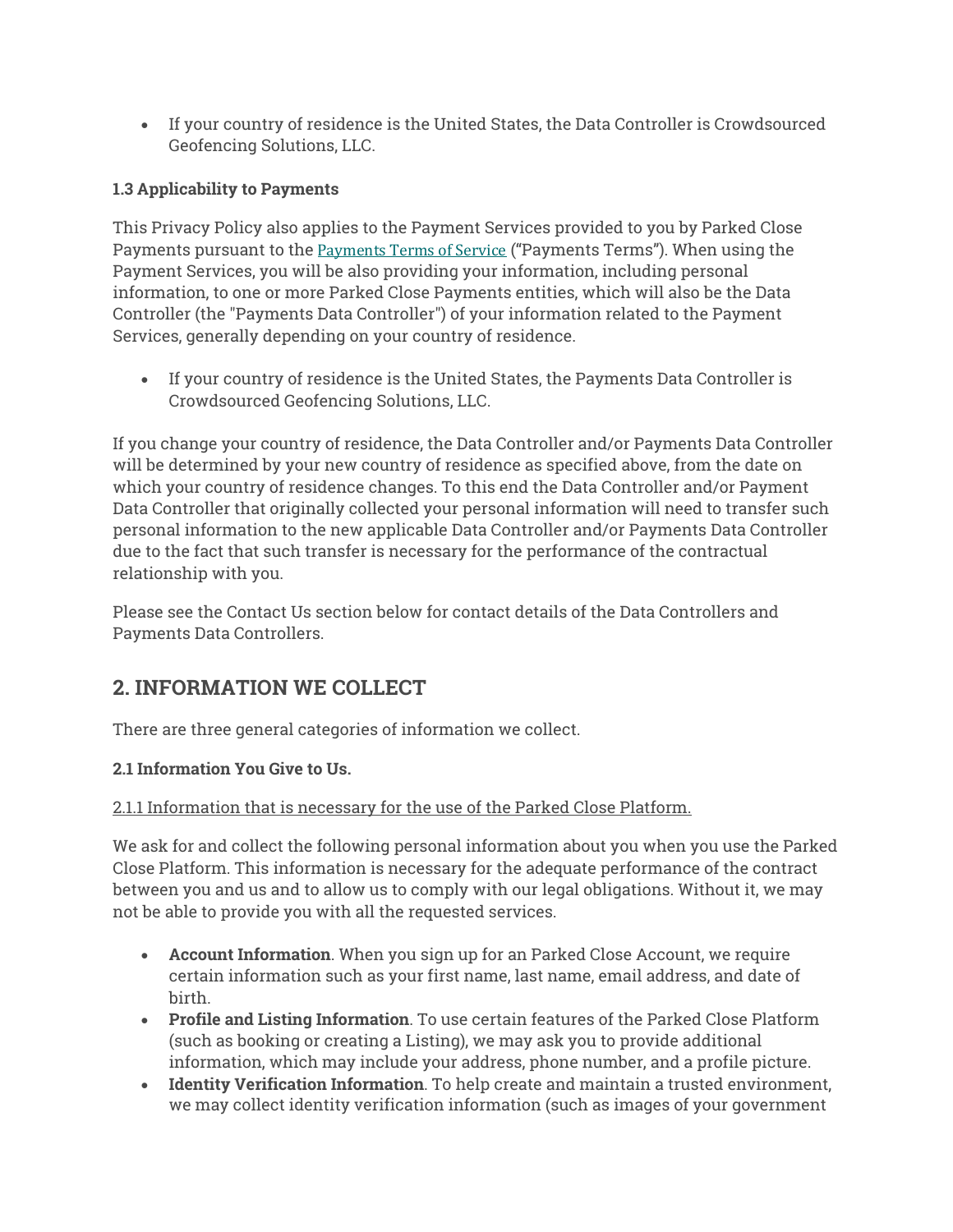- If your country of residence is the United States, the Data Controller is Crowdsourced Geofencing Solutions, LLC.

**1.3 Applicability to Payments**

This Privacy Policy also applies to the Payment Services provided to you by Parked Close Payments pursuant to the Payments Terms of Service ("Payments Terms"). When using the Payment Services, you will be also providing your information, including personal information, to one or more Parked Close Payments entities, which will also be the Data Controller (the "Payments Data Controller") of your information related to the Payment Services, generally depending on your country of residence.

- If your country of residence is the United States, the Payments Data Controller is Crowdsourced Geofencing Solutions, LLC.

If you change your country of residence, the Data Controller and/or Payments Data Controller will be determined by your new country of residence as specified above, from the date on which your country of residence changes. To this end the Data Controller and/or Payment Data Controller that originally collected your personal information will need to transfer such personal information to the new applicable Data Controller and/or Payments Data Controller due to the fact that such transfer is necessary for the performance of the contractual relationship with you.

Please see the Contact Us section below for contact details of the Data Controllers and Payments Data Controllers.

## 2. INFORMATION WE COLLECT

There are three general categories of information we collect.

**2.1 Information You Give to Us.**

2.1.1 Information that is necessary for the use of the Parked Close Platform.

We ask for and collect the following personal information about you when you use the Parked Close Platform. This information is necessary for the adequate performance of the contract between you and us and to allow us to comply with our legal obligations. Without it, we may not be able to provide you with all the requested services.

- **Account Information**. When you sign up for an Parked Close Account, we require certain information such as your first name, last name, email address, and date of birth.
- **Profile and Listing Information**. To use certain features of the Parked Close Platform (such as booking or creating a Listing), we may ask you to provide additional information, which may include your address, phone number, and a profile picture.
- **Identity Verification Information**. To help create and maintain a trusted environment, we may collect identity verification information (such as images of your government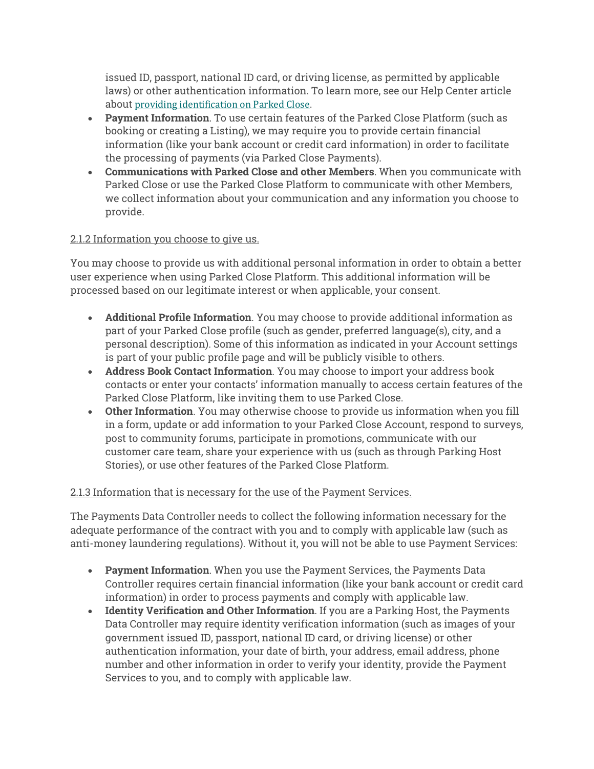issued ID, passport, national ID card, or driving license, as permitted by applicable laws) or other authentication information. To learn more, see our Help Center article about [providing identification on Parked Close](#).

- **Payment Information**. To use certain features of the Parked Close Platform (such as booking or creating a Listing), we may require you to provide certain financial information (like your bank account or credit card information) in order to facilitate the processing of payments (via Parked Close Payments).
- **Communications with Parked Close and other Members**. When you communicate with Parked Close or use the Parked Close Platform to communicate with other Members, we collect information about your communication and any information you choose to provide.

2.1.2 Information you choose to give us.

You may choose to provide us with additional personal information in order to obtain a better user experience when using Parked Close Platform. This additional information will be processed based on our legitimate interest or when applicable, your consent.

- **Additional Profile Information**. You may choose to provide additional information as part of your Parked Close profile (such as gender, preferred language(s), city, and a personal description). Some of this information as indicated in your Account settings is part of your public profile page and will be publicly visible to others.
- **Address Book Contact Information**. You may choose to import your address book contacts or enter your contacts' information manually to access certain features of the Parked Close Platform, like inviting them to use Parked Close.
- **Other Information**. You may otherwise choose to provide us information when you fill in a form, update or add information to your Parked Close Account, respond to surveys, post to community forums, participate in promotions, communicate with our customer care team, share your experience with us (such as through Parking Host Stories), or use other features of the Parked Close Platform.

2.1.3 Information that is necessary for the use of the Payment Services.

The Payments Data Controller needs to collect the following information necessary for the adequate performance of the contract with you and to comply with applicable law (such as anti-money laundering regulations). Without it, you will not be able to use Payment Services:

- **Payment Information**. When you use the Payment Services, the Payments Data Controller requires certain financial information (like your bank account or credit card information) in order to process payments and comply with applicable law.
- **Identity Verification and Other Information**. If you are a Parking Host, the Payments Data Controller may require identity verification information (such as images of your government issued ID, passport, national ID card, or driving license) or other authentication information, your date of birth, your address, email address, phone number and other information in order to verify your identity, provide the Payment Services to you, and to comply with applicable law.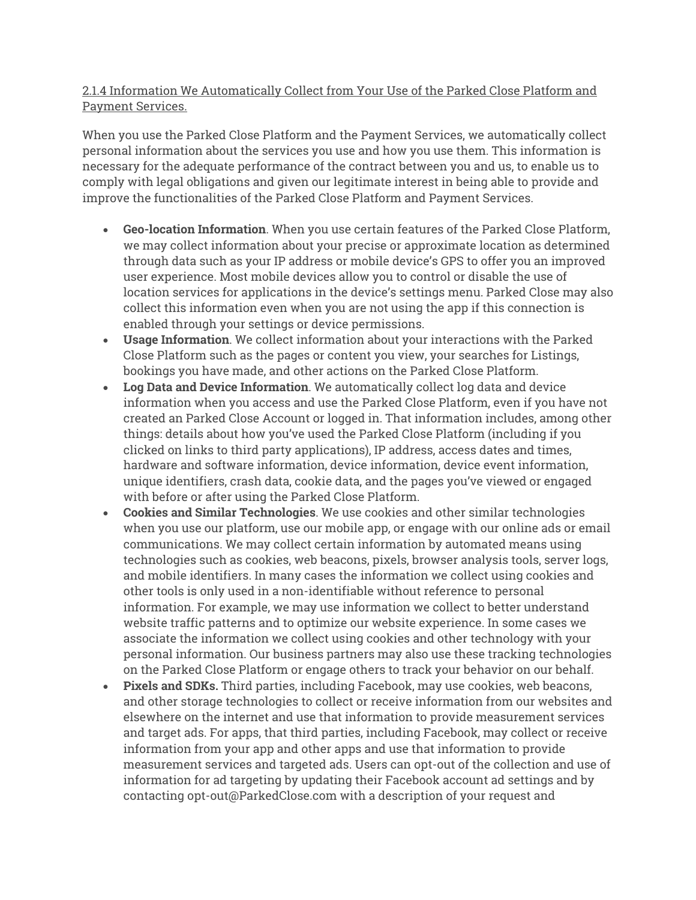<u>2.1.4 Information We Automatically Collect from Your Use of the Parked Close Platform and Payment Services.</u>

When you use the Parked Close Platform and the Payment Services, we automatically collect personal information about the services you use and how you use them. This information is necessary for the adequate performance of the contract between you and us, to enable us to comply with legal obligations and given our legitimate interest in being able to provide and improve the functionalities of the Parked Close Platform and Payment Services.

- **Geo-location Information**. When you use certain features of the Parked Close Platform, we may collect information about your precise or approximate location as determined through data such as your IP address or mobile device's GPS to offer you an improved user experience. Most mobile devices allow you to control or disable the use of location services for applications in the device's settings menu. Parked Close may also collect this information even when you are not using the app if this connection is enabled through your settings or device permissions.
- **Usage Information**. We collect information about your interactions with the Parked Close Platform such as the pages or content you view, your searches for Listings, bookings you have made, and other actions on the Parked Close Platform.
- **Log Data and Device Information**. We automatically collect log data and device information when you access and use the Parked Close Platform, even if you have not created an Parked Close Account or logged in. That information includes, among other things: details about how you've used the Parked Close Platform (including if you clicked on links to third party applications), IP address, access dates and times, hardware and software information, device information, device event information, unique identifiers, crash data, cookie data, and the pages you've viewed or engaged with before or after using the Parked Close Platform.
- **Cookies and Similar Technologies**. We use cookies and other similar technologies when you use our platform, use our mobile app, or engage with our online ads or email communications. We may collect certain information by automated means using technologies such as cookies, web beacons, pixels, browser analysis tools, server logs, and mobile identifiers. In many cases the information we collect using cookies and other tools is only used in a non-identifiable without reference to personal information. For example, we may use information we collect to better understand website traffic patterns and to optimize our website experience. In some cases we associate the information we collect using cookies and other technology with your personal information. Our business partners may also use these tracking technologies on the Parked Close Platform or engage others to track your behavior on our behalf.
- **Pixels and SDKs.** Third parties, including Facebook, may use cookies, web beacons, and other storage technologies to collect or receive information from our websites and elsewhere on the internet and use that information to provide measurement services and target ads. For apps, that third parties, including Facebook, may collect or receive information from your app and other apps and use that information to provide measurement services and targeted ads. Users can opt-out of the collection and use of information for ad targeting by updating their Facebook account ad settings and by contacting opt-out@ParkedClose.com with a description of your request and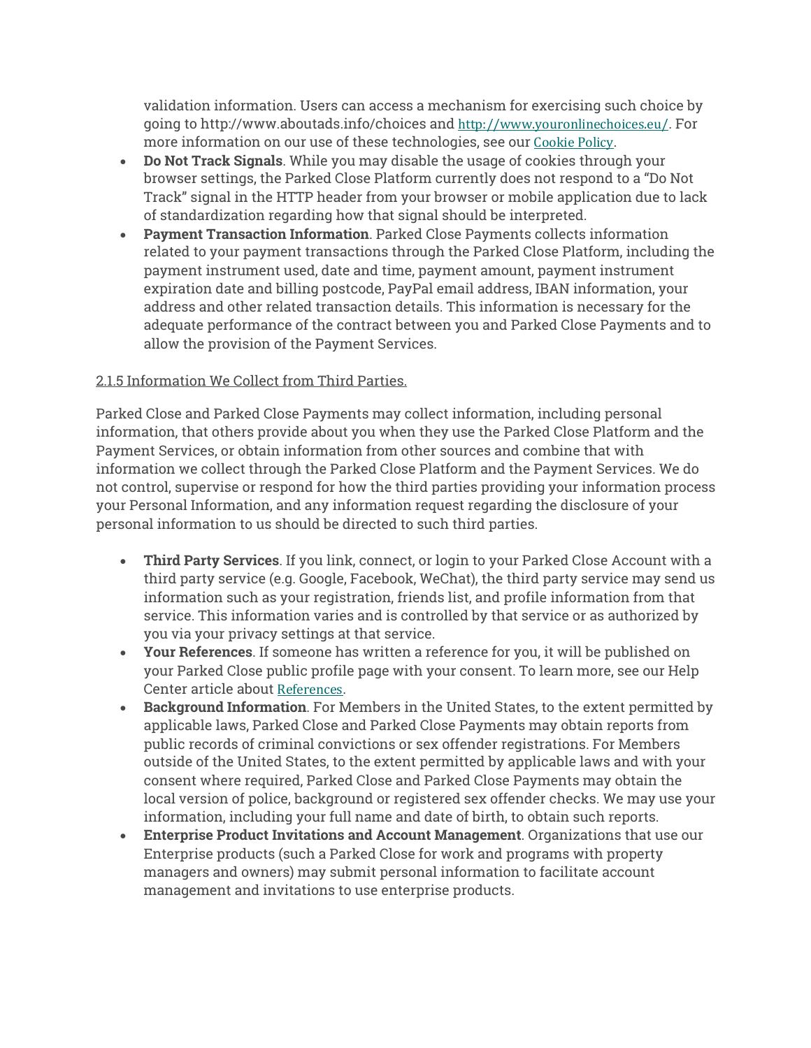validation information. Users can access a mechanism for exercising such choice by going to http://www.aboutads.info/choices and http://www.youronlinechoices.eu/. For more information on our use of these technologies, see our Cookie Policy.

- **Do Not Track Signals**. While you may disable the usage of cookies through your browser settings, the Parked Close Platform currently does not respond to a "Do Not Track" signal in the HTTP header from your browser or mobile application due to lack of standardization regarding how that signal should be interpreted.
- **Payment Transaction Information**. Parked Close Payments collects information related to your payment transactions through the Parked Close Platform, including the payment instrument used, date and time, payment amount, payment instrument expiration date and billing postcode, PayPal email address, IBAN information, your address and other related transaction details. This information is necessary for the adequate performance of the contract between you and Parked Close Payments and to allow the provision of the Payment Services.

2.1.5 Information We Collect from Third Parties.

Parked Close and Parked Close Payments may collect information, including personal information, that others provide about you when they use the Parked Close Platform and the Payment Services, or obtain information from other sources and combine that with information we collect through the Parked Close Platform and the Payment Services. We do not control, supervise or respond for how the third parties providing your information process your Personal Information, and any information request regarding the disclosure of your personal information to us should be directed to such third parties.

- **Third Party Services**. If you link, connect, or login to your Parked Close Account with a third party service (e.g. Google, Facebook, WeChat), the third party service may send us information such as your registration, friends list, and profile information from that service. This information varies and is controlled by that service or as authorized by you via your privacy settings at that service.
- **Your References**. If someone has written a reference for you, it will be published on your Parked Close public profile page with your consent. To learn more, see our Help Center article about References.
- **Background Information**. For Members in the United States, to the extent permitted by applicable laws, Parked Close and Parked Close Payments may obtain reports from public records of criminal convictions or sex offender registrations. For Members outside of the United States, to the extent permitted by applicable laws and with your consent where required, Parked Close and Parked Close Payments may obtain the local version of police, background or registered sex offender checks. We may use your information, including your full name and date of birth, to obtain such reports.
- **Enterprise Product Invitations and Account Management**. Organizations that use our Enterprise products (such a Parked Close for work and programs with property managers and owners) may submit personal information to facilitate account management and invitations to use enterprise products.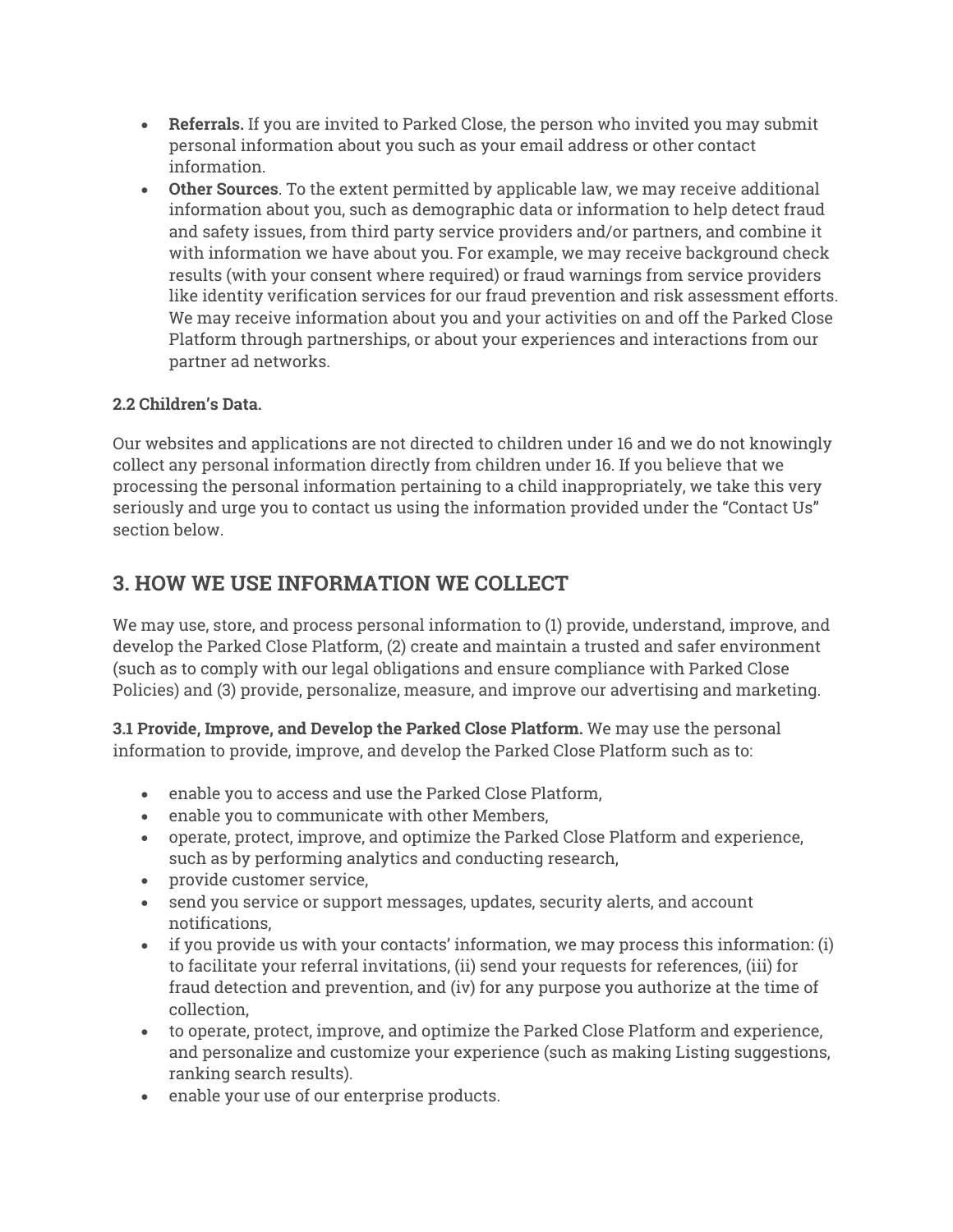- **Referrals.** If you are invited to Parked Close, the person who invited you may submit personal information about you such as your email address or other contact information.
- **Other Sources**. To the extent permitted by applicable law, we may receive additional information about you, such as demographic data or information to help detect fraud and safety issues, from third party service providers and/or partners, and combine it with information we have about you. For example, we may receive background check results (with your consent where required) or fraud warnings from service providers like identity verification services for our fraud prevention and risk assessment efforts. We may receive information about you and your activities on and off the Parked Close Platform through partnerships, or about your experiences and interactions from our partner ad networks.

**2.2 Children's Data.**

Our websites and applications are not directed to children under 16 and we do not knowingly collect any personal information directly from children under 16. If you believe that we processing the personal information pertaining to a child inappropriately, we take this very seriously and urge you to contact us using the information provided under the "Contact Us" section below.

## 3. HOW WE USE INFORMATION WE COLLECT

We may use, store, and process personal information to (1) provide, understand, improve, and develop the Parked Close Platform, (2) create and maintain a trusted and safer environment (such as to comply with our legal obligations and ensure compliance with Parked Close Policies) and (3) provide, personalize, measure, and improve our advertising and marketing.

**3.1 Provide, Improve, and Develop the Parked Close Platform.** We may use the personal information to provide, improve, and develop the Parked Close Platform such as to:

- enable you to access and use the Parked Close Platform,
- enable you to communicate with other Members,
- operate, protect, improve, and optimize the Parked Close Platform and experience, such as by performing analytics and conducting research,
- provide customer service,
- send you service or support messages, updates, security alerts, and account notifications,
- if you provide us with your contacts' information, we may process this information: (i) to facilitate your referral invitations, (ii) send your requests for references, (iii) for fraud detection and prevention, and (iv) for any purpose you authorize at the time of collection,
- to operate, protect, improve, and optimize the Parked Close Platform and experience, and personalize and customize your experience (such as making Listing suggestions, ranking search results).
- enable your use of our enterprise products.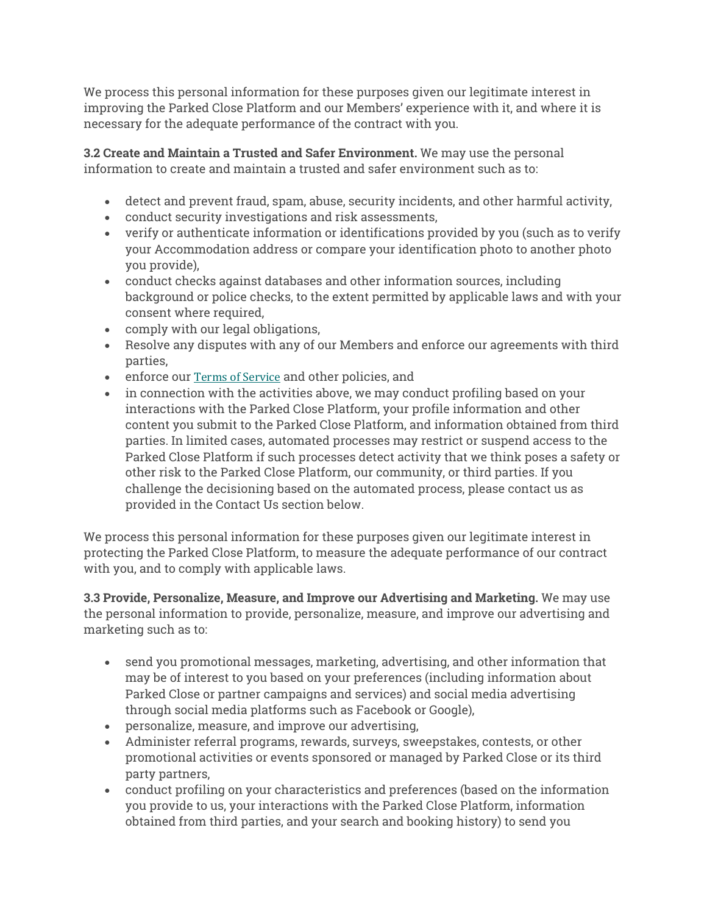We process this personal information for these purposes given our legitimate interest in improving the Parked Close Platform and our Members' experience with it, and where it is necessary for the adequate performance of the contract with you.

**3.2 Create and Maintain a Trusted and Safer Environment.** We may use the personal information to create and maintain a trusted and safer environment such as to:

- detect and prevent fraud, spam, abuse, security incidents, and other harmful activity,
- conduct security investigations and risk assessments,
- verify or authenticate information or identifications provided by you (such as to verify your Accommodation address or compare your identification photo to another photo you provide),
- conduct checks against databases and other information sources, including background or police checks, to the extent permitted by applicable laws and with your consent where required,
- comply with our legal obligations,
- Resolve any disputes with any of our Members and enforce our agreements with third parties,
- enforce our Terms of Service and other policies, and
- in connection with the activities above, we may conduct profiling based on your interactions with the Parked Close Platform, your profile information and other content you submit to the Parked Close Platform, and information obtained from third parties. In limited cases, automated processes may restrict or suspend access to the Parked Close Platform if such processes detect activity that we think poses a safety or other risk to the Parked Close Platform, our community, or third parties. If you challenge the decisioning based on the automated process, please contact us as provided in the Contact Us section below.

We process this personal information for these purposes given our legitimate interest in protecting the Parked Close Platform, to measure the adequate performance of our contract with you, and to comply with applicable laws.

**3.3 Provide, Personalize, Measure, and Improve our Advertising and Marketing.** We may use the personal information to provide, personalize, measure, and improve our advertising and marketing such as to:

- send you promotional messages, marketing, advertising, and other information that may be of interest to you based on your preferences (including information about Parked Close or partner campaigns and services) and social media advertising through social media platforms such as Facebook or Google),
- personalize, measure, and improve our advertising,
- Administer referral programs, rewards, surveys, sweepstakes, contests, or other promotional activities or events sponsored or managed by Parked Close or its third party partners,
- conduct profiling on your characteristics and preferences (based on the information you provide to us, your interactions with the Parked Close Platform, information obtained from third parties, and your search and booking history) to send you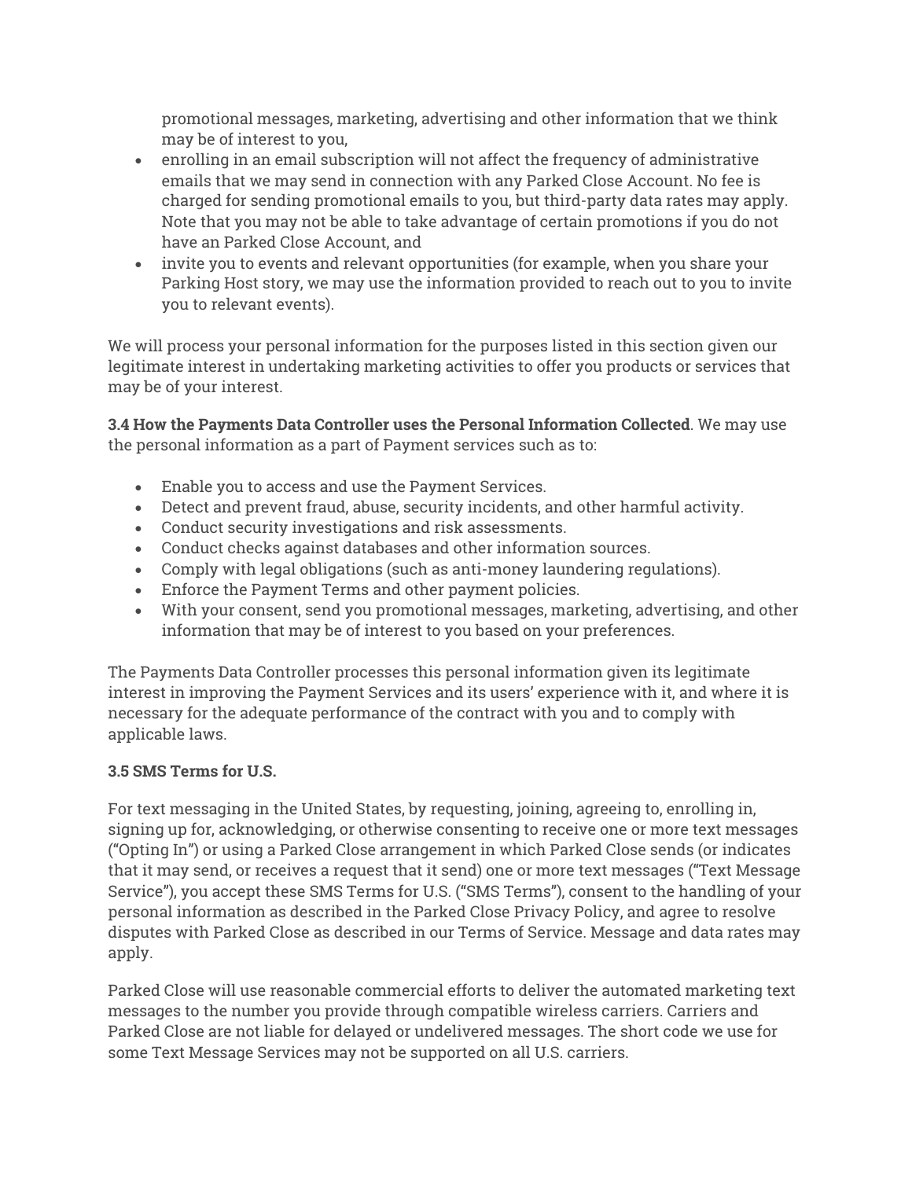promotional messages, marketing, advertising and other information that we think may be of interest to you,

- enrolling in an email subscription will not affect the frequency of administrative emails that we may send in connection with any Parked Close Account. No fee is charged for sending promotional emails to you, but third-party data rates may apply. Note that you may not be able to take advantage of certain promotions if you do not have an Parked Close Account, and
- invite you to events and relevant opportunities (for example, when you share your Parking Host story, we may use the information provided to reach out to you to invite you to relevant events).

We will process your personal information for the purposes listed in this section given our legitimate interest in undertaking marketing activities to offer you products or services that may be of your interest.

**3.4 How the Payments Data Controller uses the Personal Information Collected**. We may use the personal information as a part of Payment services such as to:

- Enable you to access and use the Payment Services.
- Detect and prevent fraud, abuse, security incidents, and other harmful activity.
- Conduct security investigations and risk assessments.
- Conduct checks against databases and other information sources.
- Comply with legal obligations (such as anti-money laundering regulations).
- Enforce the Payment Terms and other payment policies.
- With your consent, send you promotional messages, marketing, advertising, and other information that may be of interest to you based on your preferences.

The Payments Data Controller processes this personal information given its legitimate interest in improving the Payment Services and its users' experience with it, and where it is necessary for the adequate performance of the contract with you and to comply with applicable laws.

**3.5 SMS Terms for U.S.**

For text messaging in the United States, by requesting, joining, agreeing to, enrolling in, signing up for, acknowledging, or otherwise consenting to receive one or more text messages ("Opting In") or using a Parked Close arrangement in which Parked Close sends (or indicates that it may send, or receives a request that it send) one or more text messages ("Text Message Service"), you accept these SMS Terms for U.S. ("SMS Terms"), consent to the handling of your personal information as described in the Parked Close Privacy Policy, and agree to resolve disputes with Parked Close as described in our Terms of Service. Message and data rates may apply.

Parked Close will use reasonable commercial efforts to deliver the automated marketing text messages to the number you provide through compatible wireless carriers. Carriers and Parked Close are not liable for delayed or undelivered messages. The short code we use for some Text Message Services may not be supported on all U.S. carriers.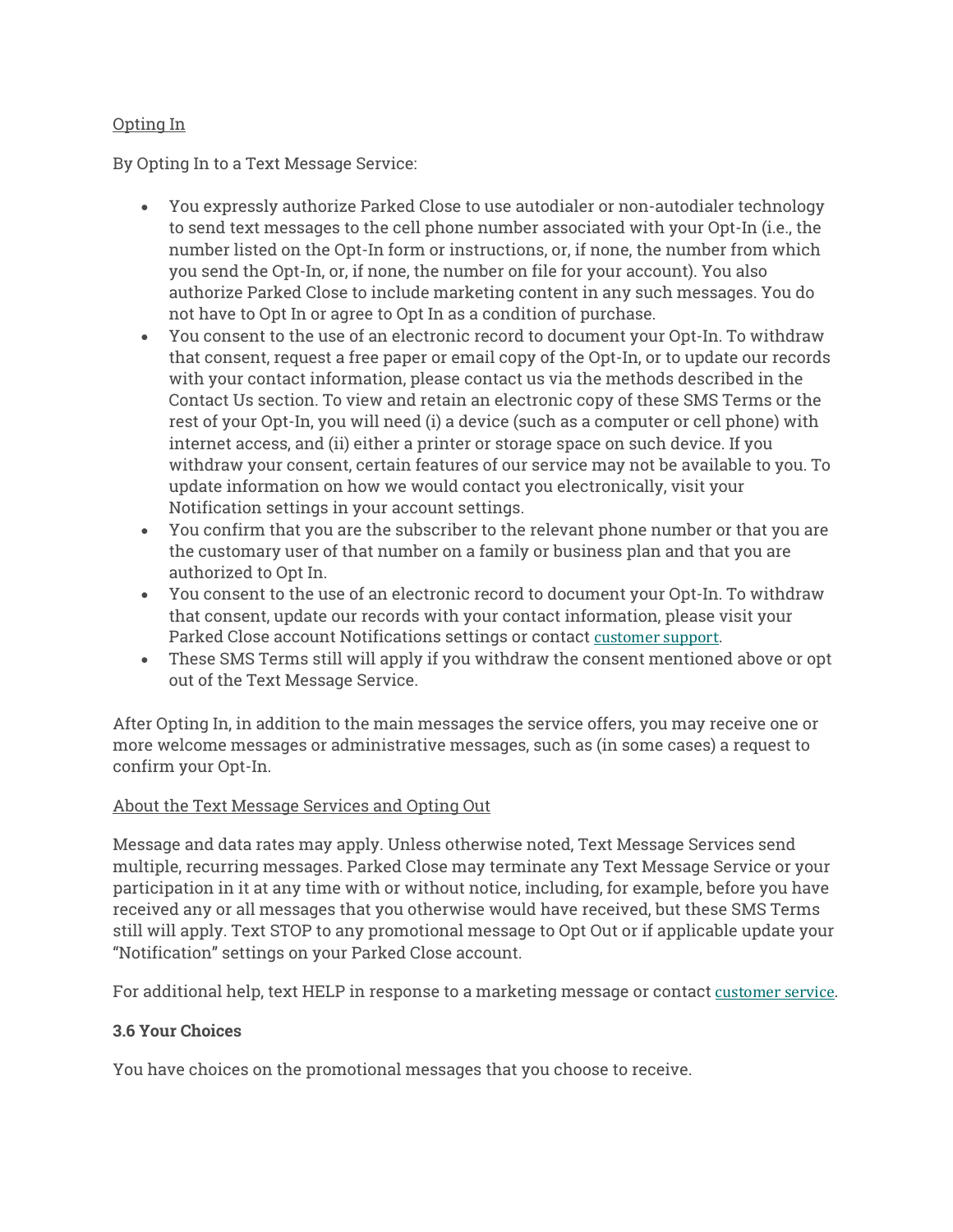Opting In

By Opting In to a Text Message Service:

- You expressly authorize Parked Close to use autodialer or non-autodialer technology to send text messages to the cell phone number associated with your Opt-In (i.e., the number listed on the Opt-In form or instructions, or, if none, the number from which you send the Opt-In, or, if none, the number on file for your account). You also authorize Parked Close to include marketing content in any such messages. You do not have to Opt In or agree to Opt In as a condition of purchase.
- You consent to the use of an electronic record to document your Opt-In. To withdraw that consent, request a free paper or email copy of the Opt-In, or to update our records with your contact information, please contact us via the methods described in the Contact Us section. To view and retain an electronic copy of these SMS Terms or the rest of your Opt-In, you will need (i) a device (such as a computer or cell phone) with internet access, and (ii) either a printer or storage space on such device. If you withdraw your consent, certain features of our service may not be available to you. To update information on how we would contact you electronically, visit your Notification settings in your account settings.
- You confirm that you are the subscriber to the relevant phone number or that you are the customary user of that number on a family or business plan and that you are authorized to Opt In.
- You consent to the use of an electronic record to document your Opt-In. To withdraw that consent, update our records with your contact information, please visit your Parked Close account Notifications settings or contact customer support.
- These SMS Terms still will apply if you withdraw the consent mentioned above or opt out of the Text Message Service.

After Opting In, in addition to the main messages the service offers, you may receive one or more welcome messages or administrative messages, such as (in some cases) a request to confirm your Opt-In.

About the Text Message Services and Opting Out

Message and data rates may apply. Unless otherwise noted, Text Message Services send multiple, recurring messages. Parked Close may terminate any Text Message Service or your participation in it at any time with or without notice, including, for example, before you have received any or all messages that you otherwise would have received, but these SMS Terms still will apply. Text STOP to any promotional message to Opt Out or if applicable update your "Notification" settings on your Parked Close account.

For additional help, text HELP in response to a marketing message or contact customer service.

**3.6 Your Choices**

You have choices on the promotional messages that you choose to receive.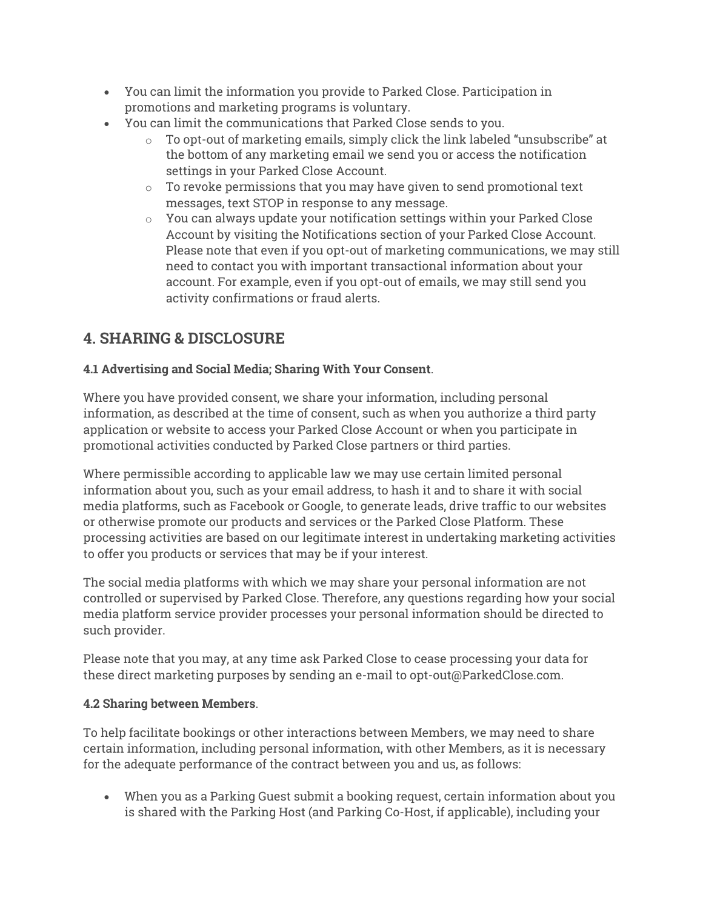- You can limit the information you provide to Parked Close. Participation in promotions and marketing programs is voluntary.
- You can limit the communications that Parked Close sends to you.
    - To opt-out of marketing emails, simply click the link labeled "unsubscribe" at the bottom of any marketing email we send you or access the notification settings in your Parked Close Account.
    - To revoke permissions that you may have given to send promotional text messages, text STOP in response to any message.
    - You can always update your notification settings within your Parked Close Account by visiting the Notifications section of your Parked Close Account. Please note that even if you opt-out of marketing communications, we may still need to contact you with important transactional information about your account. For example, even if you opt-out of emails, we may still send you activity confirmations or fraud alerts.

## 4. SHARING & DISCLOSURE

**4.1 Advertising and Social Media; Sharing With Your Consent**.

Where you have provided consent, we share your information, including personal information, as described at the time of consent, such as when you authorize a third party application or website to access your Parked Close Account or when you participate in promotional activities conducted by Parked Close partners or third parties.

Where permissible according to applicable law we may use certain limited personal information about you, such as your email address, to hash it and to share it with social media platforms, such as Facebook or Google, to generate leads, drive traffic to our websites or otherwise promote our products and services or the Parked Close Platform. These processing activities are based on our legitimate interest in undertaking marketing activities to offer you products or services that may be if your interest.

The social media platforms with which we may share your personal information are not controlled or supervised by Parked Close. Therefore, any questions regarding how your social media platform service provider processes your personal information should be directed to such provider.

Please note that you may, at any time ask Parked Close to cease processing your data for these direct marketing purposes by sending an e-mail to opt-out@ParkedClose.com.

**4.2 Sharing between Members**.

To help facilitate bookings or other interactions between Members, we may need to share certain information, including personal information, with other Members, as it is necessary for the adequate performance of the contract between you and us, as follows:

- When you as a Parking Guest submit a booking request, certain information about you is shared with the Parking Host (and Parking Co-Host, if applicable), including your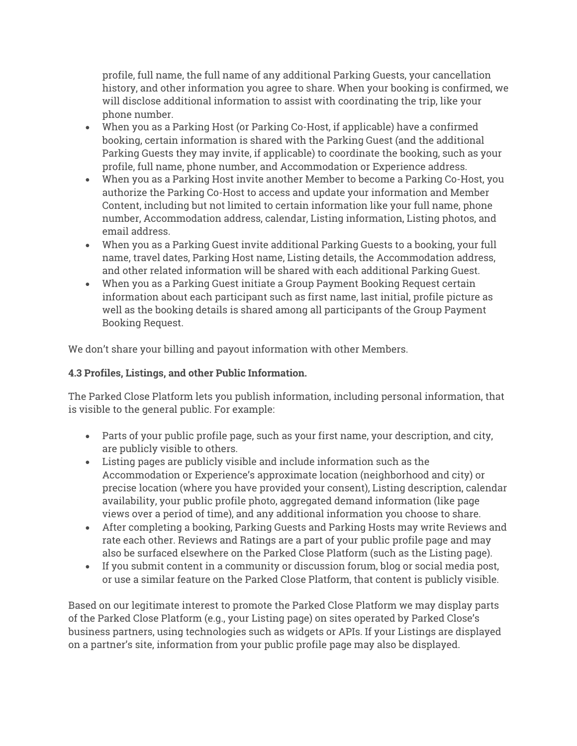profile, full name, the full name of any additional Parking Guests, your cancellation history, and other information you agree to share. When your booking is confirmed, we will disclose additional information to assist with coordinating the trip, like your phone number.

- When you as a Parking Host (or Parking Co-Host, if applicable) have a confirmed booking, certain information is shared with the Parking Guest (and the additional Parking Guests they may invite, if applicable) to coordinate the booking, such as your profile, full name, phone number, and Accommodation or Experience address.
- When you as a Parking Host invite another Member to become a Parking Co-Host, you authorize the Parking Co-Host to access and update your information and Member Content, including but not limited to certain information like your full name, phone number, Accommodation address, calendar, Listing information, Listing photos, and email address.
- When you as a Parking Guest invite additional Parking Guests to a booking, your full name, travel dates, Parking Host name, Listing details, the Accommodation address, and other related information will be shared with each additional Parking Guest.
- When you as a Parking Guest initiate a Group Payment Booking Request certain information about each participant such as first name, last initial, profile picture as well as the booking details is shared among all participants of the Group Payment Booking Request.

We don't share your billing and payout information with other Members.

**4.3 Profiles, Listings, and other Public Information.**

The Parked Close Platform lets you publish information, including personal information, that is visible to the general public. For example:

- Parts of your public profile page, such as your first name, your description, and city, are publicly visible to others.
- Listing pages are publicly visible and include information such as the Accommodation or Experience's approximate location (neighborhood and city) or precise location (where you have provided your consent), Listing description, calendar availability, your public profile photo, aggregated demand information (like page views over a period of time), and any additional information you choose to share.
- After completing a booking, Parking Guests and Parking Hosts may write Reviews and rate each other. Reviews and Ratings are a part of your public profile page and may also be surfaced elsewhere on the Parked Close Platform (such as the Listing page).
- If you submit content in a community or discussion forum, blog or social media post, or use a similar feature on the Parked Close Platform, that content is publicly visible.

Based on our legitimate interest to promote the Parked Close Platform we may display parts of the Parked Close Platform (e.g., your Listing page) on sites operated by Parked Close's business partners, using technologies such as widgets or APIs. If your Listings are displayed on a partner's site, information from your public profile page may also be displayed.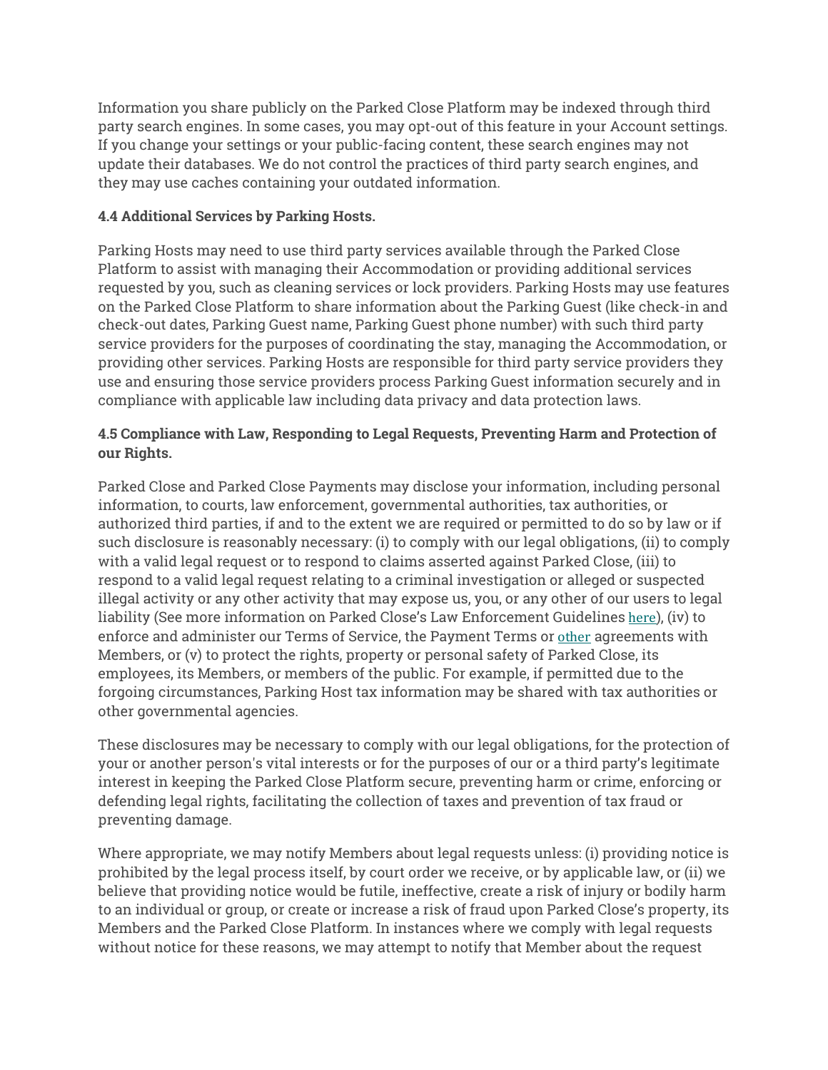Information you share publicly on the Parked Close Platform may be indexed through third party search engines. In some cases, you may opt-out of this feature in your Account settings. If you change your settings or your public-facing content, these search engines may not update their databases. We do not control the practices of third party search engines, and they may use caches containing your outdated information.

**4.4 Additional Services by Parking Hosts.**

Parking Hosts may need to use third party services available through the Parked Close Platform to assist with managing their Accommodation or providing additional services requested by you, such as cleaning services or lock providers. Parking Hosts may use features on the Parked Close Platform to share information about the Parking Guest (like check-in and check-out dates, Parking Guest name, Parking Guest phone number) with such third party service providers for the purposes of coordinating the stay, managing the Accommodation, or providing other services. Parking Hosts are responsible for third party service providers they use and ensuring those service providers process Parking Guest information securely and in compliance with applicable law including data privacy and data protection laws.

**4.5 Compliance with Law, Responding to Legal Requests, Preventing Harm and Protection of our Rights.**

Parked Close and Parked Close Payments may disclose your information, including personal information, to courts, law enforcement, governmental authorities, tax authorities, or authorized third parties, if and to the extent we are required or permitted to do so by law or if such disclosure is reasonably necessary: (i) to comply with our legal obligations, (ii) to comply with a valid legal request or to respond to claims asserted against Parked Close, (iii) to respond to a valid legal request relating to a criminal investigation or alleged or suspected illegal activity or any other activity that may expose us, you, or any other of our users to legal liability (See more information on Parked Close's Law Enforcement Guidelines here), (iv) to enforce and administer our Terms of Service, the Payment Terms or other agreements with Members, or (v) to protect the rights, property or personal safety of Parked Close, its employees, its Members, or members of the public. For example, if permitted due to the forgoing circumstances, Parking Host tax information may be shared with tax authorities or other governmental agencies.

These disclosures may be necessary to comply with our legal obligations, for the protection of your or another person's vital interests or for the purposes of our or a third party's legitimate interest in keeping the Parked Close Platform secure, preventing harm or crime, enforcing or defending legal rights, facilitating the collection of taxes and prevention of tax fraud or preventing damage.

Where appropriate, we may notify Members about legal requests unless: (i) providing notice is prohibited by the legal process itself, by court order we receive, or by applicable law, or (ii) we believe that providing notice would be futile, ineffective, create a risk of injury or bodily harm to an individual or group, or create or increase a risk of fraud upon Parked Close's property, its Members and the Parked Close Platform. In instances where we comply with legal requests without notice for these reasons, we may attempt to notify that Member about the request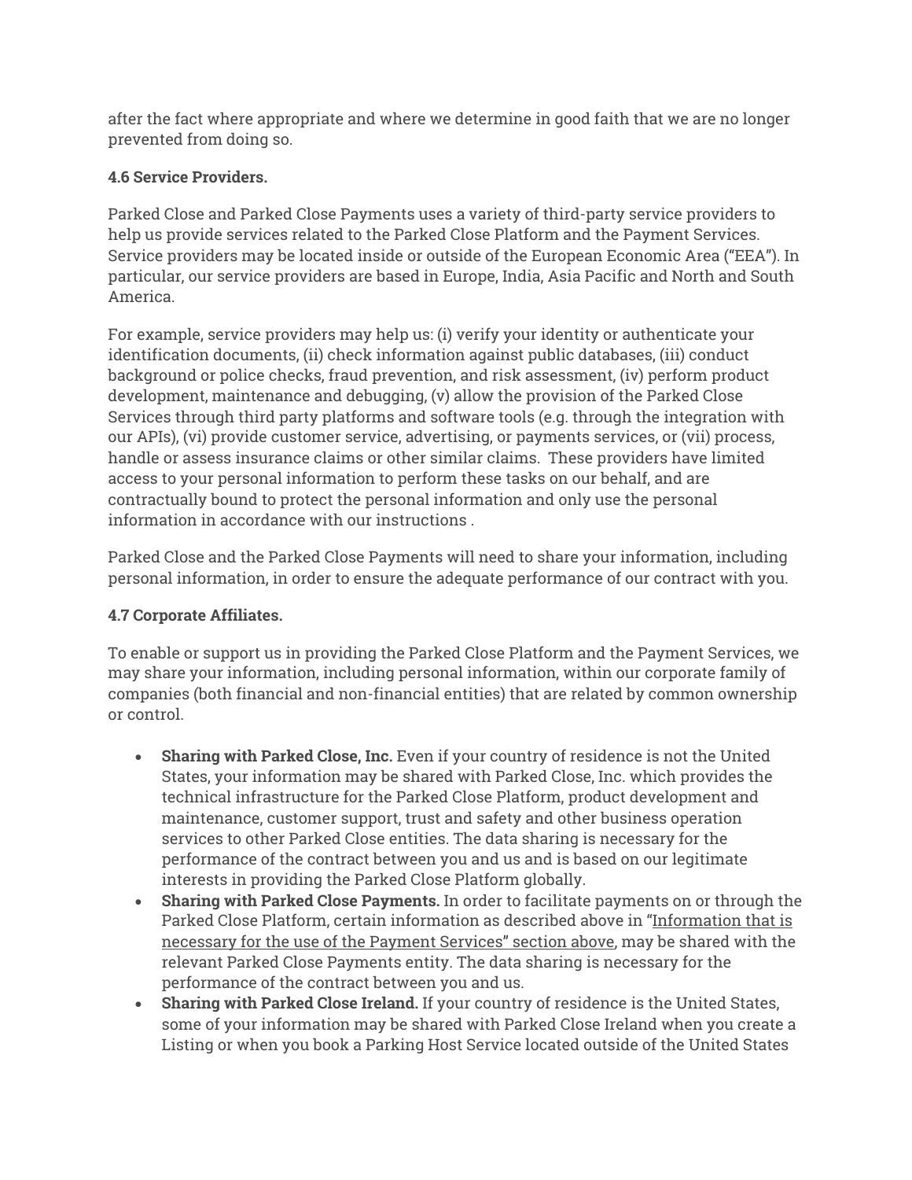after the fact where appropriate and where we determine in good faith that we are no longer prevented from doing so.

**4.6 Service Providers.**

Parked Close and Parked Close Payments uses a variety of third-party service providers to help us provide services related to the Parked Close Platform and the Payment Services. Service providers may be located inside or outside of the European Economic Area ("EEA"). In particular, our service providers are based in Europe, India, Asia Pacific and North and South America.

For example, service providers may help us: (i) verify your identity or authenticate your identification documents, (ii) check information against public databases, (iii) conduct background or police checks, fraud prevention, and risk assessment, (iv) perform product development, maintenance and debugging, (v) allow the provision of the Parked Close Services through third party platforms and software tools (e.g. through the integration with our APIs), (vi) provide customer service, advertising, or payments services, or (vii) process, handle or assess insurance claims or other similar claims. These providers have limited access to your personal information to perform these tasks on our behalf, and are contractually bound to protect the personal information and only use the personal information in accordance with our instructions .

Parked Close and the Parked Close Payments will need to share your information, including personal information, in order to ensure the adequate performance of our contract with you.

**4.7 Corporate Affiliates.**

To enable or support us in providing the Parked Close Platform and the Payment Services, we may share your information, including personal information, within our corporate family of companies (both financial and non-financial entities) that are related by common ownership or control.

- **Sharing with Parked Close, Inc.** Even if your country of residence is not the United States, your information may be shared with Parked Close, Inc. which provides the technical infrastructure for the Parked Close Platform, product development and maintenance, customer support, trust and safety and other business operation services to other Parked Close entities. The data sharing is necessary for the performance of the contract between you and us and is based on our legitimate interests in providing the Parked Close Platform globally.
- **Sharing with Parked Close Payments.** In order to facilitate payments on or through the Parked Close Platform, certain information as described above in "Information that is necessary for the use of the Payment Services" section above, may be shared with the relevant Parked Close Payments entity. The data sharing is necessary for the performance of the contract between you and us.
- **Sharing with Parked Close Ireland.** If your country of residence is the United States, some of your information may be shared with Parked Close Ireland when you create a Listing or when you book a Parking Host Service located outside of the United States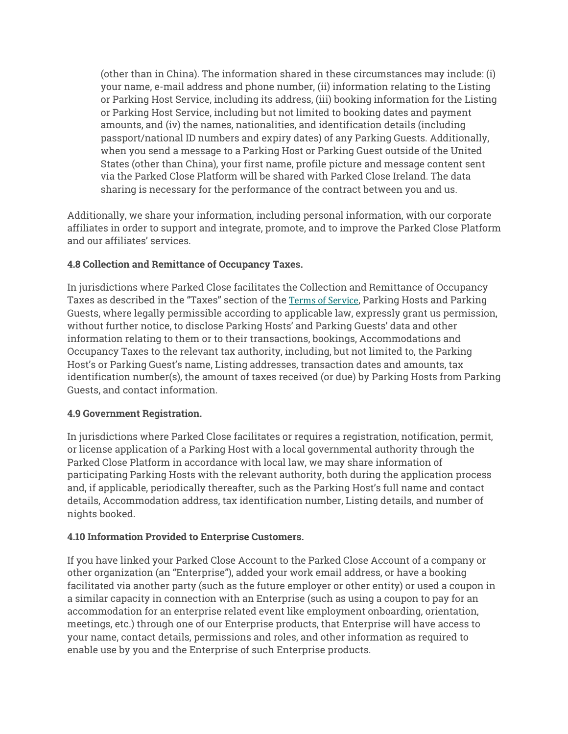(other than in China). The information shared in these circumstances may include: (i) your name, e-mail address and phone number, (ii) information relating to the Listing or Parking Host Service, including its address, (iii) booking information for the Listing or Parking Host Service, including but not limited to booking dates and payment amounts, and (iv) the names, nationalities, and identification details (including passport/national ID numbers and expiry dates) of any Parking Guests. Additionally, when you send a message to a Parking Host or Parking Guest outside of the United States (other than China), your first name, profile picture and message content sent via the Parked Close Platform will be shared with Parked Close Ireland. The data sharing is necessary for the performance of the contract between you and us.

Additionally, we share your information, including personal information, with our corporate affiliates in order to support and integrate, promote, and to improve the Parked Close Platform and our affiliates' services.

**4.8 Collection and Remittance of Occupancy Taxes.**

In jurisdictions where Parked Close facilitates the Collection and Remittance of Occupancy Taxes as described in the "Taxes" section of the Terms of Service, Parking Hosts and Parking Guests, where legally permissible according to applicable law, expressly grant us permission, without further notice, to disclose Parking Hosts' and Parking Guests' data and other information relating to them or to their transactions, bookings, Accommodations and Occupancy Taxes to the relevant tax authority, including, but not limited to, the Parking Host's or Parking Guest's name, Listing addresses, transaction dates and amounts, tax identification number(s), the amount of taxes received (or due) by Parking Hosts from Parking Guests, and contact information.

**4.9 Government Registration.**

In jurisdictions where Parked Close facilitates or requires a registration, notification, permit, or license application of a Parking Host with a local governmental authority through the Parked Close Platform in accordance with local law, we may share information of participating Parking Hosts with the relevant authority, both during the application process and, if applicable, periodically thereafter, such as the Parking Host's full name and contact details, Accommodation address, tax identification number, Listing details, and number of nights booked.

**4.10 Information Provided to Enterprise Customers.**

If you have linked your Parked Close Account to the Parked Close Account of a company or other organization (an "Enterprise"), added your work email address, or have a booking facilitated via another party (such as the future employer or other entity) or used a coupon in a similar capacity in connection with an Enterprise (such as using a coupon to pay for an accommodation for an enterprise related event like employment onboarding, orientation, meetings, etc.) through one of our Enterprise products, that Enterprise will have access to your name, contact details, permissions and roles, and other information as required to enable use by you and the Enterprise of such Enterprise products.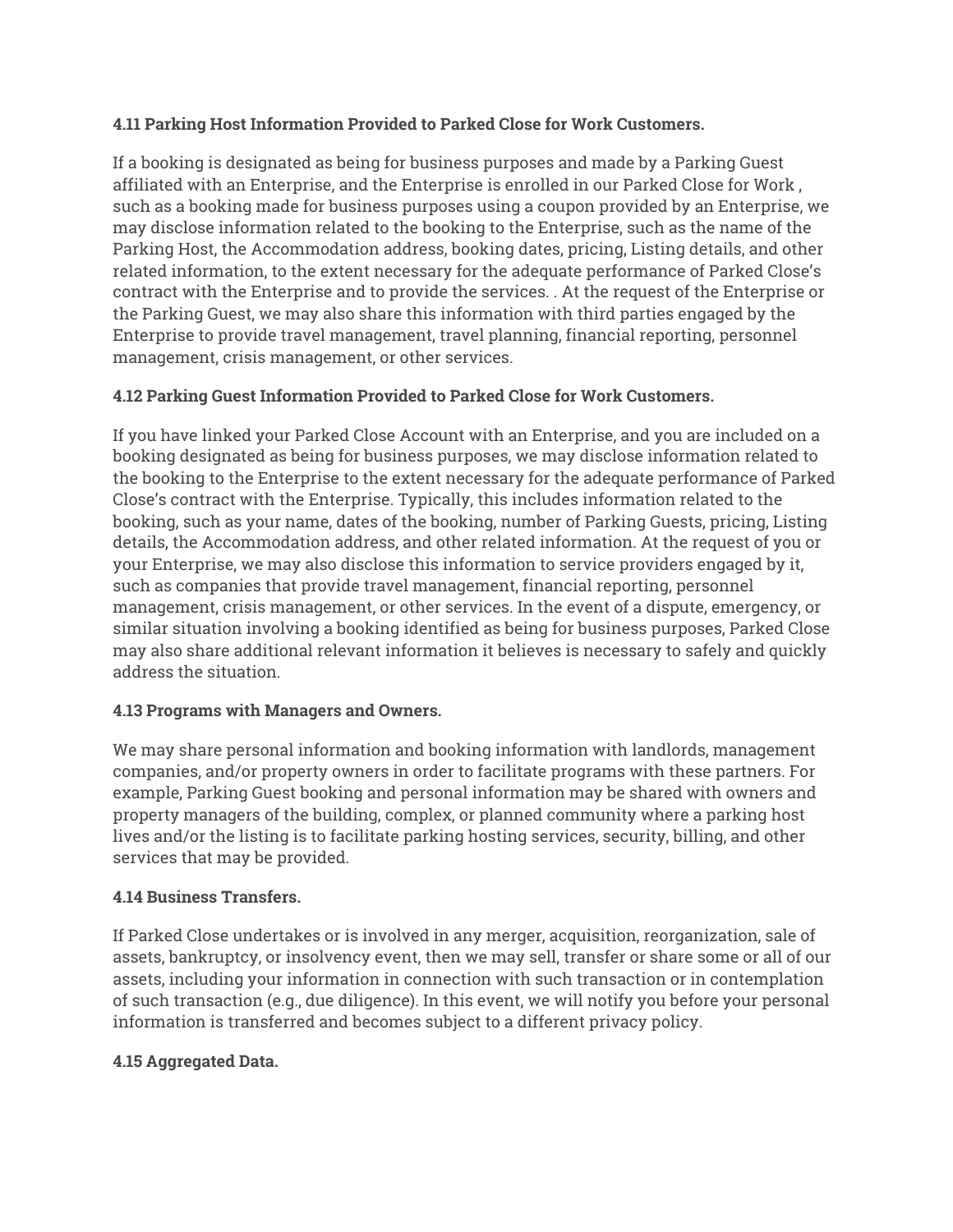**4.11 Parking Host Information Provided to Parked Close for Work Customers.**

If a booking is designated as being for business purposes and made by a Parking Guest affiliated with an Enterprise, and the Enterprise is enrolled in our Parked Close for Work , such as a booking made for business purposes using a coupon provided by an Enterprise, we may disclose information related to the booking to the Enterprise, such as the name of the Parking Host, the Accommodation address, booking dates, pricing, Listing details, and other related information, to the extent necessary for the adequate performance of Parked Close's contract with the Enterprise and to provide the services. . At the request of the Enterprise or the Parking Guest, we may also share this information with third parties engaged by the Enterprise to provide travel management, travel planning, financial reporting, personnel management, crisis management, or other services.

**4.12 Parking Guest Information Provided to Parked Close for Work Customers.**

If you have linked your Parked Close Account with an Enterprise, and you are included on a booking designated as being for business purposes, we may disclose information related to the booking to the Enterprise to the extent necessary for the adequate performance of Parked Close's contract with the Enterprise. Typically, this includes information related to the booking, such as your name, dates of the booking, number of Parking Guests, pricing, Listing details, the Accommodation address, and other related information. At the request of you or your Enterprise, we may also disclose this information to service providers engaged by it, such as companies that provide travel management, financial reporting, personnel management, crisis management, or other services. In the event of a dispute, emergency, or similar situation involving a booking identified as being for business purposes, Parked Close may also share additional relevant information it believes is necessary to safely and quickly address the situation.

**4.13 Programs with Managers and Owners.**

We may share personal information and booking information with landlords, management companies, and/or property owners in order to facilitate programs with these partners. For example, Parking Guest booking and personal information may be shared with owners and property managers of the building, complex, or planned community where a parking host lives and/or the listing is to facilitate parking hosting services, security, billing, and other services that may be provided.

**4.14 Business Transfers.**

If Parked Close undertakes or is involved in any merger, acquisition, reorganization, sale of assets, bankruptcy, or insolvency event, then we may sell, transfer or share some or all of our assets, including your information in connection with such transaction or in contemplation of such transaction (e.g., due diligence). In this event, we will notify you before your personal information is transferred and becomes subject to a different privacy policy.

**4.15 Aggregated Data.**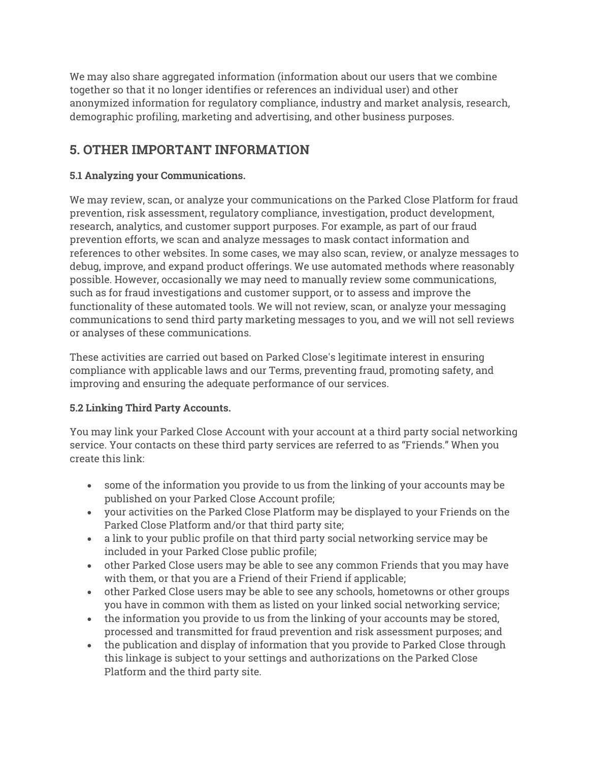We may also share aggregated information (information about our users that we combine together so that it no longer identifies or references an individual user) and other anonymized information for regulatory compliance, industry and market analysis, research, demographic profiling, marketing and advertising, and other business purposes.

## 5. OTHER IMPORTANT INFORMATION

**5.1 Analyzing your Communications.**

We may review, scan, or analyze your communications on the Parked Close Platform for fraud prevention, risk assessment, regulatory compliance, investigation, product development, research, analytics, and customer support purposes. For example, as part of our fraud prevention efforts, we scan and analyze messages to mask contact information and references to other websites. In some cases, we may also scan, review, or analyze messages to debug, improve, and expand product offerings. We use automated methods where reasonably possible. However, occasionally we may need to manually review some communications, such as for fraud investigations and customer support, or to assess and improve the functionality of these automated tools. We will not review, scan, or analyze your messaging communications to send third party marketing messages to you, and we will not sell reviews or analyses of these communications.

These activities are carried out based on Parked Close's legitimate interest in ensuring compliance with applicable laws and our Terms, preventing fraud, promoting safety, and improving and ensuring the adequate performance of our services.

**5.2 Linking Third Party Accounts.**

You may link your Parked Close Account with your account at a third party social networking service. Your contacts on these third party services are referred to as "Friends." When you create this link:

- some of the information you provide to us from the linking of your accounts may be published on your Parked Close Account profile;
- your activities on the Parked Close Platform may be displayed to your Friends on the Parked Close Platform and/or that third party site;
- a link to your public profile on that third party social networking service may be included in your Parked Close public profile;
- other Parked Close users may be able to see any common Friends that you may have with them, or that you are a Friend of their Friend if applicable;
- other Parked Close users may be able to see any schools, hometowns or other groups you have in common with them as listed on your linked social networking service;
- the information you provide to us from the linking of your accounts may be stored, processed and transmitted for fraud prevention and risk assessment purposes; and
- the publication and display of information that you provide to Parked Close through this linkage is subject to your settings and authorizations on the Parked Close Platform and the third party site.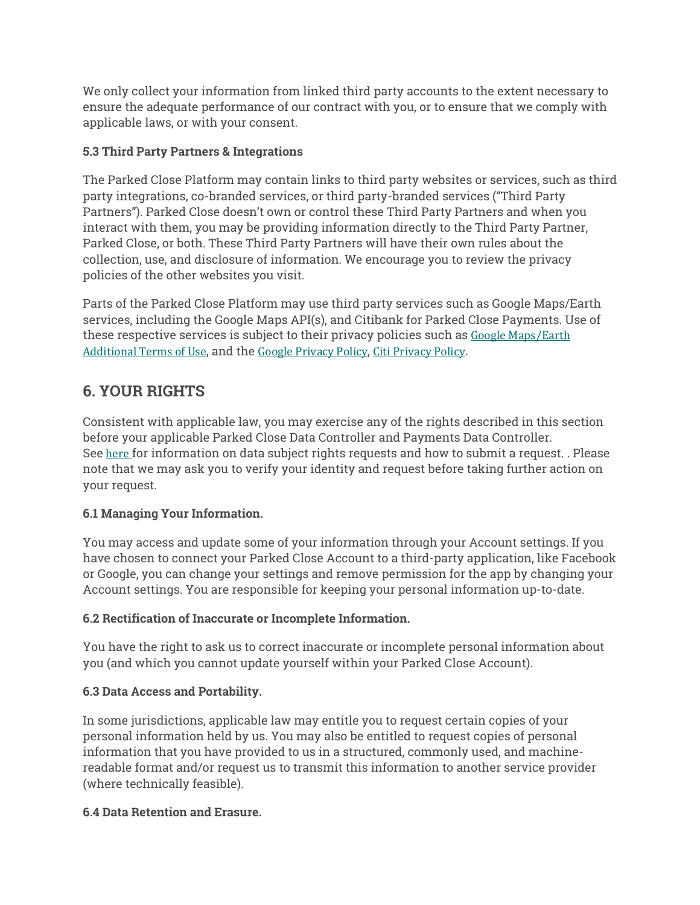We only collect your information from linked third party accounts to the extent necessary to ensure the adequate performance of our contract with you, or to ensure that we comply with applicable laws, or with your consent.

**5.3 Third Party Partners & Integrations**

The Parked Close Platform may contain links to third party websites or services, such as third party integrations, co-branded services, or third party-branded services ("Third Party Partners"). Parked Close doesn't own or control these Third Party Partners and when you interact with them, you may be providing information directly to the Third Party Partner, Parked Close, or both. These Third Party Partners will have their own rules about the collection, use, and disclosure of information. We encourage you to review the privacy policies of the other websites you visit.

Parts of the Parked Close Platform may use third party services such as Google Maps/Earth services, including the Google Maps API(s), and Citibank for Parked Close Payments. Use of these respective services is subject to their privacy policies such as Google Maps/Earth Additional Terms of Use, and the Google Privacy Policy, Citi Privacy Policy.

## 6. YOUR RIGHTS

Consistent with applicable law, you may exercise any of the rights described in this section before your applicable Parked Close Data Controller and Payments Data Controller. See here for information on data subject rights requests and how to submit a request. . Please note that we may ask you to verify your identity and request before taking further action on your request.

**6.1 Managing Your Information.**

You may access and update some of your information through your Account settings. If you have chosen to connect your Parked Close Account to a third-party application, like Facebook or Google, you can change your settings and remove permission for the app by changing your Account settings. You are responsible for keeping your personal information up-to-date.

**6.2 Rectification of Inaccurate or Incomplete Information.**

You have the right to ask us to correct inaccurate or incomplete personal information about you (and which you cannot update yourself within your Parked Close Account).

**6.3 Data Access and Portability.**

In some jurisdictions, applicable law may entitle you to request certain copies of your personal information held by us. You may also be entitled to request copies of personal information that you have provided to us in a structured, commonly used, and machine-readable format and/or request us to transmit this information to another service provider (where technically feasible).

**6.4 Data Retention and Erasure.**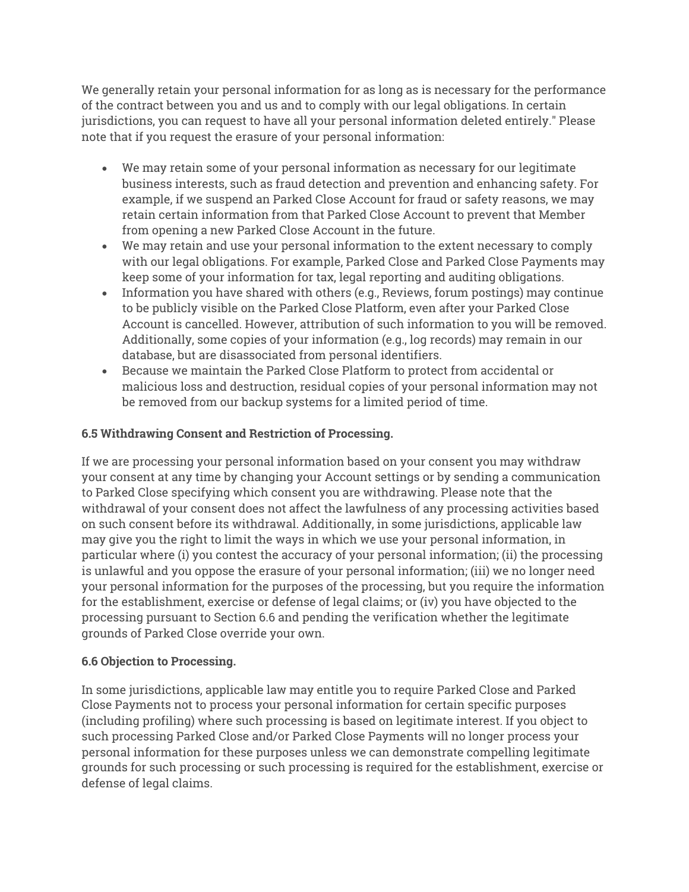We generally retain your personal information for as long as is necessary for the performance of the contract between you and us and to comply with our legal obligations. In certain jurisdictions, you can request to have all your personal information deleted entirely." Please note that if you request the erasure of your personal information:

- We may retain some of your personal information as necessary for our legitimate business interests, such as fraud detection and prevention and enhancing safety. For example, if we suspend an Parked Close Account for fraud or safety reasons, we may retain certain information from that Parked Close Account to prevent that Member from opening a new Parked Close Account in the future.
- We may retain and use your personal information to the extent necessary to comply with our legal obligations. For example, Parked Close and Parked Close Payments may keep some of your information for tax, legal reporting and auditing obligations.
- Information you have shared with others (e.g., Reviews, forum postings) may continue to be publicly visible on the Parked Close Platform, even after your Parked Close Account is cancelled. However, attribution of such information to you will be removed. Additionally, some copies of your information (e.g., log records) may remain in our database, but are disassociated from personal identifiers.
- Because we maintain the Parked Close Platform to protect from accidental or malicious loss and destruction, residual copies of your personal information may not be removed from our backup systems for a limited period of time.

**6.5 Withdrawing Consent and Restriction of Processing.**

If we are processing your personal information based on your consent you may withdraw your consent at any time by changing your Account settings or by sending a communication to Parked Close specifying which consent you are withdrawing. Please note that the withdrawal of your consent does not affect the lawfulness of any processing activities based on such consent before its withdrawal. Additionally, in some jurisdictions, applicable law may give you the right to limit the ways in which we use your personal information, in particular where (i) you contest the accuracy of your personal information; (ii) the processing is unlawful and you oppose the erasure of your personal information; (iii) we no longer need your personal information for the purposes of the processing, but you require the information for the establishment, exercise or defense of legal claims; or (iv) you have objected to the processing pursuant to Section 6.6 and pending the verification whether the legitimate grounds of Parked Close override your own.

**6.6 Objection to Processing.**

In some jurisdictions, applicable law may entitle you to require Parked Close and Parked Close Payments not to process your personal information for certain specific purposes (including profiling) where such processing is based on legitimate interest. If you object to such processing Parked Close and/or Parked Close Payments will no longer process your personal information for these purposes unless we can demonstrate compelling legitimate grounds for such processing or such processing is required for the establishment, exercise or defense of legal claims.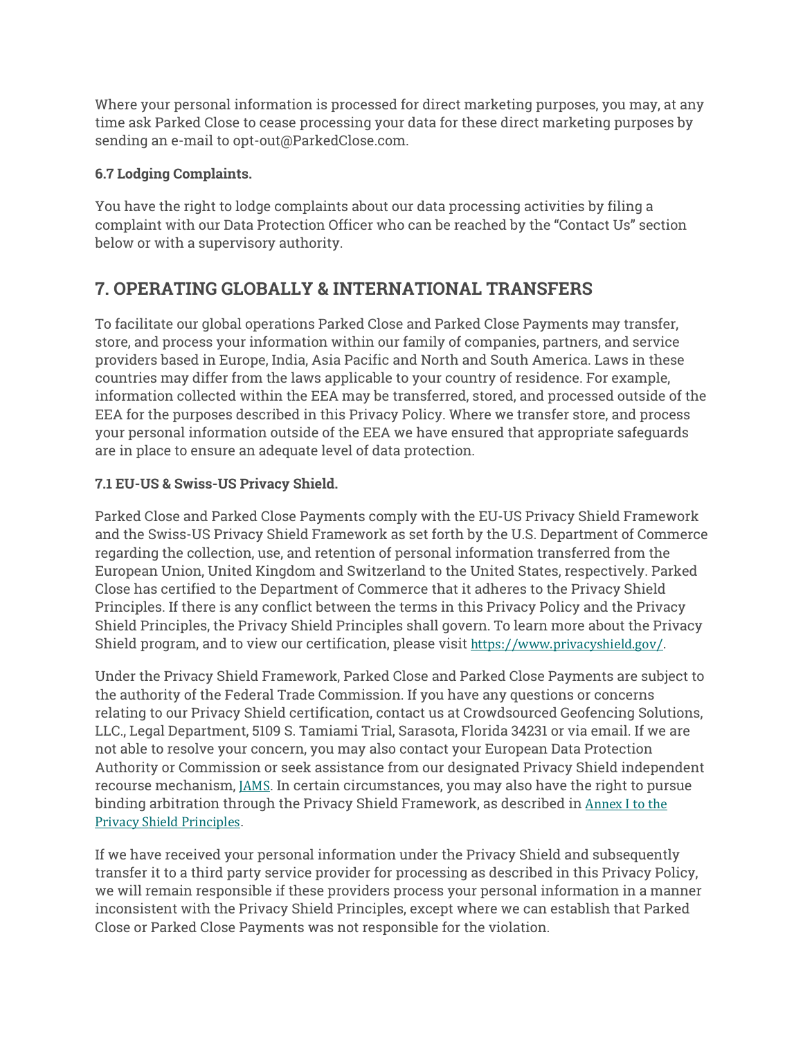Where your personal information is processed for direct marketing purposes, you may, at any time ask Parked Close to cease processing your data for these direct marketing purposes by sending an e-mail to opt-out@ParkedClose.com.

**6.7 Lodging Complaints.**

You have the right to lodge complaints about our data processing activities by filing a complaint with our Data Protection Officer who can be reached by the "Contact Us" section below or with a supervisory authority.

## 7. OPERATING GLOBALLY & INTERNATIONAL TRANSFERS

To facilitate our global operations Parked Close and Parked Close Payments may transfer, store, and process your information within our family of companies, partners, and service providers based in Europe, India, Asia Pacific and North and South America. Laws in these countries may differ from the laws applicable to your country of residence. For example, information collected within the EEA may be transferred, stored, and processed outside of the EEA for the purposes described in this Privacy Policy. Where we transfer store, and process your personal information outside of the EEA we have ensured that appropriate safeguards are in place to ensure an adequate level of data protection.

**7.1 EU-US & Swiss-US Privacy Shield.**

Parked Close and Parked Close Payments comply with the EU-US Privacy Shield Framework and the Swiss-US Privacy Shield Framework as set forth by the U.S. Department of Commerce regarding the collection, use, and retention of personal information transferred from the European Union, United Kingdom and Switzerland to the United States, respectively. Parked Close has certified to the Department of Commerce that it adheres to the Privacy Shield Principles. If there is any conflict between the terms in this Privacy Policy and the Privacy Shield Principles, the Privacy Shield Principles shall govern. To learn more about the Privacy Shield program, and to view our certification, please visit https://www.privacyshield.gov/.

Under the Privacy Shield Framework, Parked Close and Parked Close Payments are subject to the authority of the Federal Trade Commission. If you have any questions or concerns relating to our Privacy Shield certification, contact us at Crowdsourced Geofencing Solutions, LLC., Legal Department, 5109 S. Tamiami Trial, Sarasota, Florida 34231 or via email. If we are not able to resolve your concern, you may also contact your European Data Protection Authority or Commission or seek assistance from our designated Privacy Shield independent recourse mechanism, JAMS. In certain circumstances, you may also have the right to pursue binding arbitration through the Privacy Shield Framework, as described in Annex I to the Privacy Shield Principles.

If we have received your personal information under the Privacy Shield and subsequently transfer it to a third party service provider for processing as described in this Privacy Policy, we will remain responsible if these providers process your personal information in a manner inconsistent with the Privacy Shield Principles, except where we can establish that Parked Close or Parked Close Payments was not responsible for the violation.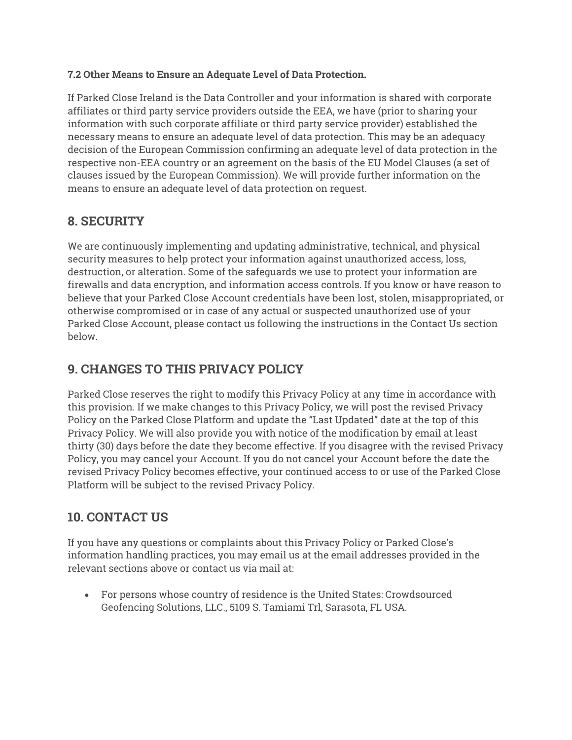**7.2 Other Means to Ensure an Adequate Level of Data Protection.**

If Parked Close Ireland is the Data Controller and your information is shared with corporate affiliates or third party service providers outside the EEA, we have (prior to sharing your information with such corporate affiliate or third party service provider) established the necessary means to ensure an adequate level of data protection. This may be an adequacy decision of the European Commission confirming an adequate level of data protection in the respective non-EEA country or an agreement on the basis of the EU Model Clauses (a set of clauses issued by the European Commission). We will provide further information on the means to ensure an adequate level of data protection on request.

## 8. SECURITY

We are continuously implementing and updating administrative, technical, and physical security measures to help protect your information against unauthorized access, loss, destruction, or alteration. Some of the safeguards we use to protect your information are firewalls and data encryption, and information access controls. If you know or have reason to believe that your Parked Close Account credentials have been lost, stolen, misappropriated, or otherwise compromised or in case of any actual or suspected unauthorized use of your Parked Close Account, please contact us following the instructions in the Contact Us section below.

## 9. CHANGES TO THIS PRIVACY POLICY

Parked Close reserves the right to modify this Privacy Policy at any time in accordance with this provision. If we make changes to this Privacy Policy, we will post the revised Privacy Policy on the Parked Close Platform and update the “Last Updated” date at the top of this Privacy Policy. We will also provide you with notice of the modification by email at least thirty (30) days before the date they become effective. If you disagree with the revised Privacy Policy, you may cancel your Account. If you do not cancel your Account before the date the revised Privacy Policy becomes effective, your continued access to or use of the Parked Close Platform will be subject to the revised Privacy Policy.

## 10. CONTACT US

If you have any questions or complaints about this Privacy Policy or Parked Close’s information handling practices, you may email us at the email addresses provided in the relevant sections above or contact us via mail at:

- For persons whose country of residence is the United States: Crowdsourced Geofencing Solutions, LLC., 5109 S. Tamiami Trl, Sarasota, FL USA.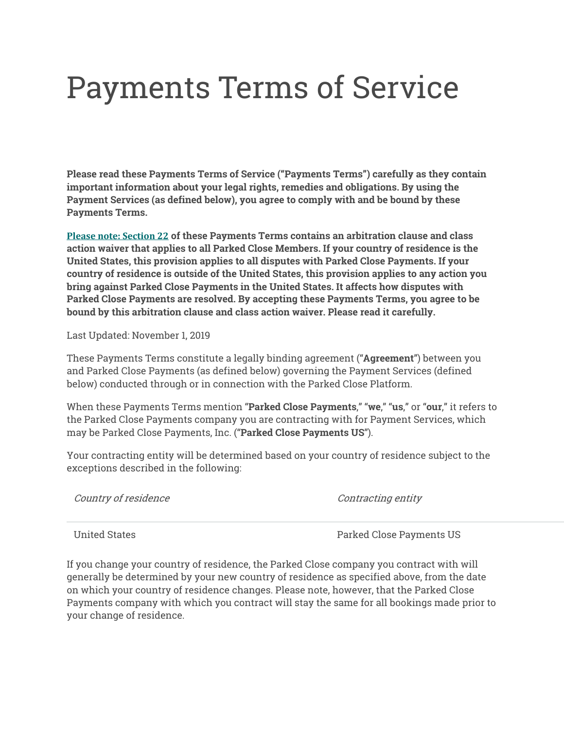# Payments Terms of Service

**Please read these Payments Terms of Service ("Payments Terms") carefully as they contain important information about your legal rights, remedies and obligations. By using the Payment Services (as defined below), you agree to comply with and be bound by these Payments Terms.**

**Please note: Section 22 of these Payments Terms contains an arbitration clause and class action waiver that applies to all Parked Close Members. If your country of residence is the United States, this provision applies to all disputes with Parked Close Payments. If your country of residence is outside of the United States, this provision applies to any action you bring against Parked Close Payments in the United States. It affects how disputes with Parked Close Payments are resolved. By accepting these Payments Terms, you agree to be bound by this arbitration clause and class action waiver. Please read it carefully.**

Last Updated: November 1, 2019

These Payments Terms constitute a legally binding agreement ("**Agreement**") between you and Parked Close Payments (as defined below) governing the Payment Services (defined below) conducted through or in connection with the Parked Close Platform.

When these Payments Terms mention "**Parked Close Payments**," "**we**," "**us**," or "**our**," it refers to the Parked Close Payments company you are contracting with for Payment Services, which may be Parked Close Payments, Inc. ("**Parked Close Payments US**").

Your contracting entity will be determined based on your country of residence subject to the exceptions described in the following:

| *Country of residence* | *Contracting entity* |
| --- | --- |
| United States | Parked Close Payments US |

If you change your country of residence, the Parked Close company you contract with will generally be determined by your new country of residence as specified above, from the date on which your country of residence changes. Please note, however, that the Parked Close Payments company with which you contract will stay the same for all bookings made prior to your change of residence.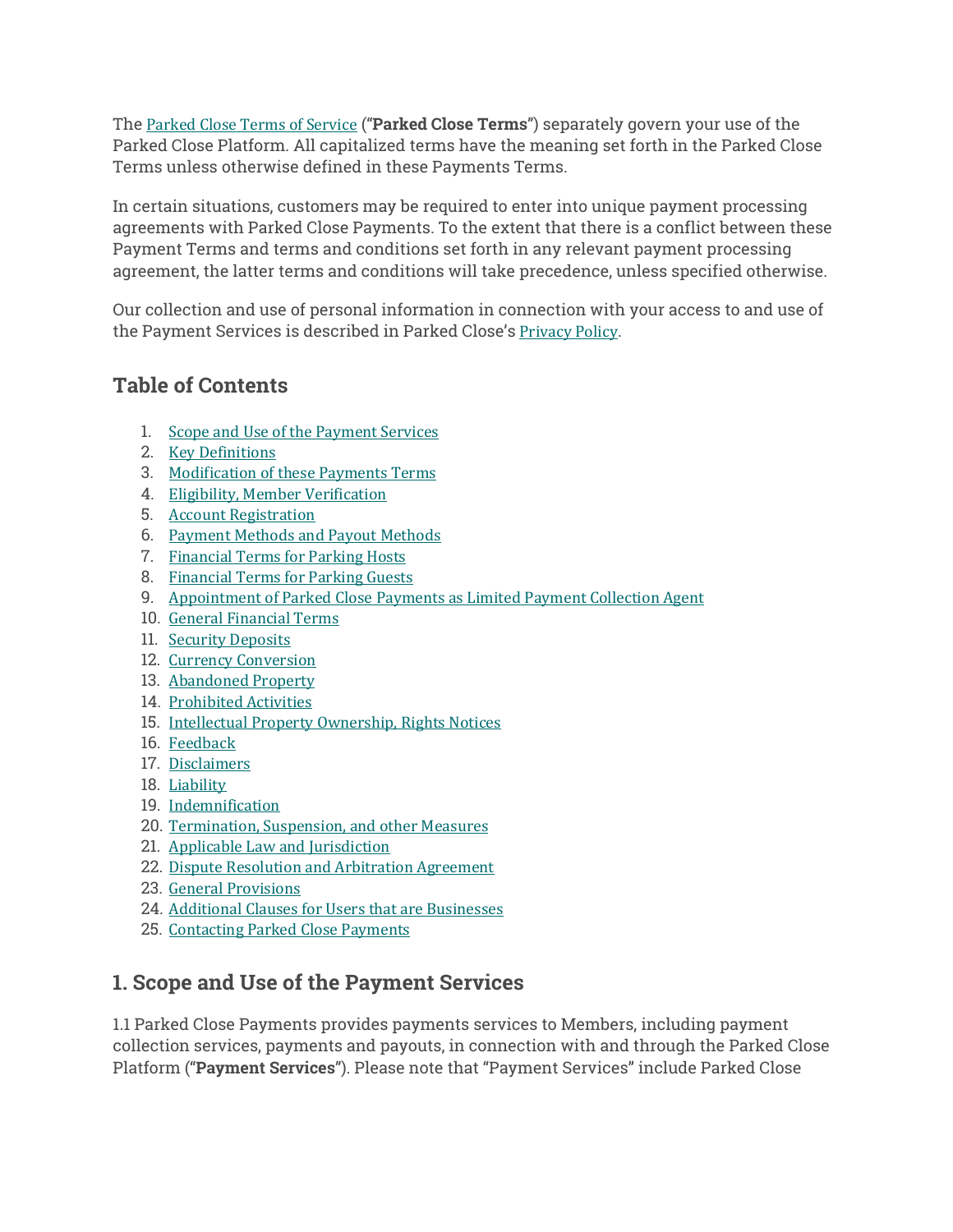The [Parked Close Terms of Service](#) (“**Parked Close Terms**”) separately govern your use of the Parked Close Platform. All capitalized terms have the meaning set forth in the Parked Close Terms unless otherwise defined in these Payments Terms.

In certain situations, customers may be required to enter into unique payment processing agreements with Parked Close Payments. To the extent that there is a conflict between these Payment Terms and terms and conditions set forth in any relevant payment processing agreement, the latter terms and conditions will take precedence, unless specified otherwise.

Our collection and use of personal information in connection with your access to and use of the Payment Services is described in Parked Close’s [Privacy Policy](#).

## Table of Contents

1. [Scope and Use of the Payment Services](#)
2. [Key Definitions](#)
3. [Modification of these Payments Terms](#)
4. [Eligibility, Member Verification](#)
5. [Account Registration](#)
6. [Payment Methods and Payout Methods](#)
7. [Financial Terms for Parking Hosts](#)
8. [Financial Terms for Parking Guests](#)
9. [Appointment of Parked Close Payments as Limited Payment Collection Agent](#)
10. [General Financial Terms](#)
11. [Security Deposits](#)
12. [Currency Conversion](#)
13. [Abandoned Property](#)
14. [Prohibited Activities](#)
15. [Intellectual Property Ownership, Rights Notices](#)
16. [Feedback](#)
17. [Disclaimers](#)
18. [Liability](#)
19. [Indemnification](#)
20. [Termination, Suspension, and other Measures](#)
21. [Applicable Law and Jurisdiction](#)
22. [Dispute Resolution and Arbitration Agreement](#)
23. [General Provisions](#)
24. [Additional Clauses for Users that are Businesses](#)
25. [Contacting Parked Close Payments](#)

## 1. Scope and Use of the Payment Services

1.1 Parked Close Payments provides payments services to Members, including payment collection services, payments and payouts, in connection with and through the Parked Close Platform (“**Payment Services**”). Please note that “Payment Services” include Parked Close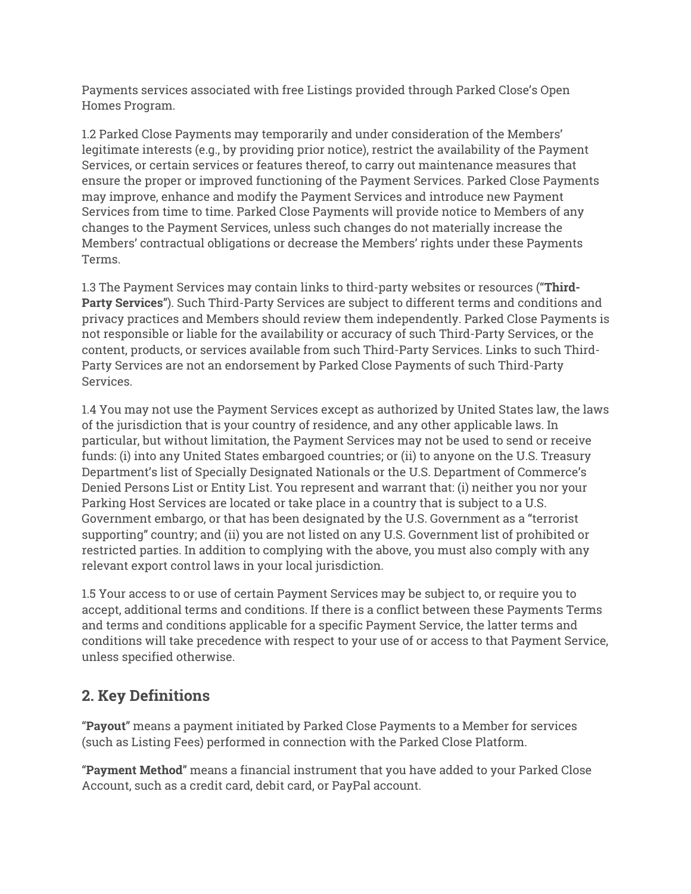Payments services associated with free Listings provided through Parked Close's Open Homes Program.

1.2 Parked Close Payments may temporarily and under consideration of the Members' legitimate interests (e.g., by providing prior notice), restrict the availability of the Payment Services, or certain services or features thereof, to carry out maintenance measures that ensure the proper or improved functioning of the Payment Services. Parked Close Payments may improve, enhance and modify the Payment Services and introduce new Payment Services from time to time. Parked Close Payments will provide notice to Members of any changes to the Payment Services, unless such changes do not materially increase the Members' contractual obligations or decrease the Members' rights under these Payments Terms.

1.3 The Payment Services may contain links to third-party websites or resources ("**Third-Party Services**"). Such Third-Party Services are subject to different terms and conditions and privacy practices and Members should review them independently. Parked Close Payments is not responsible or liable for the availability or accuracy of such Third-Party Services, or the content, products, or services available from such Third-Party Services. Links to such Third-Party Services are not an endorsement by Parked Close Payments of such Third-Party Services.

1.4 You may not use the Payment Services except as authorized by United States law, the laws of the jurisdiction that is your country of residence, and any other applicable laws. In particular, but without limitation, the Payment Services may not be used to send or receive funds: (i) into any United States embargoed countries; or (ii) to anyone on the U.S. Treasury Department's list of Specially Designated Nationals or the U.S. Department of Commerce's Denied Persons List or Entity List. You represent and warrant that: (i) neither you nor your Parking Host Services are located or take place in a country that is subject to a U.S. Government embargo, or that has been designated by the U.S. Government as a "terrorist supporting" country; and (ii) you are not listed on any U.S. Government list of prohibited or restricted parties. In addition to complying with the above, you must also comply with any relevant export control laws in your local jurisdiction.

1.5 Your access to or use of certain Payment Services may be subject to, or require you to accept, additional terms and conditions. If there is a conflict between these Payments Terms and terms and conditions applicable for a specific Payment Service, the latter terms and conditions will take precedence with respect to your use of or access to that Payment Service, unless specified otherwise.

## 2. Key Definitions

"**Payout**" means a payment initiated by Parked Close Payments to a Member for services (such as Listing Fees) performed in connection with the Parked Close Platform.

"**Payment Method**" means a financial instrument that you have added to your Parked Close Account, such as a credit card, debit card, or PayPal account.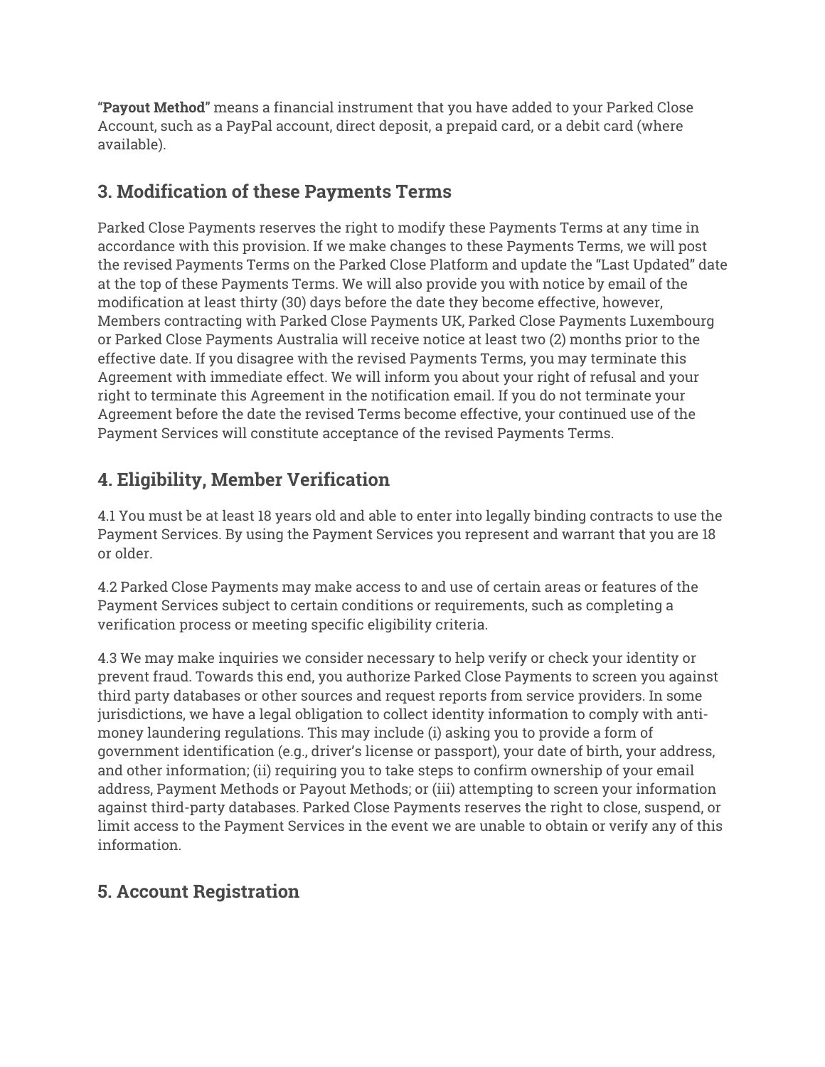“**Payout Method**” means a financial instrument that you have added to your Parked Close Account, such as a PayPal account, direct deposit, a prepaid card, or a debit card (where available).

## 3. Modification of these Payments Terms

Parked Close Payments reserves the right to modify these Payments Terms at any time in accordance with this provision. If we make changes to these Payments Terms, we will post the revised Payments Terms on the Parked Close Platform and update the “Last Updated” date at the top of these Payments Terms. We will also provide you with notice by email of the modification at least thirty (30) days before the date they become effective, however, Members contracting with Parked Close Payments UK, Parked Close Payments Luxembourg or Parked Close Payments Australia will receive notice at least two (2) months prior to the effective date. If you disagree with the revised Payments Terms, you may terminate this Agreement with immediate effect. We will inform you about your right of refusal and your right to terminate this Agreement in the notification email. If you do not terminate your Agreement before the date the revised Terms become effective, your continued use of the Payment Services will constitute acceptance of the revised Payments Terms.

## 4. Eligibility, Member Verification

4.1 You must be at least 18 years old and able to enter into legally binding contracts to use the Payment Services. By using the Payment Services you represent and warrant that you are 18 or older.

4.2 Parked Close Payments may make access to and use of certain areas or features of the Payment Services subject to certain conditions or requirements, such as completing a verification process or meeting specific eligibility criteria.

4.3 We may make inquiries we consider necessary to help verify or check your identity or prevent fraud. Towards this end, you authorize Parked Close Payments to screen you against third party databases or other sources and request reports from service providers. In some jurisdictions, we have a legal obligation to collect identity information to comply with anti-money laundering regulations. This may include (i) asking you to provide a form of government identification (e.g., driver’s license or passport), your date of birth, your address, and other information; (ii) requiring you to take steps to confirm ownership of your email address, Payment Methods or Payout Methods; or (iii) attempting to screen your information against third-party databases. Parked Close Payments reserves the right to close, suspend, or limit access to the Payment Services in the event we are unable to obtain or verify any of this information.

## 5. Account Registration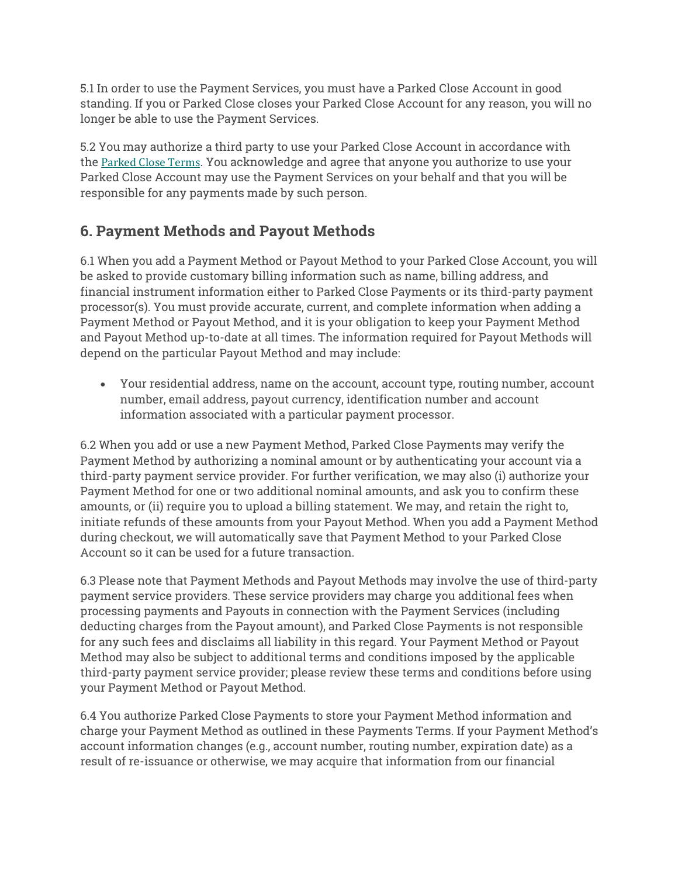5.1 In order to use the Payment Services, you must have a Parked Close Account in good standing. If you or Parked Close closes your Parked Close Account for any reason, you will no longer be able to use the Payment Services.

5.2 You may authorize a third party to use your Parked Close Account in accordance with the Parked Close Terms. You acknowledge and agree that anyone you authorize to use your Parked Close Account may use the Payment Services on your behalf and that you will be responsible for any payments made by such person.

## 6. Payment Methods and Payout Methods

6.1 When you add a Payment Method or Payout Method to your Parked Close Account, you will be asked to provide customary billing information such as name, billing address, and financial instrument information either to Parked Close Payments or its third-party payment processor(s). You must provide accurate, current, and complete information when adding a Payment Method or Payout Method, and it is your obligation to keep your Payment Method and Payout Method up-to-date at all times. The information required for Payout Methods will depend on the particular Payout Method and may include:

- Your residential address, name on the account, account type, routing number, account number, email address, payout currency, identification number and account information associated with a particular payment processor.

6.2 When you add or use a new Payment Method, Parked Close Payments may verify the Payment Method by authorizing a nominal amount or by authenticating your account via a third-party payment service provider. For further verification, we may also (i) authorize your Payment Method for one or two additional nominal amounts, and ask you to confirm these amounts, or (ii) require you to upload a billing statement. We may, and retain the right to, initiate refunds of these amounts from your Payout Method. When you add a Payment Method during checkout, we will automatically save that Payment Method to your Parked Close Account so it can be used for a future transaction.

6.3 Please note that Payment Methods and Payout Methods may involve the use of third-party payment service providers. These service providers may charge you additional fees when processing payments and Payouts in connection with the Payment Services (including deducting charges from the Payout amount), and Parked Close Payments is not responsible for any such fees and disclaims all liability in this regard. Your Payment Method or Payout Method may also be subject to additional terms and conditions imposed by the applicable third-party payment service provider; please review these terms and conditions before using your Payment Method or Payout Method.

6.4 You authorize Parked Close Payments to store your Payment Method information and charge your Payment Method as outlined in these Payments Terms. If your Payment Method's account information changes (e.g., account number, routing number, expiration date) as a result of re-issuance or otherwise, we may acquire that information from our financial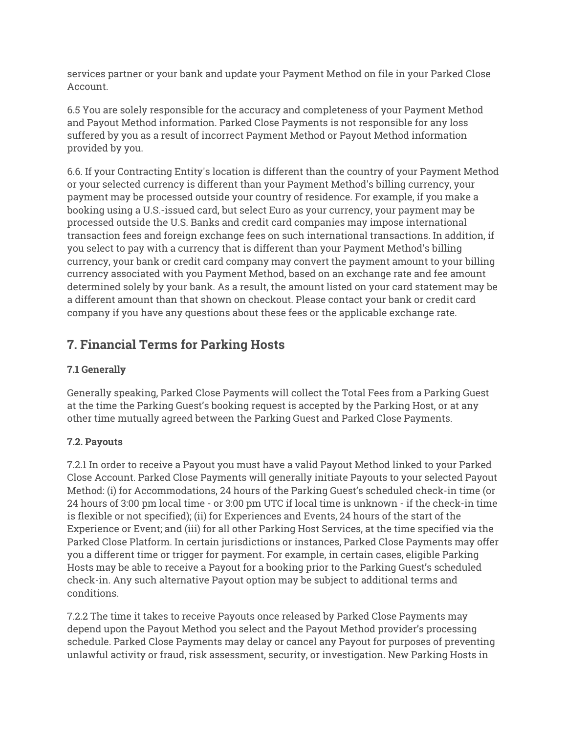services partner or your bank and update your Payment Method on file in your Parked Close Account.

6.5 You are solely responsible for the accuracy and completeness of your Payment Method and Payout Method information. Parked Close Payments is not responsible for any loss suffered by you as a result of incorrect Payment Method or Payout Method information provided by you.

6.6. If your Contracting Entity's location is different than the country of your Payment Method or your selected currency is different than your Payment Method's billing currency, your payment may be processed outside your country of residence. For example, if you make a booking using a U.S.-issued card, but select Euro as your currency, your payment may be processed outside the U.S. Banks and credit card companies may impose international transaction fees and foreign exchange fees on such international transactions. In addition, if you select to pay with a currency that is different than your Payment Method's billing currency, your bank or credit card company may convert the payment amount to your billing currency associated with you Payment Method, based on an exchange rate and fee amount determined solely by your bank. As a result, the amount listed on your card statement may be a different amount than that shown on checkout. Please contact your bank or credit card company if you have any questions about these fees or the applicable exchange rate.

## 7. Financial Terms for Parking Hosts

#### 7.1 Generally

Generally speaking, Parked Close Payments will collect the Total Fees from a Parking Guest at the time the Parking Guest's booking request is accepted by the Parking Host, or at any other time mutually agreed between the Parking Guest and Parked Close Payments.

#### 7.2. Payouts

7.2.1 In order to receive a Payout you must have a valid Payout Method linked to your Parked Close Account. Parked Close Payments will generally initiate Payouts to your selected Payout Method: (i) for Accommodations, 24 hours of the Parking Guest's scheduled check-in time (or 24 hours of 3:00 pm local time - or 3:00 pm UTC if local time is unknown - if the check-in time is flexible or not specified); (ii) for Experiences and Events, 24 hours of the start of the Experience or Event; and (iii) for all other Parking Host Services, at the time specified via the Parked Close Platform. In certain jurisdictions or instances, Parked Close Payments may offer you a different time or trigger for payment. For example, in certain cases, eligible Parking Hosts may be able to receive a Payout for a booking prior to the Parking Guest's scheduled check-in. Any such alternative Payout option may be subject to additional terms and conditions.

7.2.2 The time it takes to receive Payouts once released by Parked Close Payments may depend upon the Payout Method you select and the Payout Method provider's processing schedule. Parked Close Payments may delay or cancel any Payout for purposes of preventing unlawful activity or fraud, risk assessment, security, or investigation. New Parking Hosts in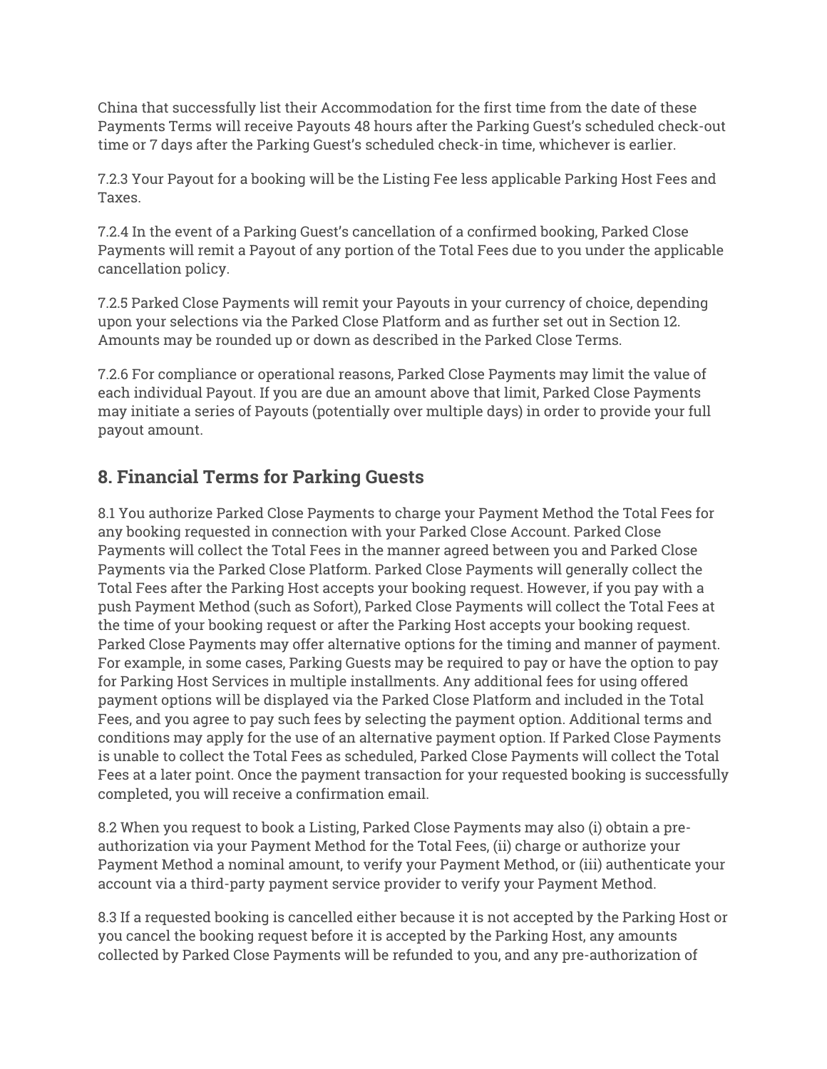China that successfully list their Accommodation for the first time from the date of these Payments Terms will receive Payouts 48 hours after the Parking Guest's scheduled check-out time or 7 days after the Parking Guest's scheduled check-in time, whichever is earlier.

7.2.3 Your Payout for a booking will be the Listing Fee less applicable Parking Host Fees and Taxes.

7.2.4 In the event of a Parking Guest's cancellation of a confirmed booking, Parked Close Payments will remit a Payout of any portion of the Total Fees due to you under the applicable cancellation policy.

7.2.5 Parked Close Payments will remit your Payouts in your currency of choice, depending upon your selections via the Parked Close Platform and as further set out in Section 12. Amounts may be rounded up or down as described in the Parked Close Terms.

7.2.6 For compliance or operational reasons, Parked Close Payments may limit the value of each individual Payout. If you are due an amount above that limit, Parked Close Payments may initiate a series of Payouts (potentially over multiple days) in order to provide your full payout amount.

## 8. Financial Terms for Parking Guests

8.1 You authorize Parked Close Payments to charge your Payment Method the Total Fees for any booking requested in connection with your Parked Close Account. Parked Close Payments will collect the Total Fees in the manner agreed between you and Parked Close Payments via the Parked Close Platform. Parked Close Payments will generally collect the Total Fees after the Parking Host accepts your booking request. However, if you pay with a push Payment Method (such as Sofort), Parked Close Payments will collect the Total Fees at the time of your booking request or after the Parking Host accepts your booking request. Parked Close Payments may offer alternative options for the timing and manner of payment. For example, in some cases, Parking Guests may be required to pay or have the option to pay for Parking Host Services in multiple installments. Any additional fees for using offered payment options will be displayed via the Parked Close Platform and included in the Total Fees, and you agree to pay such fees by selecting the payment option. Additional terms and conditions may apply for the use of an alternative payment option. If Parked Close Payments is unable to collect the Total Fees as scheduled, Parked Close Payments will collect the Total Fees at a later point. Once the payment transaction for your requested booking is successfully completed, you will receive a confirmation email.

8.2 When you request to book a Listing, Parked Close Payments may also (i) obtain a pre-authorization via your Payment Method for the Total Fees, (ii) charge or authorize your Payment Method a nominal amount, to verify your Payment Method, or (iii) authenticate your account via a third-party payment service provider to verify your Payment Method.

8.3 If a requested booking is cancelled either because it is not accepted by the Parking Host or you cancel the booking request before it is accepted by the Parking Host, any amounts collected by Parked Close Payments will be refunded to you, and any pre-authorization of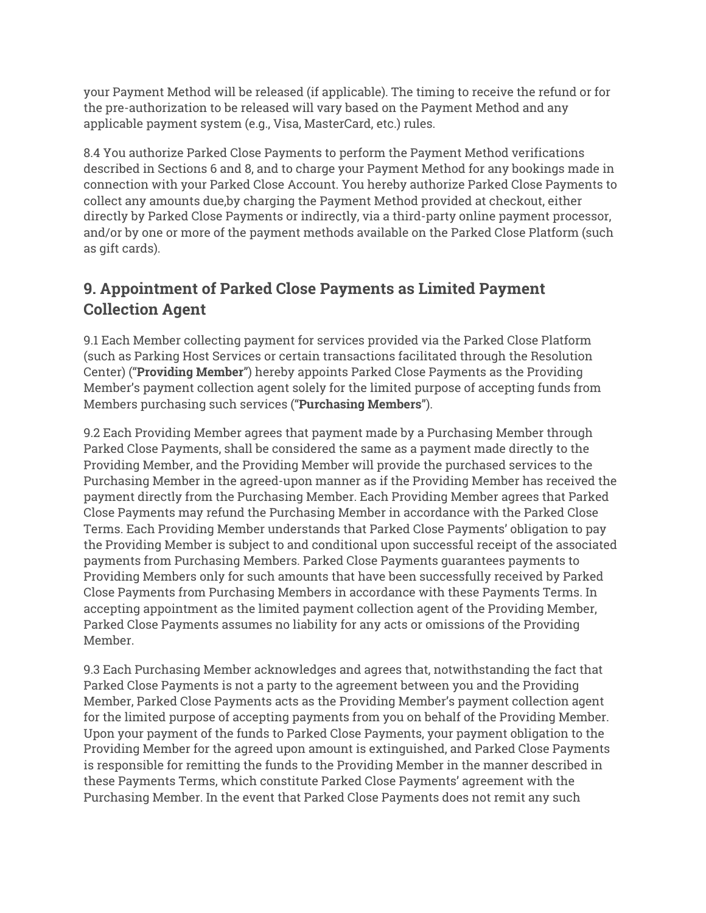your Payment Method will be released (if applicable). The timing to receive the refund or for the pre-authorization to be released will vary based on the Payment Method and any applicable payment system (e.g., Visa, MasterCard, etc.) rules.

8.4 You authorize Parked Close Payments to perform the Payment Method verifications described in Sections 6 and 8, and to charge your Payment Method for any bookings made in connection with your Parked Close Account. You hereby authorize Parked Close Payments to collect any amounts due,by charging the Payment Method provided at checkout, either directly by Parked Close Payments or indirectly, via a third-party online payment processor, and/or by one or more of the payment methods available on the Parked Close Platform (such as gift cards).

## 9. Appointment of Parked Close Payments as Limited Payment Collection Agent

9.1 Each Member collecting payment for services provided via the Parked Close Platform (such as Parking Host Services or certain transactions facilitated through the Resolution Center) ("**Providing Member**") hereby appoints Parked Close Payments as the Providing Member's payment collection agent solely for the limited purpose of accepting funds from Members purchasing such services ("**Purchasing Members**").

9.2 Each Providing Member agrees that payment made by a Purchasing Member through Parked Close Payments, shall be considered the same as a payment made directly to the Providing Member, and the Providing Member will provide the purchased services to the Purchasing Member in the agreed-upon manner as if the Providing Member has received the payment directly from the Purchasing Member. Each Providing Member agrees that Parked Close Payments may refund the Purchasing Member in accordance with the Parked Close Terms. Each Providing Member understands that Parked Close Payments' obligation to pay the Providing Member is subject to and conditional upon successful receipt of the associated payments from Purchasing Members. Parked Close Payments guarantees payments to Providing Members only for such amounts that have been successfully received by Parked Close Payments from Purchasing Members in accordance with these Payments Terms. In accepting appointment as the limited payment collection agent of the Providing Member, Parked Close Payments assumes no liability for any acts or omissions of the Providing Member.

9.3 Each Purchasing Member acknowledges and agrees that, notwithstanding the fact that Parked Close Payments is not a party to the agreement between you and the Providing Member, Parked Close Payments acts as the Providing Member's payment collection agent for the limited purpose of accepting payments from you on behalf of the Providing Member. Upon your payment of the funds to Parked Close Payments, your payment obligation to the Providing Member for the agreed upon amount is extinguished, and Parked Close Payments is responsible for remitting the funds to the Providing Member in the manner described in these Payments Terms, which constitute Parked Close Payments' agreement with the Purchasing Member. In the event that Parked Close Payments does not remit any such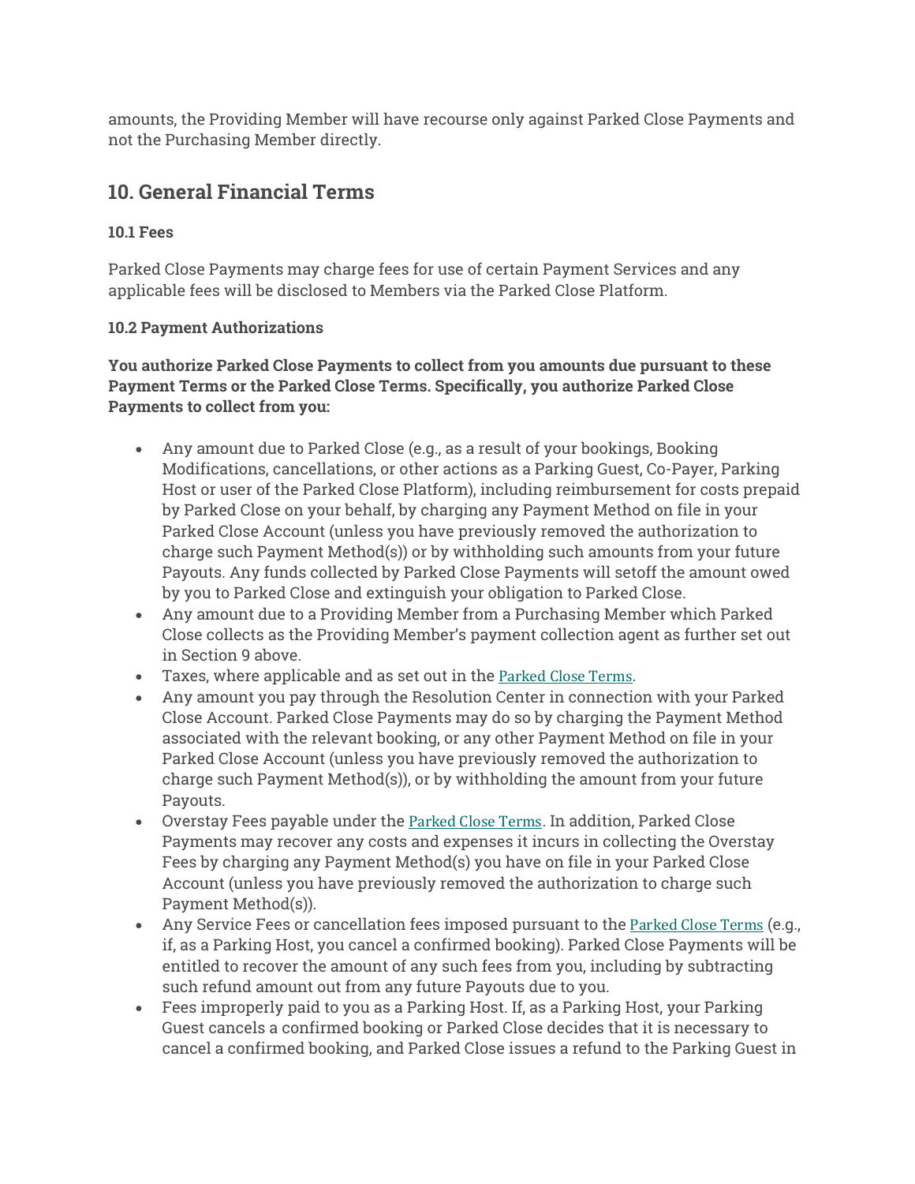amounts, the Providing Member will have recourse only against Parked Close Payments and not the Purchasing Member directly.

## 10. General Financial Terms

**10.1 Fees**

Parked Close Payments may charge fees for use of certain Payment Services and any applicable fees will be disclosed to Members via the Parked Close Platform.

**10.2 Payment Authorizations**

**You authorize Parked Close Payments to collect from you amounts due pursuant to these Payment Terms or the Parked Close Terms. Specifically, you authorize Parked Close Payments to collect from you:**

- Any amount due to Parked Close (e.g., as a result of your bookings, Booking Modifications, cancellations, or other actions as a Parking Guest, Co-Payer, Parking Host or user of the Parked Close Platform), including reimbursement for costs prepaid by Parked Close on your behalf, by charging any Payment Method on file in your Parked Close Account (unless you have previously removed the authorization to charge such Payment Method(s)) or by withholding such amounts from your future Payouts. Any funds collected by Parked Close Payments will setoff the amount owed by you to Parked Close and extinguish your obligation to Parked Close.
- Any amount due to a Providing Member from a Purchasing Member which Parked Close collects as the Providing Member's payment collection agent as further set out in Section 9 above.
- Taxes, where applicable and as set out in the Parked Close Terms.
- Any amount you pay through the Resolution Center in connection with your Parked Close Account. Parked Close Payments may do so by charging the Payment Method associated with the relevant booking, or any other Payment Method on file in your Parked Close Account (unless you have previously removed the authorization to charge such Payment Method(s)), or by withholding the amount from your future Payouts.
- Overstay Fees payable under the Parked Close Terms. In addition, Parked Close Payments may recover any costs and expenses it incurs in collecting the Overstay Fees by charging any Payment Method(s) you have on file in your Parked Close Account (unless you have previously removed the authorization to charge such Payment Method(s)).
- Any Service Fees or cancellation fees imposed pursuant to the Parked Close Terms (e.g., if, as a Parking Host, you cancel a confirmed booking). Parked Close Payments will be entitled to recover the amount of any such fees from you, including by subtracting such refund amount out from any future Payouts due to you.
- Fees improperly paid to you as a Parking Host. If, as a Parking Host, your Parking Guest cancels a confirmed booking or Parked Close decides that it is necessary to cancel a confirmed booking, and Parked Close issues a refund to the Parking Guest in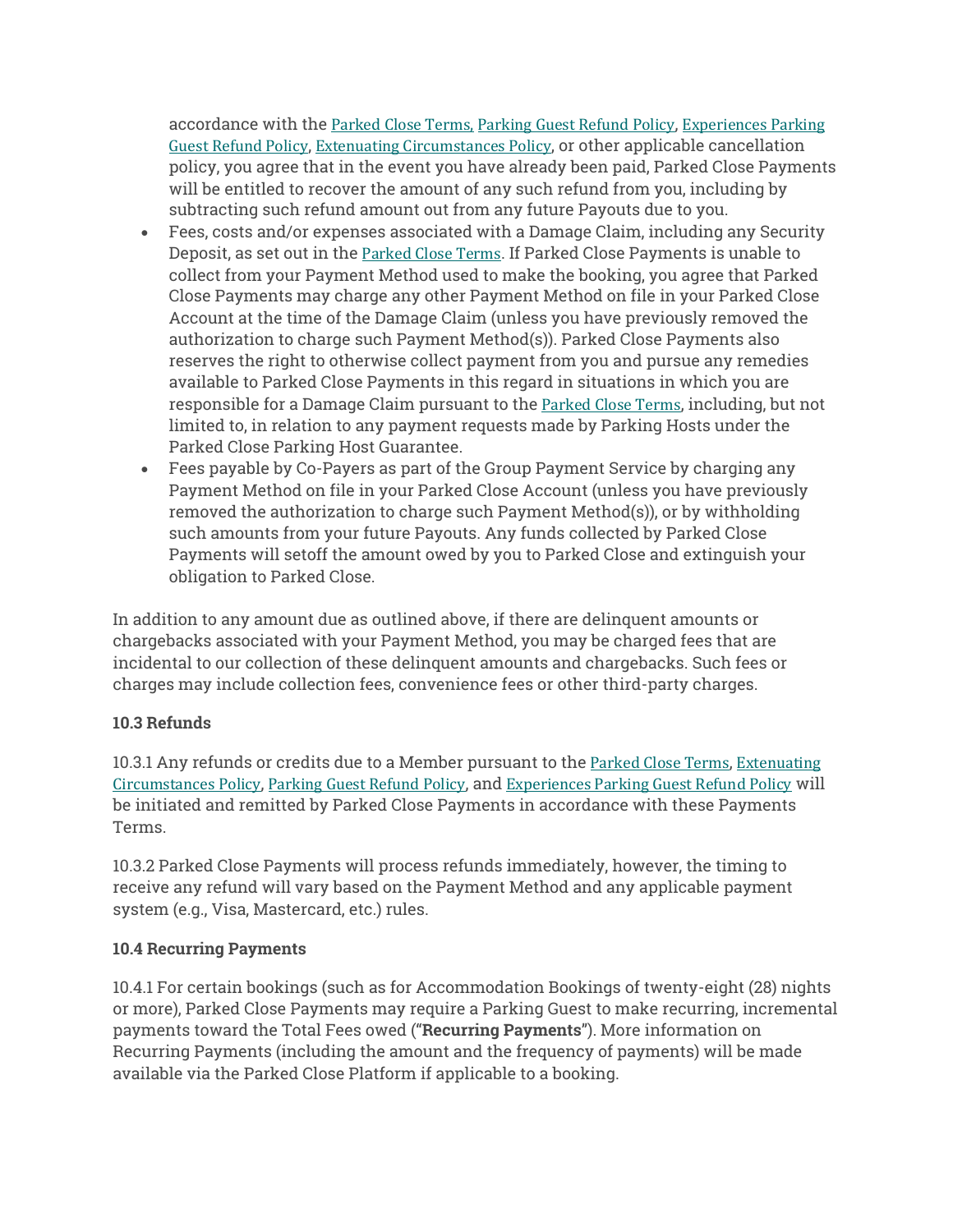accordance with the Parked Close Terms, Parking Guest Refund Policy, Experiences Parking Guest Refund Policy, Extenuating Circumstances Policy, or other applicable cancellation policy, you agree that in the event you have already been paid, Parked Close Payments will be entitled to recover the amount of any such refund from you, including by subtracting such refund amount out from any future Payouts due to you.

- Fees, costs and/or expenses associated with a Damage Claim, including any Security Deposit, as set out in the Parked Close Terms. If Parked Close Payments is unable to collect from your Payment Method used to make the booking, you agree that Parked Close Payments may charge any other Payment Method on file in your Parked Close Account at the time of the Damage Claim (unless you have previously removed the authorization to charge such Payment Method(s)). Parked Close Payments also reserves the right to otherwise collect payment from you and pursue any remedies available to Parked Close Payments in this regard in situations in which you are responsible for a Damage Claim pursuant to the Parked Close Terms, including, but not limited to, in relation to any payment requests made by Parking Hosts under the Parked Close Parking Host Guarantee.
- Fees payable by Co-Payers as part of the Group Payment Service by charging any Payment Method on file in your Parked Close Account (unless you have previously removed the authorization to charge such Payment Method(s)), or by withholding such amounts from your future Payouts. Any funds collected by Parked Close Payments will setoff the amount owed by you to Parked Close and extinguish your obligation to Parked Close.

In addition to any amount due as outlined above, if there are delinquent amounts or chargebacks associated with your Payment Method, you may be charged fees that are incidental to our collection of these delinquent amounts and chargebacks. Such fees or charges may include collection fees, convenience fees or other third-party charges.

**10.3 Refunds**

10.3.1 Any refunds or credits due to a Member pursuant to the Parked Close Terms, Extenuating Circumstances Policy, Parking Guest Refund Policy, and Experiences Parking Guest Refund Policy will be initiated and remitted by Parked Close Payments in accordance with these Payments Terms.

10.3.2 Parked Close Payments will process refunds immediately, however, the timing to receive any refund will vary based on the Payment Method and any applicable payment system (e.g., Visa, Mastercard, etc.) rules.

**10.4 Recurring Payments**

10.4.1 For certain bookings (such as for Accommodation Bookings of twenty-eight (28) nights or more), Parked Close Payments may require a Parking Guest to make recurring, incremental payments toward the Total Fees owed (“**Recurring Payments**”). More information on Recurring Payments (including the amount and the frequency of payments) will be made available via the Parked Close Platform if applicable to a booking.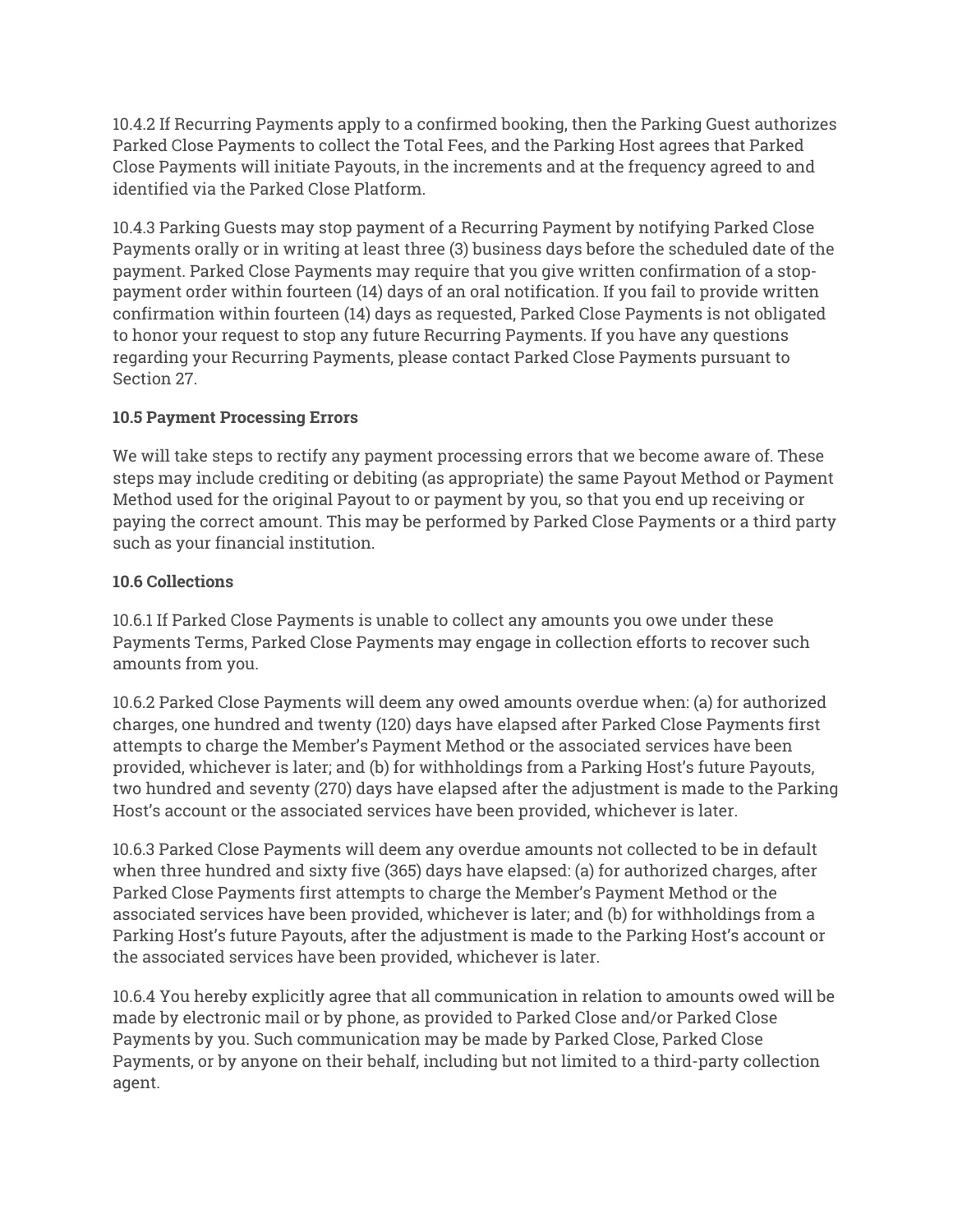10.4.2 If Recurring Payments apply to a confirmed booking, then the Parking Guest authorizes Parked Close Payments to collect the Total Fees, and the Parking Host agrees that Parked Close Payments will initiate Payouts, in the increments and at the frequency agreed to and identified via the Parked Close Platform.

10.4.3 Parking Guests may stop payment of a Recurring Payment by notifying Parked Close Payments orally or in writing at least three (3) business days before the scheduled date of the payment. Parked Close Payments may require that you give written confirmation of a stop-payment order within fourteen (14) days of an oral notification. If you fail to provide written confirmation within fourteen (14) days as requested, Parked Close Payments is not obligated to honor your request to stop any future Recurring Payments. If you have any questions regarding your Recurring Payments, please contact Parked Close Payments pursuant to Section 27.

**10.5 Payment Processing Errors**

We will take steps to rectify any payment processing errors that we become aware of. These steps may include crediting or debiting (as appropriate) the same Payout Method or Payment Method used for the original Payout to or payment by you, so that you end up receiving or paying the correct amount. This may be performed by Parked Close Payments or a third party such as your financial institution.

**10.6 Collections**

10.6.1 If Parked Close Payments is unable to collect any amounts you owe under these Payments Terms, Parked Close Payments may engage in collection efforts to recover such amounts from you.

10.6.2 Parked Close Payments will deem any owed amounts overdue when: (a) for authorized charges, one hundred and twenty (120) days have elapsed after Parked Close Payments first attempts to charge the Member's Payment Method or the associated services have been provided, whichever is later; and (b) for withholdings from a Parking Host's future Payouts, two hundred and seventy (270) days have elapsed after the adjustment is made to the Parking Host's account or the associated services have been provided, whichever is later.

10.6.3 Parked Close Payments will deem any overdue amounts not collected to be in default when three hundred and sixty five (365) days have elapsed: (a) for authorized charges, after Parked Close Payments first attempts to charge the Member's Payment Method or the associated services have been provided, whichever is later; and (b) for withholdings from a Parking Host's future Payouts, after the adjustment is made to the Parking Host's account or the associated services have been provided, whichever is later.

10.6.4 You hereby explicitly agree that all communication in relation to amounts owed will be made by electronic mail or by phone, as provided to Parked Close and/or Parked Close Payments by you. Such communication may be made by Parked Close, Parked Close Payments, or by anyone on their behalf, including but not limited to a third-party collection agent.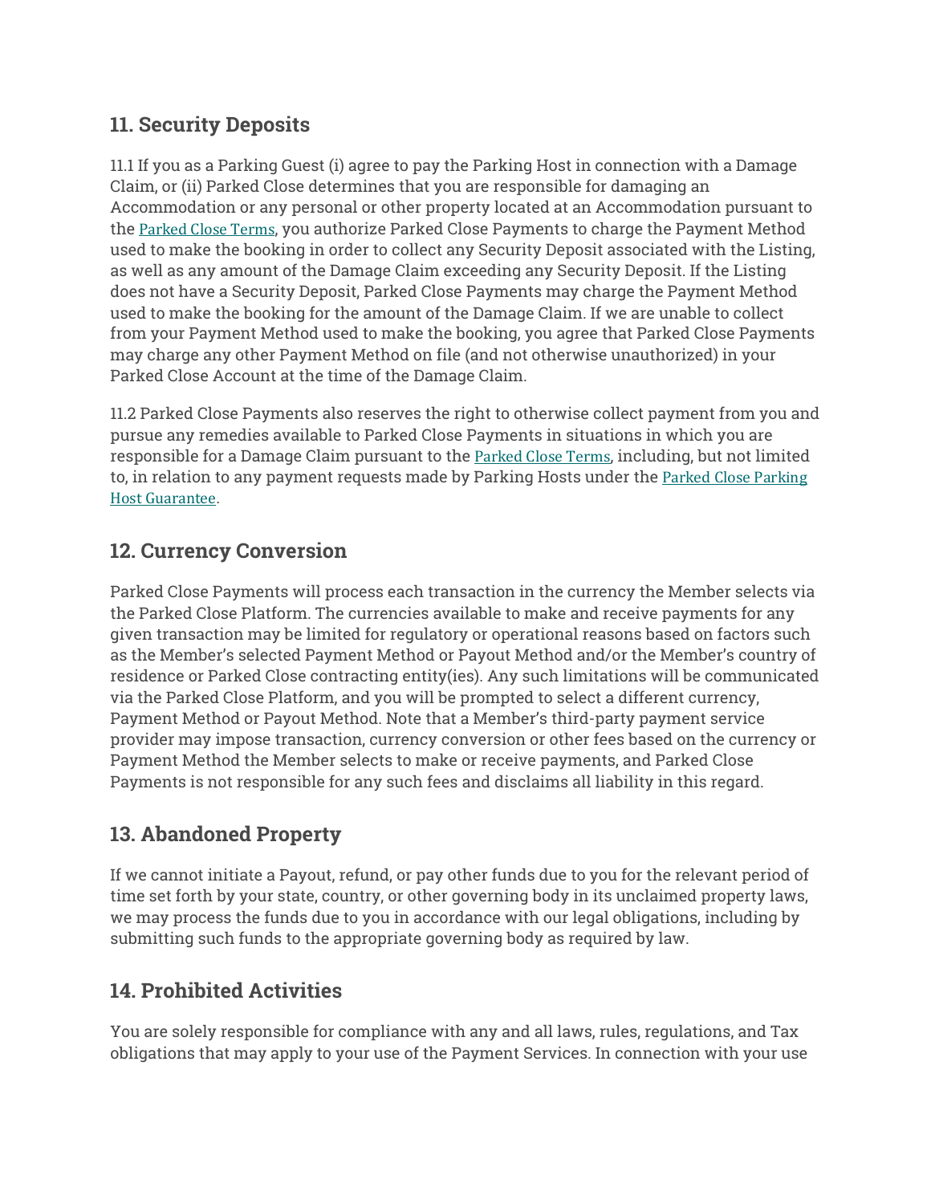## 11. Security Deposits

11.1 If you as a Parking Guest (i) agree to pay the Parking Host in connection with a Damage Claim, or (ii) Parked Close determines that you are responsible for damaging an Accommodation or any personal or other property located at an Accommodation pursuant to the Parked Close Terms, you authorize Parked Close Payments to charge the Payment Method used to make the booking in order to collect any Security Deposit associated with the Listing, as well as any amount of the Damage Claim exceeding any Security Deposit. If the Listing does not have a Security Deposit, Parked Close Payments may charge the Payment Method used to make the booking for the amount of the Damage Claim. If we are unable to collect from your Payment Method used to make the booking, you agree that Parked Close Payments may charge any other Payment Method on file (and not otherwise unauthorized) in your Parked Close Account at the time of the Damage Claim.

11.2 Parked Close Payments also reserves the right to otherwise collect payment from you and pursue any remedies available to Parked Close Payments in situations in which you are responsible for a Damage Claim pursuant to the Parked Close Terms, including, but not limited to, in relation to any payment requests made by Parking Hosts under the Parked Close Parking Host Guarantee.

## 12. Currency Conversion

Parked Close Payments will process each transaction in the currency the Member selects via the Parked Close Platform. The currencies available to make and receive payments for any given transaction may be limited for regulatory or operational reasons based on factors such as the Member's selected Payment Method or Payout Method and/or the Member's country of residence or Parked Close contracting entity(ies). Any such limitations will be communicated via the Parked Close Platform, and you will be prompted to select a different currency, Payment Method or Payout Method. Note that a Member's third-party payment service provider may impose transaction, currency conversion or other fees based on the currency or Payment Method the Member selects to make or receive payments, and Parked Close Payments is not responsible for any such fees and disclaims all liability in this regard.

## 13. Abandoned Property

If we cannot initiate a Payout, refund, or pay other funds due to you for the relevant period of time set forth by your state, country, or other governing body in its unclaimed property laws, we may process the funds due to you in accordance with our legal obligations, including by submitting such funds to the appropriate governing body as required by law.

## 14. Prohibited Activities

You are solely responsible for compliance with any and all laws, rules, regulations, and Tax obligations that may apply to your use of the Payment Services. In connection with your use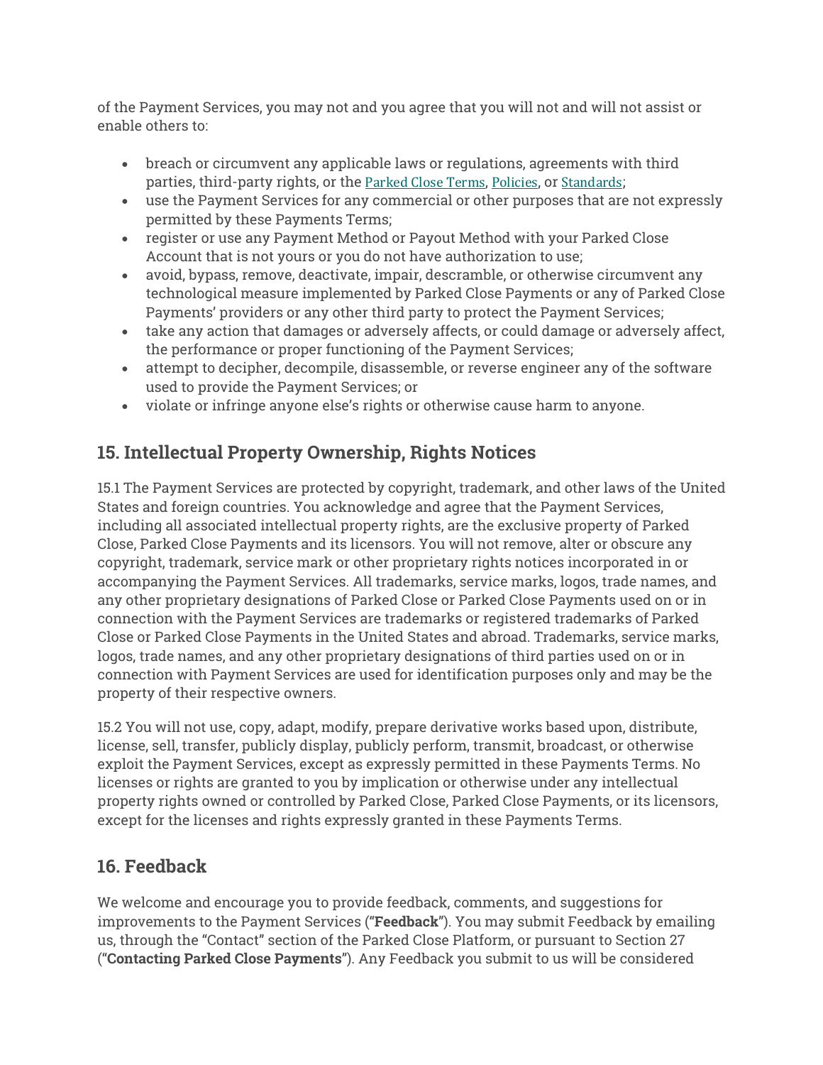of the Payment Services, you may not and you agree that you will not and will not assist or enable others to:

- breach or circumvent any applicable laws or regulations, agreements with third parties, third-party rights, or the Parked Close Terms, Policies, or Standards;
- use the Payment Services for any commercial or other purposes that are not expressly permitted by these Payments Terms;
- register or use any Payment Method or Payout Method with your Parked Close Account that is not yours or you do not have authorization to use;
- avoid, bypass, remove, deactivate, impair, descramble, or otherwise circumvent any technological measure implemented by Parked Close Payments or any of Parked Close Payments' providers or any other third party to protect the Payment Services;
- take any action that damages or adversely affects, or could damage or adversely affect, the performance or proper functioning of the Payment Services;
- attempt to decipher, decompile, disassemble, or reverse engineer any of the software used to provide the Payment Services; or
- violate or infringe anyone else's rights or otherwise cause harm to anyone.

## 15. Intellectual Property Ownership, Rights Notices

15.1 The Payment Services are protected by copyright, trademark, and other laws of the United States and foreign countries. You acknowledge and agree that the Payment Services, including all associated intellectual property rights, are the exclusive property of Parked Close, Parked Close Payments and its licensors. You will not remove, alter or obscure any copyright, trademark, service mark or other proprietary rights notices incorporated in or accompanying the Payment Services. All trademarks, service marks, logos, trade names, and any other proprietary designations of Parked Close or Parked Close Payments used on or in connection with the Payment Services are trademarks or registered trademarks of Parked Close or Parked Close Payments in the United States and abroad. Trademarks, service marks, logos, trade names, and any other proprietary designations of third parties used on or in connection with Payment Services are used for identification purposes only and may be the property of their respective owners.

15.2 You will not use, copy, adapt, modify, prepare derivative works based upon, distribute, license, sell, transfer, publicly display, publicly perform, transmit, broadcast, or otherwise exploit the Payment Services, except as expressly permitted in these Payments Terms. No licenses or rights are granted to you by implication or otherwise under any intellectual property rights owned or controlled by Parked Close, Parked Close Payments, or its licensors, except for the licenses and rights expressly granted in these Payments Terms.

## 16. Feedback

We welcome and encourage you to provide feedback, comments, and suggestions for improvements to the Payment Services ("**Feedback**"). You may submit Feedback by emailing us, through the "Contact" section of the Parked Close Platform, or pursuant to Section 27 ("**Contacting Parked Close Payments**"). Any Feedback you submit to us will be considered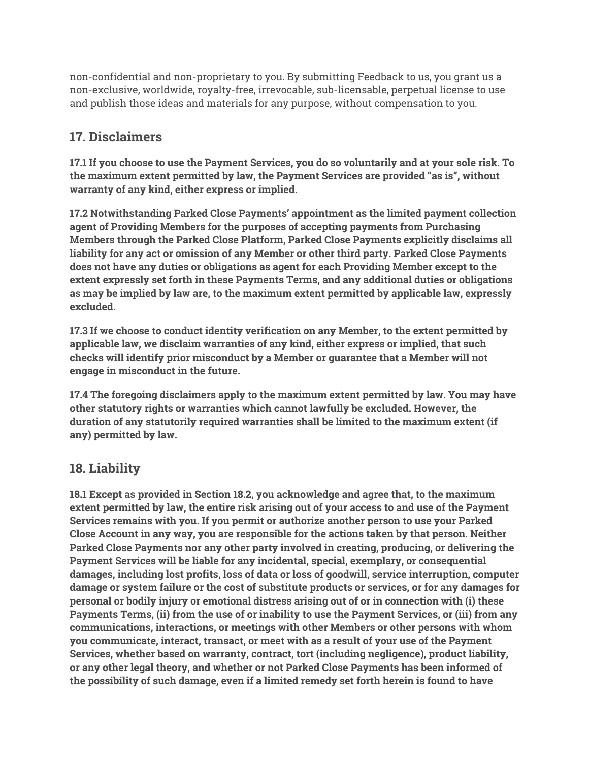non-confidential and non-proprietary to you. By submitting Feedback to us, you grant us a non-exclusive, worldwide, royalty-free, irrevocable, sub-licensable, perpetual license to use and publish those ideas and materials for any purpose, without compensation to you.

## 17. Disclaimers

**17.1 If you choose to use the Payment Services, you do so voluntarily and at your sole risk. To the maximum extent permitted by law, the Payment Services are provided "as is", without warranty of any kind, either express or implied.**

**17.2 Notwithstanding Parked Close Payments' appointment as the limited payment collection agent of Providing Members for the purposes of accepting payments from Purchasing Members through the Parked Close Platform, Parked Close Payments explicitly disclaims all liability for any act or omission of any Member or other third party. Parked Close Payments does not have any duties or obligations as agent for each Providing Member except to the extent expressly set forth in these Payments Terms, and any additional duties or obligations as may be implied by law are, to the maximum extent permitted by applicable law, expressly excluded.**

**17.3 If we choose to conduct identity verification on any Member, to the extent permitted by applicable law, we disclaim warranties of any kind, either express or implied, that such checks will identify prior misconduct by a Member or guarantee that a Member will not engage in misconduct in the future.**

**17.4 The foregoing disclaimers apply to the maximum extent permitted by law. You may have other statutory rights or warranties which cannot lawfully be excluded. However, the duration of any statutorily required warranties shall be limited to the maximum extent (if any) permitted by law.**

## 18. Liability

**18.1 Except as provided in Section 18.2, you acknowledge and agree that, to the maximum extent permitted by law, the entire risk arising out of your access to and use of the Payment Services remains with you. If you permit or authorize another person to use your Parked Close Account in any way, you are responsible for the actions taken by that person. Neither Parked Close Payments nor any other party involved in creating, producing, or delivering the Payment Services will be liable for any incidental, special, exemplary, or consequential damages, including lost profits, loss of data or loss of goodwill, service interruption, computer damage or system failure or the cost of substitute products or services, or for any damages for personal or bodily injury or emotional distress arising out of or in connection with (i) these Payments Terms, (ii) from the use of or inability to use the Payment Services, or (iii) from any communications, interactions, or meetings with other Members or other persons with whom you communicate, interact, transact, or meet with as a result of your use of the Payment Services, whether based on warranty, contract, tort (including negligence), product liability, or any other legal theory, and whether or not Parked Close Payments has been informed of the possibility of such damage, even if a limited remedy set forth herein is found to have**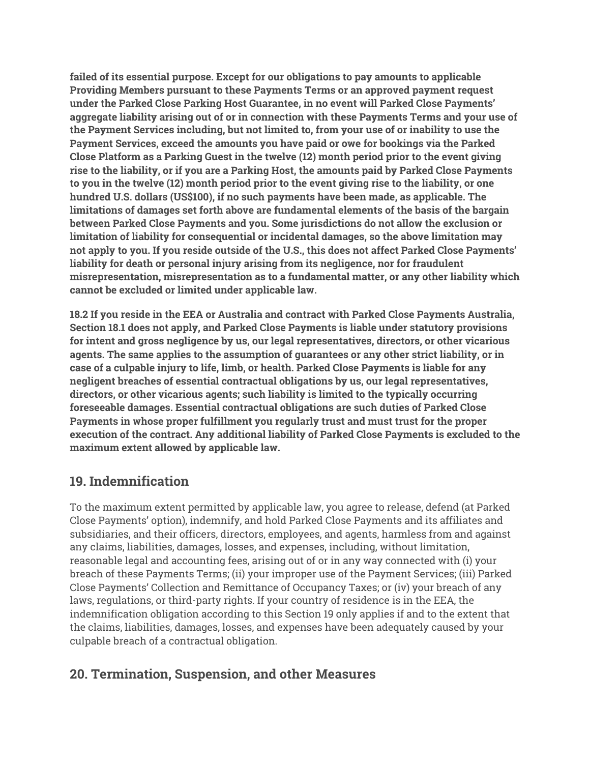**failed of its essential purpose. Except for our obligations to pay amounts to applicable Providing Members pursuant to these Payments Terms or an approved payment request under the Parked Close Parking Host Guarantee, in no event will Parked Close Payments' aggregate liability arising out of or in connection with these Payments Terms and your use of the Payment Services including, but not limited to, from your use of or inability to use the Payment Services, exceed the amounts you have paid or owe for bookings via the Parked Close Platform as a Parking Guest in the twelve (12) month period prior to the event giving rise to the liability, or if you are a Parking Host, the amounts paid by Parked Close Payments to you in the twelve (12) month period prior to the event giving rise to the liability, or one hundred U.S. dollars (US$100), if no such payments have been made, as applicable. The limitations of damages set forth above are fundamental elements of the basis of the bargain between Parked Close Payments and you. Some jurisdictions do not allow the exclusion or limitation of liability for consequential or incidental damages, so the above limitation may not apply to you. If you reside outside of the U.S., this does not affect Parked Close Payments' liability for death or personal injury arising from its negligence, nor for fraudulent misrepresentation, misrepresentation as to a fundamental matter, or any other liability which cannot be excluded or limited under applicable law.**

**18.2 If you reside in the EEA or Australia and contract with Parked Close Payments Australia, Section 18.1 does not apply, and Parked Close Payments is liable under statutory provisions for intent and gross negligence by us, our legal representatives, directors, or other vicarious agents. The same applies to the assumption of guarantees or any other strict liability, or in case of a culpable injury to life, limb, or health. Parked Close Payments is liable for any negligent breaches of essential contractual obligations by us, our legal representatives, directors, or other vicarious agents; such liability is limited to the typically occurring foreseeable damages. Essential contractual obligations are such duties of Parked Close Payments in whose proper fulfillment you regularly trust and must trust for the proper execution of the contract. Any additional liability of Parked Close Payments is excluded to the maximum extent allowed by applicable law.**

## 19. Indemnification

To the maximum extent permitted by applicable law, you agree to release, defend (at Parked Close Payments' option), indemnify, and hold Parked Close Payments and its affiliates and subsidiaries, and their officers, directors, employees, and agents, harmless from and against any claims, liabilities, damages, losses, and expenses, including, without limitation, reasonable legal and accounting fees, arising out of or in any way connected with (i) your breach of these Payments Terms; (ii) your improper use of the Payment Services; (iii) Parked Close Payments' Collection and Remittance of Occupancy Taxes; or (iv) your breach of any laws, regulations, or third-party rights. If your country of residence is in the EEA, the indemnification obligation according to this Section 19 only applies if and to the extent that the claims, liabilities, damages, losses, and expenses have been adequately caused by your culpable breach of a contractual obligation.

## 20. Termination, Suspension, and other Measures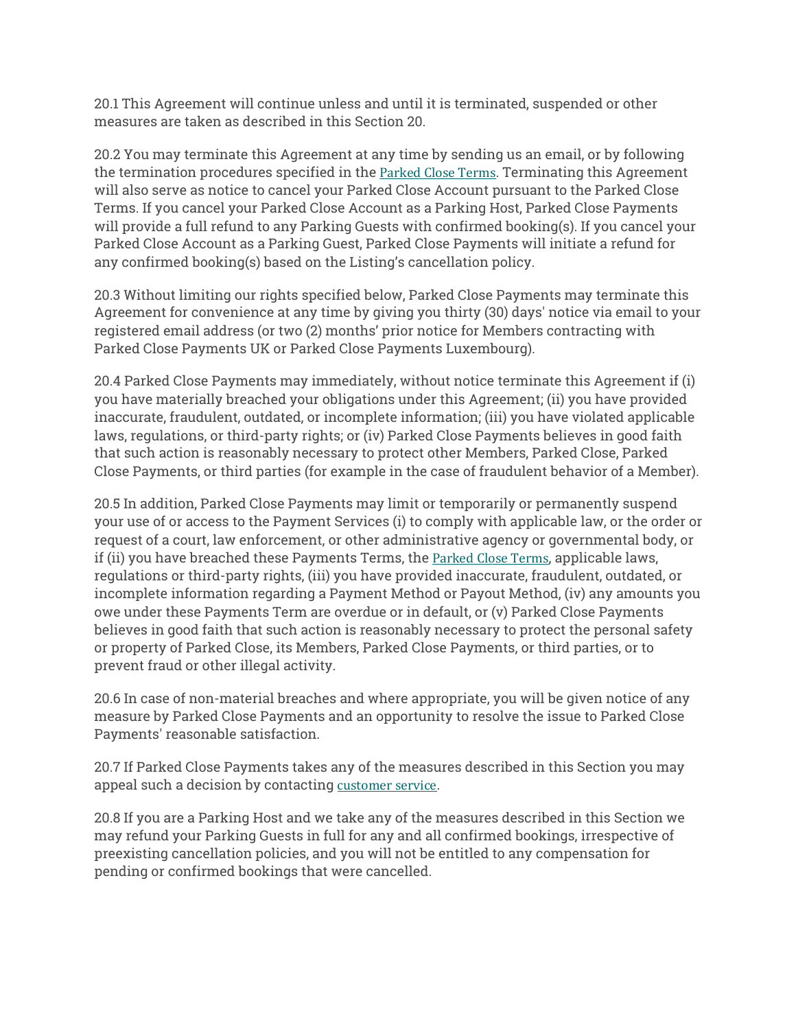20.1 This Agreement will continue unless and until it is terminated, suspended or other measures are taken as described in this Section 20.

20.2 You may terminate this Agreement at any time by sending us an email, or by following the termination procedures specified in the Parked Close Terms. Terminating this Agreement will also serve as notice to cancel your Parked Close Account pursuant to the Parked Close Terms. If you cancel your Parked Close Account as a Parking Host, Parked Close Payments will provide a full refund to any Parking Guests with confirmed booking(s). If you cancel your Parked Close Account as a Parking Guest, Parked Close Payments will initiate a refund for any confirmed booking(s) based on the Listing's cancellation policy.

20.3 Without limiting our rights specified below, Parked Close Payments may terminate this Agreement for convenience at any time by giving you thirty (30) days' notice via email to your registered email address (or two (2) months' prior notice for Members contracting with Parked Close Payments UK or Parked Close Payments Luxembourg).

20.4 Parked Close Payments may immediately, without notice terminate this Agreement if (i) you have materially breached your obligations under this Agreement; (ii) you have provided inaccurate, fraudulent, outdated, or incomplete information; (iii) you have violated applicable laws, regulations, or third-party rights; or (iv) Parked Close Payments believes in good faith that such action is reasonably necessary to protect other Members, Parked Close, Parked Close Payments, or third parties (for example in the case of fraudulent behavior of a Member).

20.5 In addition, Parked Close Payments may limit or temporarily or permanently suspend your use of or access to the Payment Services (i) to comply with applicable law, or the order or request of a court, law enforcement, or other administrative agency or governmental body, or if (ii) you have breached these Payments Terms, the Parked Close Terms, applicable laws, regulations or third-party rights, (iii) you have provided inaccurate, fraudulent, outdated, or incomplete information regarding a Payment Method or Payout Method, (iv) any amounts you owe under these Payments Term are overdue or in default, or (v) Parked Close Payments believes in good faith that such action is reasonably necessary to protect the personal safety or property of Parked Close, its Members, Parked Close Payments, or third parties, or to prevent fraud or other illegal activity.

20.6 In case of non-material breaches and where appropriate, you will be given notice of any measure by Parked Close Payments and an opportunity to resolve the issue to Parked Close Payments' reasonable satisfaction.

20.7 If Parked Close Payments takes any of the measures described in this Section you may appeal such a decision by contacting customer service.

20.8 If you are a Parking Host and we take any of the measures described in this Section we may refund your Parking Guests in full for any and all confirmed bookings, irrespective of preexisting cancellation policies, and you will not be entitled to any compensation for pending or confirmed bookings that were cancelled.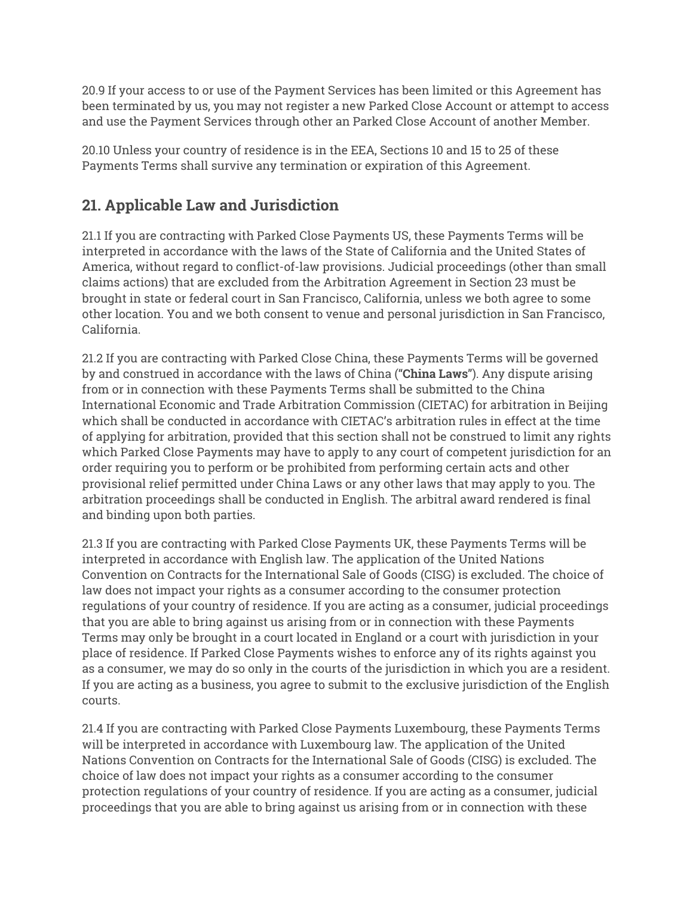20.9 If your access to or use of the Payment Services has been limited or this Agreement has been terminated by us, you may not register a new Parked Close Account or attempt to access and use the Payment Services through other an Parked Close Account of another Member.

20.10 Unless your country of residence is in the EEA, Sections 10 and 15 to 25 of these Payments Terms shall survive any termination or expiration of this Agreement.

## 21. Applicable Law and Jurisdiction

21.1 If you are contracting with Parked Close Payments US, these Payments Terms will be interpreted in accordance with the laws of the State of California and the United States of America, without regard to conflict-of-law provisions. Judicial proceedings (other than small claims actions) that are excluded from the Arbitration Agreement in Section 23 must be brought in state or federal court in San Francisco, California, unless we both agree to some other location. You and we both consent to venue and personal jurisdiction in San Francisco, California.

21.2 If you are contracting with Parked Close China, these Payments Terms will be governed by and construed in accordance with the laws of China ("**China Laws**"). Any dispute arising from or in connection with these Payments Terms shall be submitted to the China International Economic and Trade Arbitration Commission (CIETAC) for arbitration in Beijing which shall be conducted in accordance with CIETAC's arbitration rules in effect at the time of applying for arbitration, provided that this section shall not be construed to limit any rights which Parked Close Payments may have to apply to any court of competent jurisdiction for an order requiring you to perform or be prohibited from performing certain acts and other provisional relief permitted under China Laws or any other laws that may apply to you. The arbitration proceedings shall be conducted in English. The arbitral award rendered is final and binding upon both parties.

21.3 If you are contracting with Parked Close Payments UK, these Payments Terms will be interpreted in accordance with English law. The application of the United Nations Convention on Contracts for the International Sale of Goods (CISG) is excluded. The choice of law does not impact your rights as a consumer according to the consumer protection regulations of your country of residence. If you are acting as a consumer, judicial proceedings that you are able to bring against us arising from or in connection with these Payments Terms may only be brought in a court located in England or a court with jurisdiction in your place of residence. If Parked Close Payments wishes to enforce any of its rights against you as a consumer, we may do so only in the courts of the jurisdiction in which you are a resident. If you are acting as a business, you agree to submit to the exclusive jurisdiction of the English courts.

21.4 If you are contracting with Parked Close Payments Luxembourg, these Payments Terms will be interpreted in accordance with Luxembourg law. The application of the United Nations Convention on Contracts for the International Sale of Goods (CISG) is excluded. The choice of law does not impact your rights as a consumer according to the consumer protection regulations of your country of residence. If you are acting as a consumer, judicial proceedings that you are able to bring against us arising from or in connection with these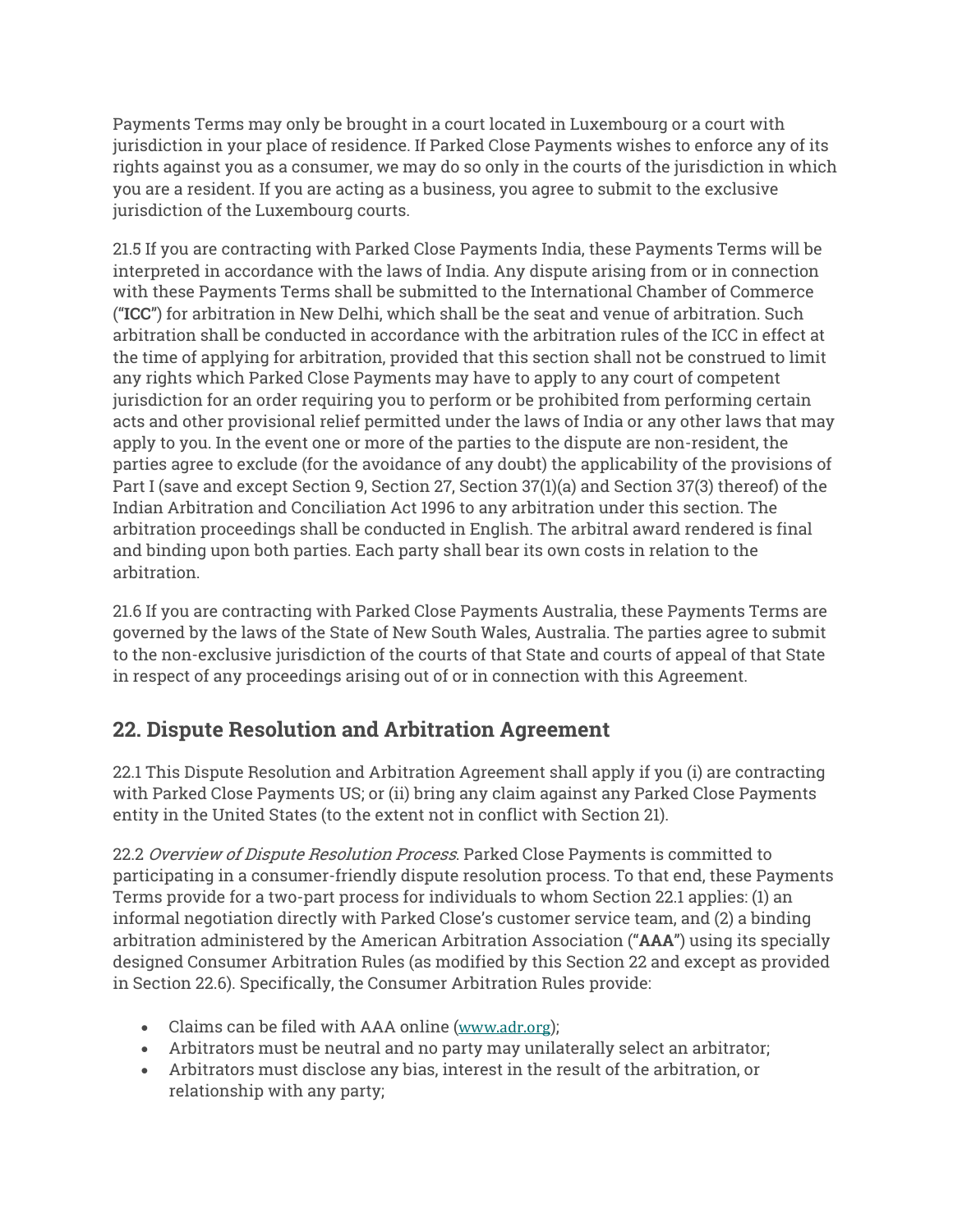Payments Terms may only be brought in a court located in Luxembourg or a court with jurisdiction in your place of residence. If Parked Close Payments wishes to enforce any of its rights against you as a consumer, we may do so only in the courts of the jurisdiction in which you are a resident. If you are acting as a business, you agree to submit to the exclusive jurisdiction of the Luxembourg courts.

21.5 If you are contracting with Parked Close Payments India, these Payments Terms will be interpreted in accordance with the laws of India. Any dispute arising from or in connection with these Payments Terms shall be submitted to the International Chamber of Commerce ("**ICC**") for arbitration in New Delhi, which shall be the seat and venue of arbitration. Such arbitration shall be conducted in accordance with the arbitration rules of the ICC in effect at the time of applying for arbitration, provided that this section shall not be construed to limit any rights which Parked Close Payments may have to apply to any court of competent jurisdiction for an order requiring you to perform or be prohibited from performing certain acts and other provisional relief permitted under the laws of India or any other laws that may apply to you. In the event one or more of the parties to the dispute are non-resident, the parties agree to exclude (for the avoidance of any doubt) the applicability of the provisions of Part I (save and except Section 9, Section 27, Section 37(1)(a) and Section 37(3) thereof) of the Indian Arbitration and Conciliation Act 1996 to any arbitration under this section. The arbitration proceedings shall be conducted in English. The arbitral award rendered is final and binding upon both parties. Each party shall bear its own costs in relation to the arbitration.

21.6 If you are contracting with Parked Close Payments Australia, these Payments Terms are governed by the laws of the State of New South Wales, Australia. The parties agree to submit to the non-exclusive jurisdiction of the courts of that State and courts of appeal of that State in respect of any proceedings arising out of or in connection with this Agreement.

## 22. Dispute Resolution and Arbitration Agreement

22.1 This Dispute Resolution and Arbitration Agreement shall apply if you (i) are contracting with Parked Close Payments US; or (ii) bring any claim against any Parked Close Payments entity in the United States (to the extent not in conflict with Section 21).

22.2 *Overview of Dispute Resolution Process*. Parked Close Payments is committed to participating in a consumer-friendly dispute resolution process. To that end, these Payments Terms provide for a two-part process for individuals to whom Section 22.1 applies: (1) an informal negotiation directly with Parked Close's customer service team, and (2) a binding arbitration administered by the American Arbitration Association ("**AAA**") using its specially designed Consumer Arbitration Rules (as modified by this Section 22 and except as provided in Section 22.6). Specifically, the Consumer Arbitration Rules provide:

- Claims can be filed with AAA online (www.adr.org);
- Arbitrators must be neutral and no party may unilaterally select an arbitrator;
- Arbitrators must disclose any bias, interest in the result of the arbitration, or relationship with any party;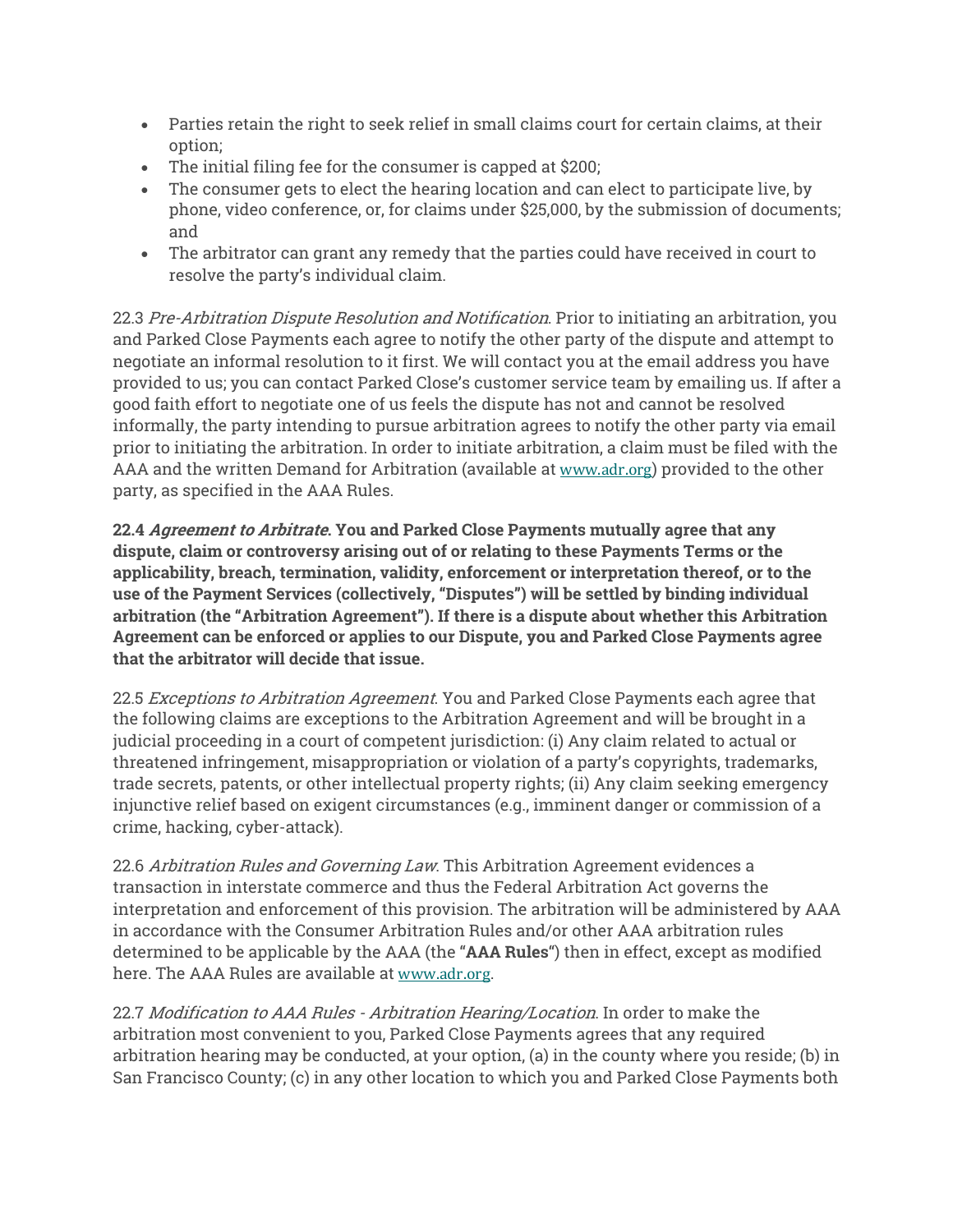- Parties retain the right to seek relief in small claims court for certain claims, at their option;
- The initial filing fee for the consumer is capped at $200;
- The consumer gets to elect the hearing location and can elect to participate live, by phone, video conference, or, for claims under $25,000, by the submission of documents; and
- The arbitrator can grant any remedy that the parties could have received in court to resolve the party's individual claim.

22.3 *Pre-Arbitration Dispute Resolution and Notification*. Prior to initiating an arbitration, you and Parked Close Payments each agree to notify the other party of the dispute and attempt to negotiate an informal resolution to it first. We will contact you at the email address you have provided to us; you can contact Parked Close's customer service team by emailing us. If after a good faith effort to negotiate one of us feels the dispute has not and cannot be resolved informally, the party intending to pursue arbitration agrees to notify the other party via email prior to initiating the arbitration. In order to initiate arbitration, a claim must be filed with the AAA and the written Demand for Arbitration (available at www.adr.org) provided to the other party, as specified in the AAA Rules.

**22.4 *Agreement to Arbitrate*. You and Parked Close Payments mutually agree that any dispute, claim or controversy arising out of or relating to these Payments Terms or the applicability, breach, termination, validity, enforcement or interpretation thereof, or to the use of the Payment Services (collectively, "Disputes") will be settled by binding individual arbitration (the "Arbitration Agreement"). If there is a dispute about whether this Arbitration Agreement can be enforced or applies to our Dispute, you and Parked Close Payments agree that the arbitrator will decide that issue.**

22.5 *Exceptions to Arbitration Agreement*. You and Parked Close Payments each agree that the following claims are exceptions to the Arbitration Agreement and will be brought in a judicial proceeding in a court of competent jurisdiction: (i) Any claim related to actual or threatened infringement, misappropriation or violation of a party's copyrights, trademarks, trade secrets, patents, or other intellectual property rights; (ii) Any claim seeking emergency injunctive relief based on exigent circumstances (e.g., imminent danger or commission of a crime, hacking, cyber-attack).

22.6 *Arbitration Rules and Governing Law*. This Arbitration Agreement evidences a transaction in interstate commerce and thus the Federal Arbitration Act governs the interpretation and enforcement of this provision. The arbitration will be administered by AAA in accordance with the Consumer Arbitration Rules and/or other AAA arbitration rules determined to be applicable by the AAA (the "**AAA Rules**") then in effect, except as modified here. The AAA Rules are available at www.adr.org.

22.7 *Modification to AAA Rules - Arbitration Hearing/Location*. In order to make the arbitration most convenient to you, Parked Close Payments agrees that any required arbitration hearing may be conducted, at your option, (a) in the county where you reside; (b) in San Francisco County; (c) in any other location to which you and Parked Close Payments both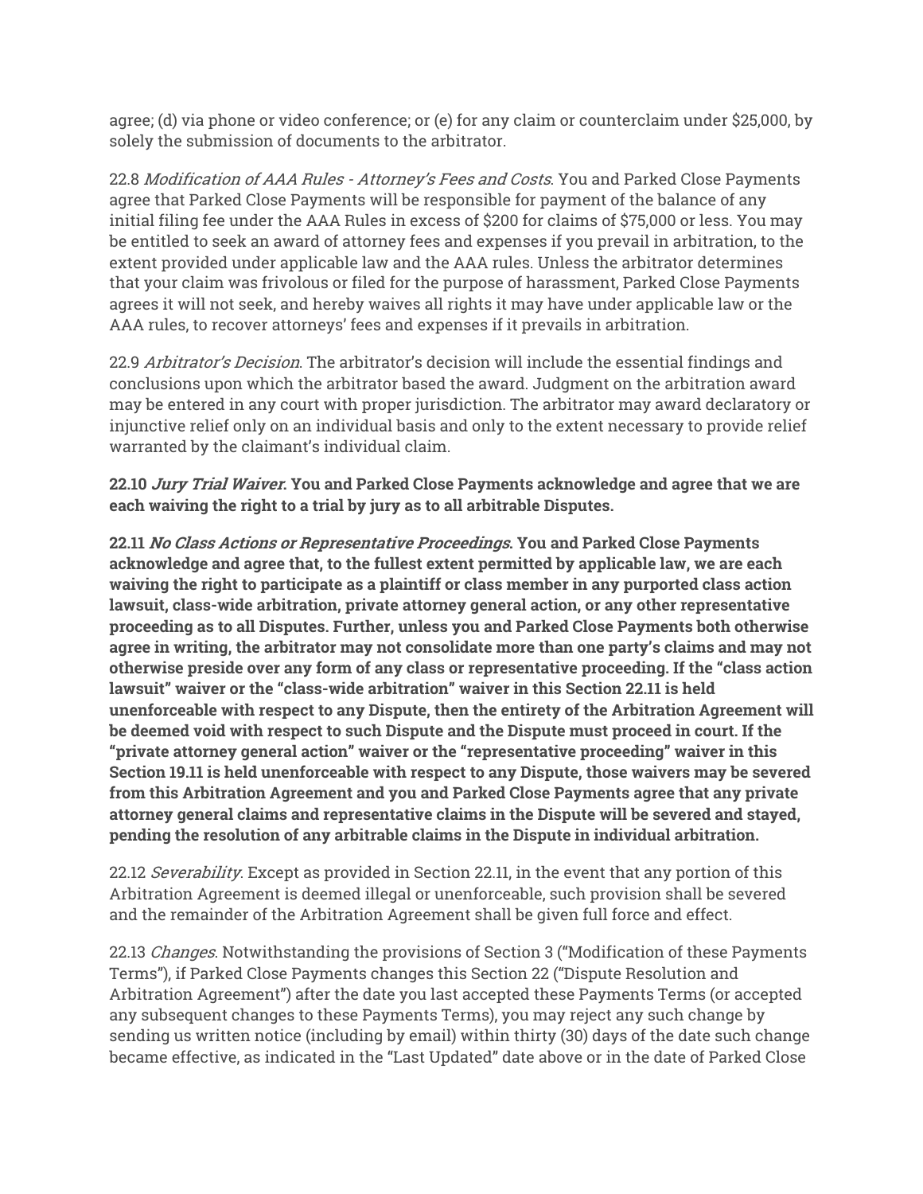agree; (d) via phone or video conference; or (e) for any claim or counterclaim under $25,000, by solely the submission of documents to the arbitrator.

22.8 *Modification of AAA Rules - Attorney's Fees and Costs*. You and Parked Close Payments agree that Parked Close Payments will be responsible for payment of the balance of any initial filing fee under the AAA Rules in excess of $200 for claims of $75,000 or less. You may be entitled to seek an award of attorney fees and expenses if you prevail in arbitration, to the extent provided under applicable law and the AAA rules. Unless the arbitrator determines that your claim was frivolous or filed for the purpose of harassment, Parked Close Payments agrees it will not seek, and hereby waives all rights it may have under applicable law or the AAA rules, to recover attorneys' fees and expenses if it prevails in arbitration.

22.9 *Arbitrator's Decision*. The arbitrator's decision will include the essential findings and conclusions upon which the arbitrator based the award. Judgment on the arbitration award may be entered in any court with proper jurisdiction. The arbitrator may award declaratory or injunctive relief only on an individual basis and only to the extent necessary to provide relief warranted by the claimant's individual claim.

**22.10 *Jury Trial Waiver*. You and Parked Close Payments acknowledge and agree that we are each waiving the right to a trial by jury as to all arbitrable Disputes.**

**22.11 *No Class Actions or Representative Proceedings*. You and Parked Close Payments acknowledge and agree that, to the fullest extent permitted by applicable law, we are each waiving the right to participate as a plaintiff or class member in any purported class action lawsuit, class-wide arbitration, private attorney general action, or any other representative proceeding as to all Disputes. Further, unless you and Parked Close Payments both otherwise agree in writing, the arbitrator may not consolidate more than one party's claims and may not otherwise preside over any form of any class or representative proceeding. If the "class action lawsuit" waiver or the "class-wide arbitration" waiver in this Section 22.11 is held unenforceable with respect to any Dispute, then the entirety of the Arbitration Agreement will be deemed void with respect to such Dispute and the Dispute must proceed in court. If the "private attorney general action" waiver or the "representative proceeding" waiver in this Section 19.11 is held unenforceable with respect to any Dispute, those waivers may be severed from this Arbitration Agreement and you and Parked Close Payments agree that any private attorney general claims and representative claims in the Dispute will be severed and stayed, pending the resolution of any arbitrable claims in the Dispute in individual arbitration.**

22.12 *Severability*. Except as provided in Section 22.11, in the event that any portion of this Arbitration Agreement is deemed illegal or unenforceable, such provision shall be severed and the remainder of the Arbitration Agreement shall be given full force and effect.

22.13 *Changes*. Notwithstanding the provisions of Section 3 ("Modification of these Payments Terms"), if Parked Close Payments changes this Section 22 ("Dispute Resolution and Arbitration Agreement") after the date you last accepted these Payments Terms (or accepted any subsequent changes to these Payments Terms), you may reject any such change by sending us written notice (including by email) within thirty (30) days of the date such change became effective, as indicated in the "Last Updated" date above or in the date of Parked Close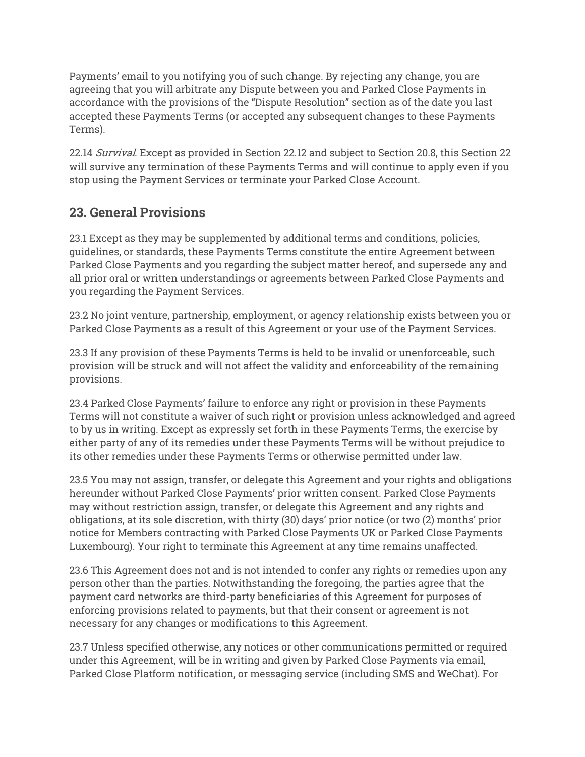Payments' email to you notifying you of such change. By rejecting any change, you are agreeing that you will arbitrate any Dispute between you and Parked Close Payments in accordance with the provisions of the "Dispute Resolution" section as of the date you last accepted these Payments Terms (or accepted any subsequent changes to these Payments Terms).

22.14 *Survival*. Except as provided in Section 22.12 and subject to Section 20.8, this Section 22 will survive any termination of these Payments Terms and will continue to apply even if you stop using the Payment Services or terminate your Parked Close Account.

## 23. General Provisions

23.1 Except as they may be supplemented by additional terms and conditions, policies, guidelines, or standards, these Payments Terms constitute the entire Agreement between Parked Close Payments and you regarding the subject matter hereof, and supersede any and all prior oral or written understandings or agreements between Parked Close Payments and you regarding the Payment Services.

23.2 No joint venture, partnership, employment, or agency relationship exists between you or Parked Close Payments as a result of this Agreement or your use of the Payment Services.

23.3 If any provision of these Payments Terms is held to be invalid or unenforceable, such provision will be struck and will not affect the validity and enforceability of the remaining provisions.

23.4 Parked Close Payments' failure to enforce any right or provision in these Payments Terms will not constitute a waiver of such right or provision unless acknowledged and agreed to by us in writing. Except as expressly set forth in these Payments Terms, the exercise by either party of any of its remedies under these Payments Terms will be without prejudice to its other remedies under these Payments Terms or otherwise permitted under law.

23.5 You may not assign, transfer, or delegate this Agreement and your rights and obligations hereunder without Parked Close Payments' prior written consent. Parked Close Payments may without restriction assign, transfer, or delegate this Agreement and any rights and obligations, at its sole discretion, with thirty (30) days' prior notice (or two (2) months' prior notice for Members contracting with Parked Close Payments UK or Parked Close Payments Luxembourg). Your right to terminate this Agreement at any time remains unaffected.

23.6 This Agreement does not and is not intended to confer any rights or remedies upon any person other than the parties. Notwithstanding the foregoing, the parties agree that the payment card networks are third-party beneficiaries of this Agreement for purposes of enforcing provisions related to payments, but that their consent or agreement is not necessary for any changes or modifications to this Agreement.

23.7 Unless specified otherwise, any notices or other communications permitted or required under this Agreement, will be in writing and given by Parked Close Payments via email, Parked Close Platform notification, or messaging service (including SMS and WeChat). For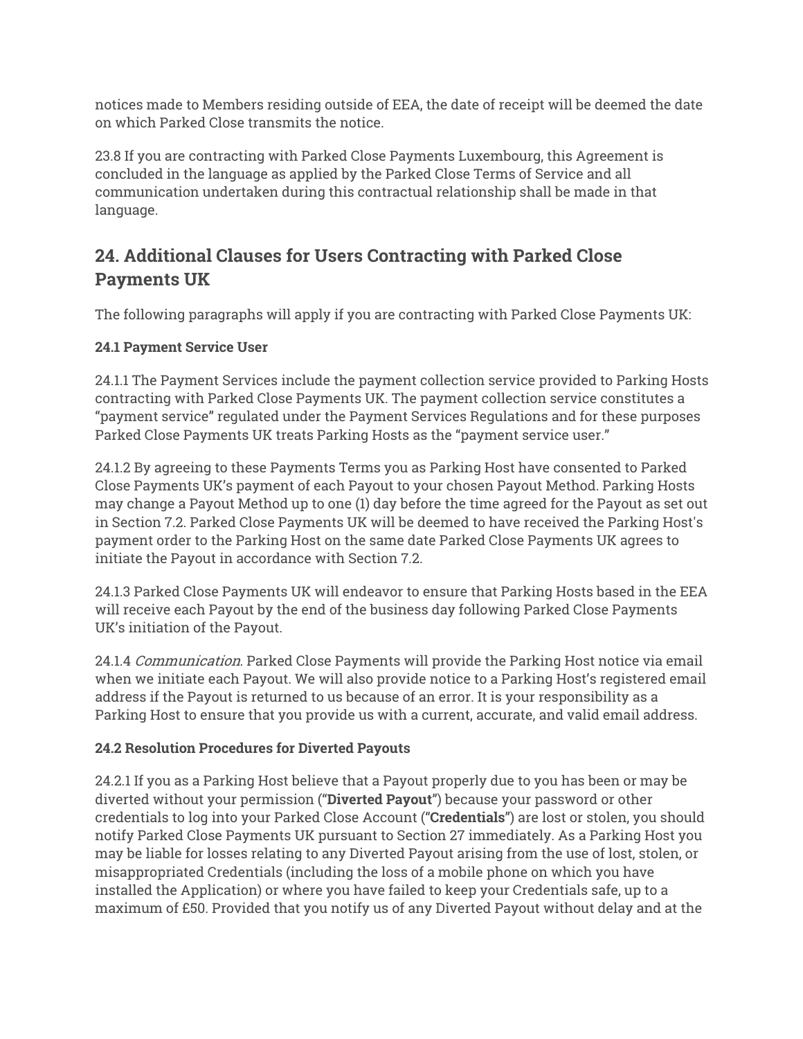notices made to Members residing outside of EEA, the date of receipt will be deemed the date on which Parked Close transmits the notice.

23.8 If you are contracting with Parked Close Payments Luxembourg, this Agreement is concluded in the language as applied by the Parked Close Terms of Service and all communication undertaken during this contractual relationship shall be made in that language.

## 24. Additional Clauses for Users Contracting with Parked Close Payments UK

The following paragraphs will apply if you are contracting with Parked Close Payments UK:

**24.1 Payment Service User**

24.1.1 The Payment Services include the payment collection service provided to Parking Hosts contracting with Parked Close Payments UK. The payment collection service constitutes a "payment service" regulated under the Payment Services Regulations and for these purposes Parked Close Payments UK treats Parking Hosts as the "payment service user."

24.1.2 By agreeing to these Payments Terms you as Parking Host have consented to Parked Close Payments UK's payment of each Payout to your chosen Payout Method. Parking Hosts may change a Payout Method up to one (1) day before the time agreed for the Payout as set out in Section 7.2. Parked Close Payments UK will be deemed to have received the Parking Host's payment order to the Parking Host on the same date Parked Close Payments UK agrees to initiate the Payout in accordance with Section 7.2.

24.1.3 Parked Close Payments UK will endeavor to ensure that Parking Hosts based in the EEA will receive each Payout by the end of the business day following Parked Close Payments UK's initiation of the Payout.

24.1.4 *Communication*. Parked Close Payments will provide the Parking Host notice via email when we initiate each Payout. We will also provide notice to a Parking Host's registered email address if the Payout is returned to us because of an error. It is your responsibility as a Parking Host to ensure that you provide us with a current, accurate, and valid email address.

**24.2 Resolution Procedures for Diverted Payouts**

24.2.1 If you as a Parking Host believe that a Payout properly due to you has been or may be diverted without your permission (**"Diverted Payout"**) because your password or other credentials to log into your Parked Close Account (**"Credentials"**) are lost or stolen, you should notify Parked Close Payments UK pursuant to Section 27 immediately. As a Parking Host you may be liable for losses relating to any Diverted Payout arising from the use of lost, stolen, or misappropriated Credentials (including the loss of a mobile phone on which you have installed the Application) or where you have failed to keep your Credentials safe, up to a maximum of £50. Provided that you notify us of any Diverted Payout without delay and at the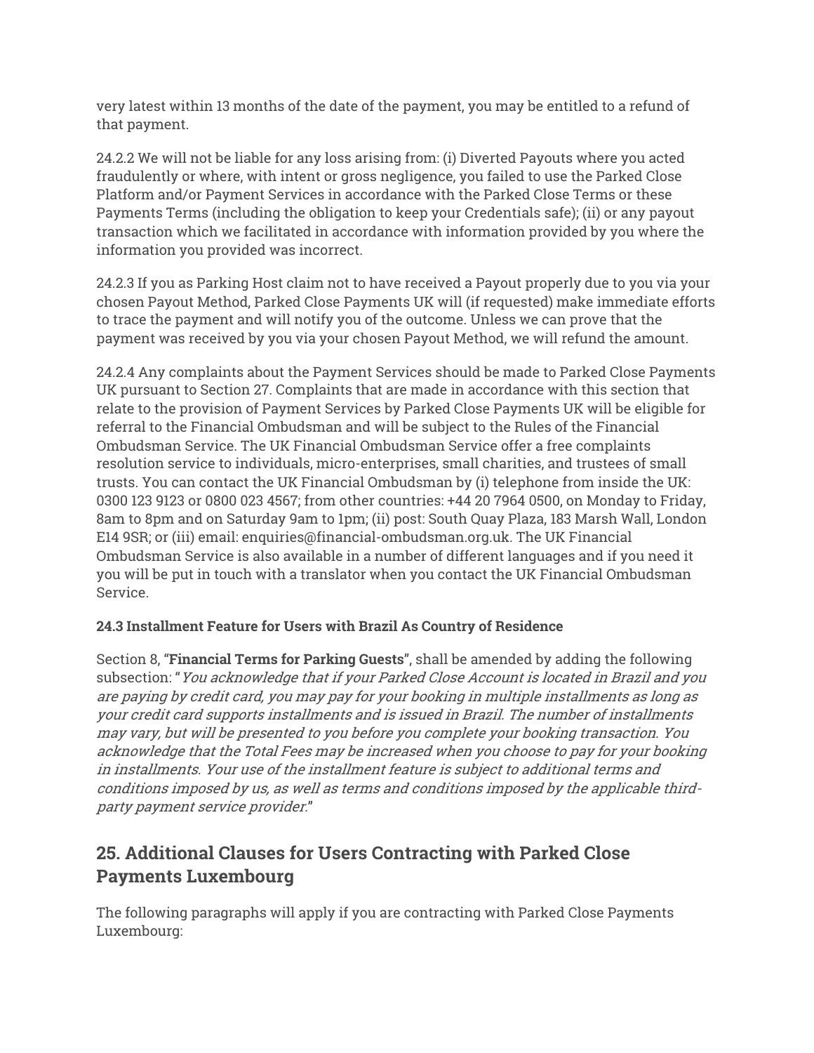very latest within 13 months of the date of the payment, you may be entitled to a refund of that payment.

24.2.2 We will not be liable for any loss arising from: (i) Diverted Payouts where you acted fraudulently or where, with intent or gross negligence, you failed to use the Parked Close Platform and/or Payment Services in accordance with the Parked Close Terms or these Payments Terms (including the obligation to keep your Credentials safe); (ii) or any payout transaction which we facilitated in accordance with information provided by you where the information you provided was incorrect.

24.2.3 If you as Parking Host claim not to have received a Payout properly due to you via your chosen Payout Method, Parked Close Payments UK will (if requested) make immediate efforts to trace the payment and will notify you of the outcome. Unless we can prove that the payment was received by you via your chosen Payout Method, we will refund the amount.

24.2.4 Any complaints about the Payment Services should be made to Parked Close Payments UK pursuant to Section 27. Complaints that are made in accordance with this section that relate to the provision of Payment Services by Parked Close Payments UK will be eligible for referral to the Financial Ombudsman and will be subject to the Rules of the Financial Ombudsman Service. The UK Financial Ombudsman Service offer a free complaints resolution service to individuals, micro-enterprises, small charities, and trustees of small trusts. You can contact the UK Financial Ombudsman by (i) telephone from inside the UK: 0300 123 9123 or 0800 023 4567; from other countries: +44 20 7964 0500, on Monday to Friday, 8am to 8pm and on Saturday 9am to 1pm; (ii) post: South Quay Plaza, 183 Marsh Wall, London E14 9SR; or (iii) email: enquiries@financial-ombudsman.org.uk. The UK Financial Ombudsman Service is also available in a number of different languages and if you need it you will be put in touch with a translator when you contact the UK Financial Ombudsman Service.

**24.3 Installment Feature for Users with Brazil As Country of Residence**

Section 8, **"Financial Terms for Parking Guests"**, shall be amended by adding the following subsection: "*You acknowledge that if your Parked Close Account is located in Brazil and you are paying by credit card, you may pay for your booking in multiple installments as long as your credit card supports installments and is issued in Brazil. The number of installments may vary, but will be presented to you before you complete your booking transaction. You acknowledge that the Total Fees may be increased when you choose to pay for your booking in installments. Your use of the installment feature is subject to additional terms and conditions imposed by us, as well as terms and conditions imposed by the applicable third-party payment service provider.*"

## 25. Additional Clauses for Users Contracting with Parked Close Payments Luxembourg

The following paragraphs will apply if you are contracting with Parked Close Payments Luxembourg: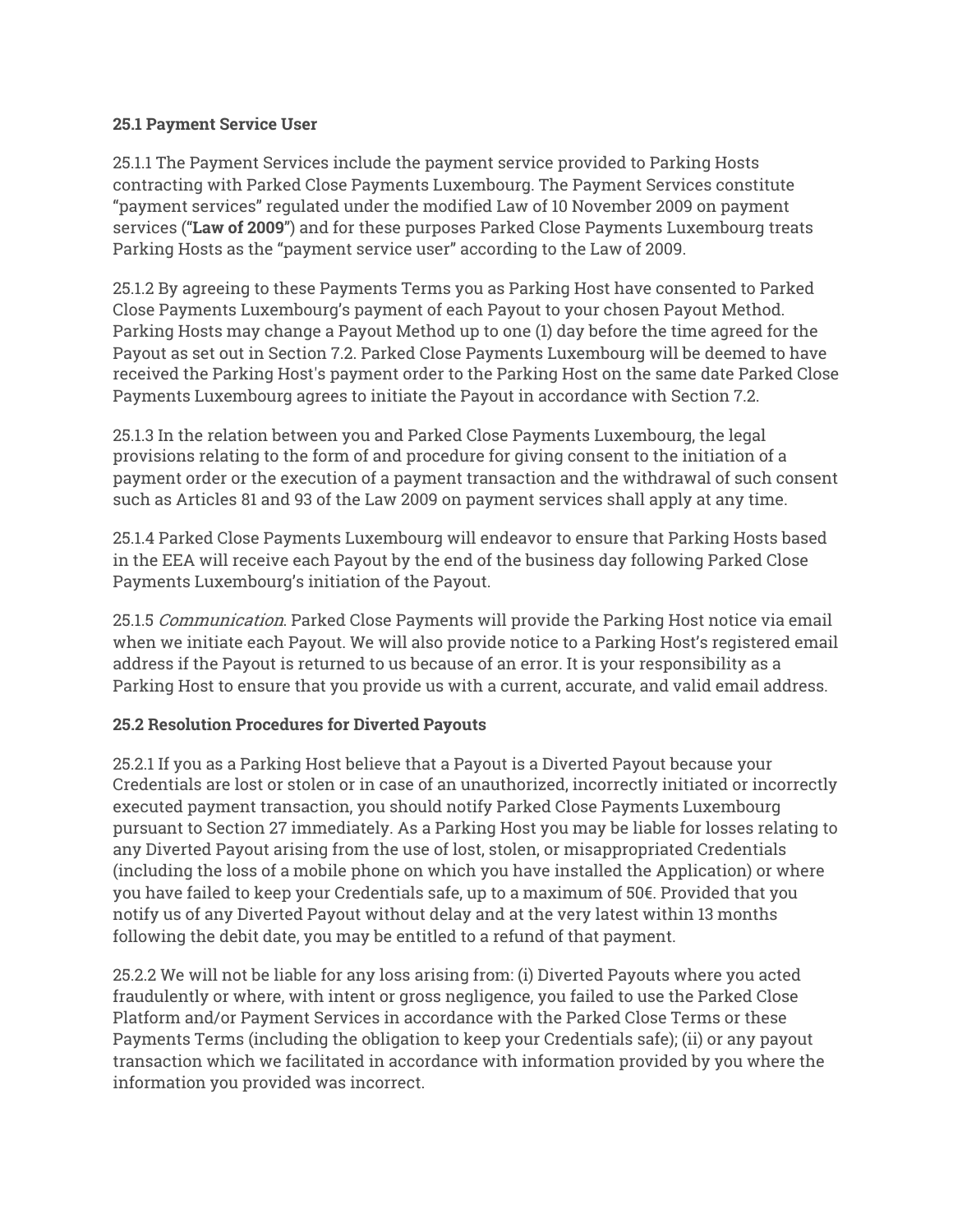**25.1 Payment Service User**

25.1.1 The Payment Services include the payment service provided to Parking Hosts contracting with Parked Close Payments Luxembourg. The Payment Services constitute "payment services" regulated under the modified Law of 10 November 2009 on payment services (**"Law of 2009"**) and for these purposes Parked Close Payments Luxembourg treats Parking Hosts as the "payment service user" according to the Law of 2009.

25.1.2 By agreeing to these Payments Terms you as Parking Host have consented to Parked Close Payments Luxembourg's payment of each Payout to your chosen Payout Method. Parking Hosts may change a Payout Method up to one (1) day before the time agreed for the Payout as set out in Section 7.2. Parked Close Payments Luxembourg will be deemed to have received the Parking Host's payment order to the Parking Host on the same date Parked Close Payments Luxembourg agrees to initiate the Payout in accordance with Section 7.2.

25.1.3 In the relation between you and Parked Close Payments Luxembourg, the legal provisions relating to the form of and procedure for giving consent to the initiation of a payment order or the execution of a payment transaction and the withdrawal of such consent such as Articles 81 and 93 of the Law 2009 on payment services shall apply at any time.

25.1.4 Parked Close Payments Luxembourg will endeavor to ensure that Parking Hosts based in the EEA will receive each Payout by the end of the business day following Parked Close Payments Luxembourg's initiation of the Payout.

25.1.5 *Communication*. Parked Close Payments will provide the Parking Host notice via email when we initiate each Payout. We will also provide notice to a Parking Host's registered email address if the Payout is returned to us because of an error. It is your responsibility as a Parking Host to ensure that you provide us with a current, accurate, and valid email address.

**25.2 Resolution Procedures for Diverted Payouts**

25.2.1 If you as a Parking Host believe that a Payout is a Diverted Payout because your Credentials are lost or stolen or in case of an unauthorized, incorrectly initiated or incorrectly executed payment transaction, you should notify Parked Close Payments Luxembourg pursuant to Section 27 immediately. As a Parking Host you may be liable for losses relating to any Diverted Payout arising from the use of lost, stolen, or misappropriated Credentials (including the loss of a mobile phone on which you have installed the Application) or where you have failed to keep your Credentials safe, up to a maximum of 50€. Provided that you notify us of any Diverted Payout without delay and at the very latest within 13 months following the debit date, you may be entitled to a refund of that payment.

25.2.2 We will not be liable for any loss arising from: (i) Diverted Payouts where you acted fraudulently or where, with intent or gross negligence, you failed to use the Parked Close Platform and/or Payment Services in accordance with the Parked Close Terms or these Payments Terms (including the obligation to keep your Credentials safe); (ii) or any payout transaction which we facilitated in accordance with information provided by you where the information you provided was incorrect.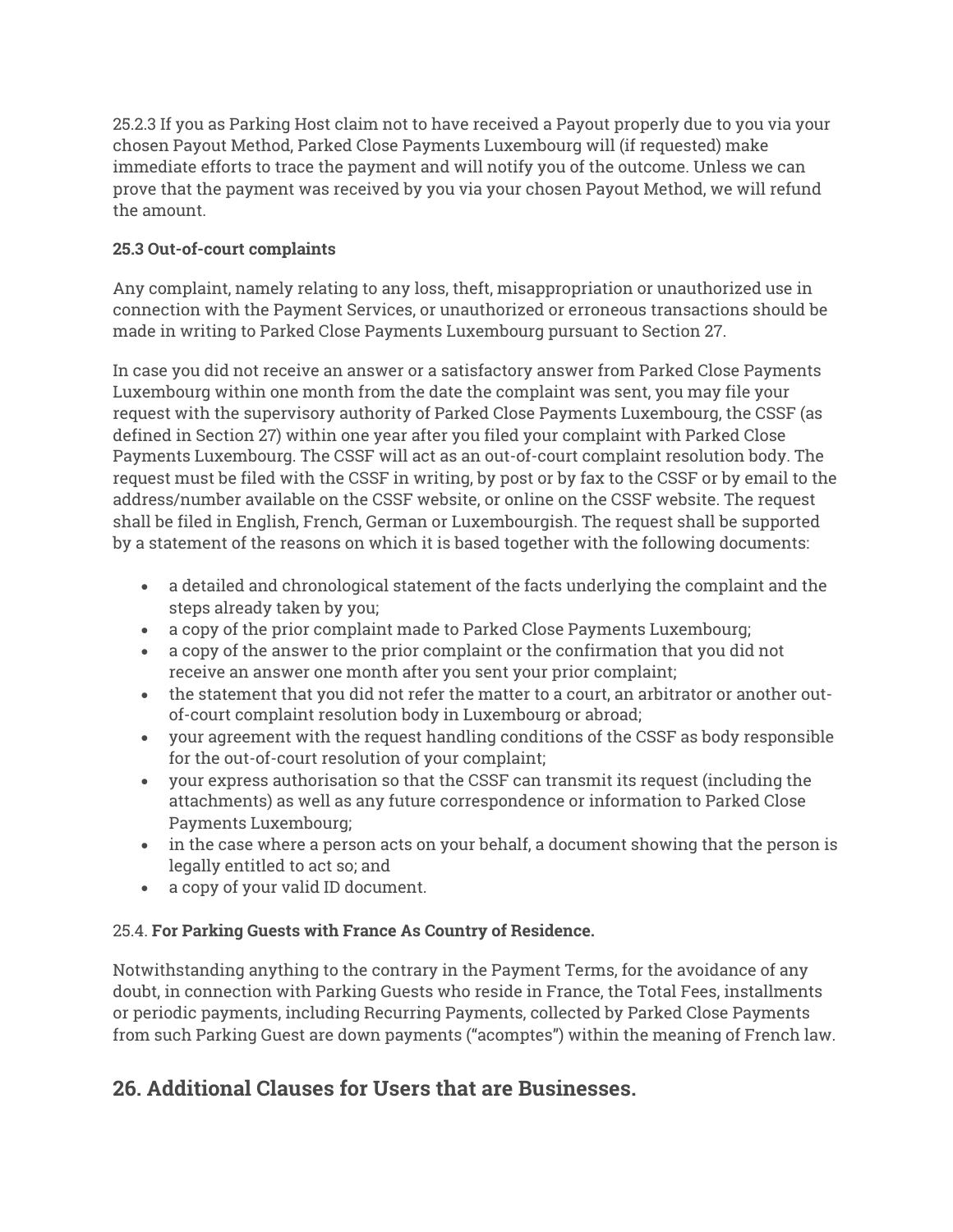25.2.3 If you as Parking Host claim not to have received a Payout properly due to you via your chosen Payout Method, Parked Close Payments Luxembourg will (if requested) make immediate efforts to trace the payment and will notify you of the outcome. Unless we can prove that the payment was received by you via your chosen Payout Method, we will refund the amount.

**25.3 Out-of-court complaints**

Any complaint, namely relating to any loss, theft, misappropriation or unauthorized use in connection with the Payment Services, or unauthorized or erroneous transactions should be made in writing to Parked Close Payments Luxembourg pursuant to Section 27.

In case you did not receive an answer or a satisfactory answer from Parked Close Payments Luxembourg within one month from the date the complaint was sent, you may file your request with the supervisory authority of Parked Close Payments Luxembourg, the CSSF (as defined in Section 27) within one year after you filed your complaint with Parked Close Payments Luxembourg. The CSSF will act as an out-of-court complaint resolution body. The request must be filed with the CSSF in writing, by post or by fax to the CSSF or by email to the address/number available on the CSSF website, or online on the CSSF website. The request shall be filed in English, French, German or Luxembourgish. The request shall be supported by a statement of the reasons on which it is based together with the following documents:

- a detailed and chronological statement of the facts underlying the complaint and the steps already taken by you;
- a copy of the prior complaint made to Parked Close Payments Luxembourg;
- a copy of the answer to the prior complaint or the confirmation that you did not receive an answer one month after you sent your prior complaint;
- the statement that you did not refer the matter to a court, an arbitrator or another out-of-court complaint resolution body in Luxembourg or abroad;
- your agreement with the request handling conditions of the CSSF as body responsible for the out-of-court resolution of your complaint;
- your express authorisation so that the CSSF can transmit its request (including the attachments) as well as any future correspondence or information to Parked Close Payments Luxembourg;
- in the case where a person acts on your behalf, a document showing that the person is legally entitled to act so; and
- a copy of your valid ID document.

25.4. **For Parking Guests with France As Country of Residence.**

Notwithstanding anything to the contrary in the Payment Terms, for the avoidance of any doubt, in connection with Parking Guests who reside in France, the Total Fees, installments or periodic payments, including Recurring Payments, collected by Parked Close Payments from such Parking Guest are down payments ("acomptes") within the meaning of French law.

## 26. Additional Clauses for Users that are Businesses.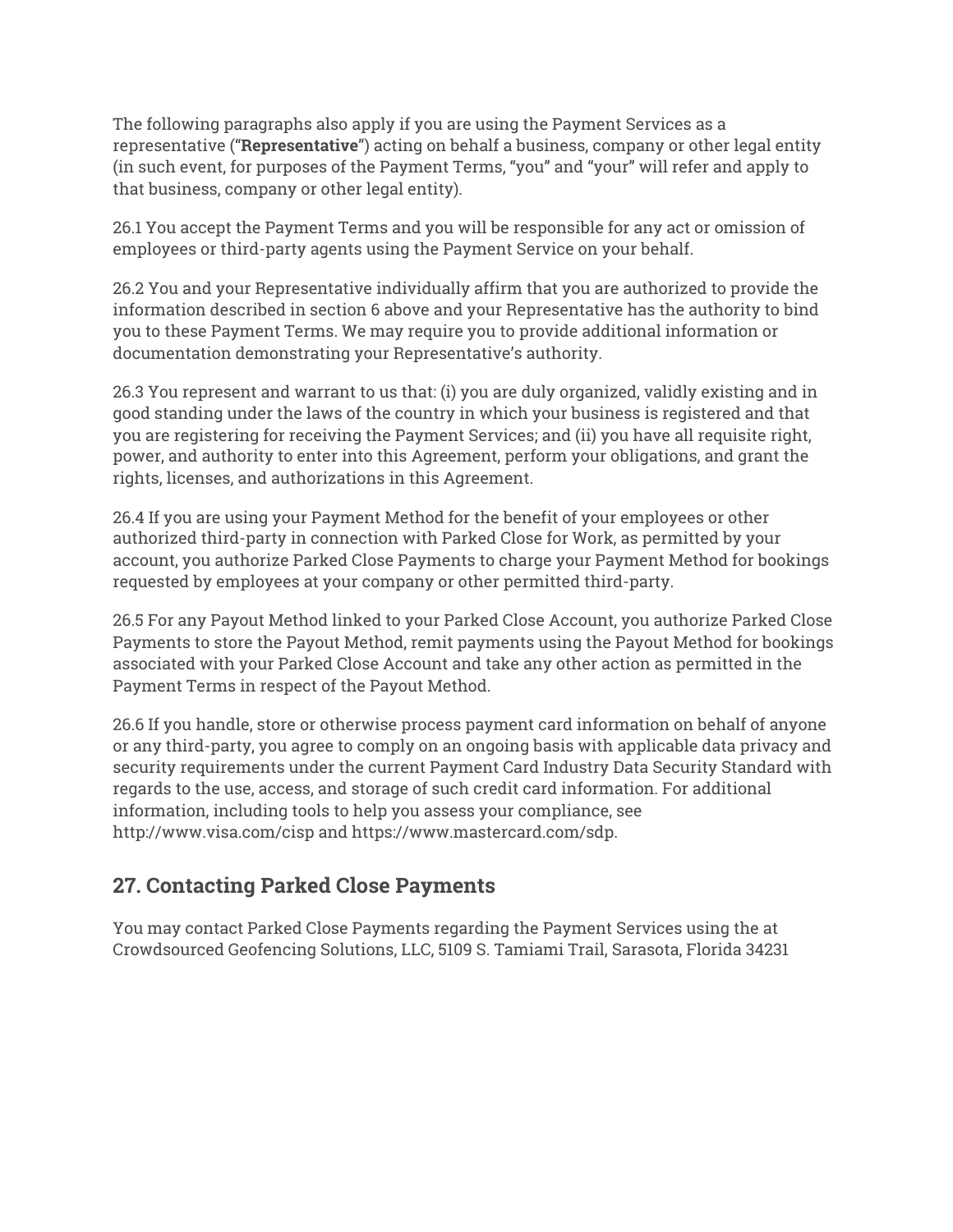The following paragraphs also apply if you are using the Payment Services as a representative (**"Representative"**) acting on behalf a business, company or other legal entity (in such event, for purposes of the Payment Terms, "you" and "your" will refer and apply to that business, company or other legal entity).

26.1 You accept the Payment Terms and you will be responsible for any act or omission of employees or third-party agents using the Payment Service on your behalf.

26.2 You and your Representative individually affirm that you are authorized to provide the information described in section 6 above and your Representative has the authority to bind you to these Payment Terms. We may require you to provide additional information or documentation demonstrating your Representative's authority.

26.3 You represent and warrant to us that: (i) you are duly organized, validly existing and in good standing under the laws of the country in which your business is registered and that you are registering for receiving the Payment Services; and (ii) you have all requisite right, power, and authority to enter into this Agreement, perform your obligations, and grant the rights, licenses, and authorizations in this Agreement.

26.4 If you are using your Payment Method for the benefit of your employees or other authorized third-party in connection with Parked Close for Work, as permitted by your account, you authorize Parked Close Payments to charge your Payment Method for bookings requested by employees at your company or other permitted third-party.

26.5 For any Payout Method linked to your Parked Close Account, you authorize Parked Close Payments to store the Payout Method, remit payments using the Payout Method for bookings associated with your Parked Close Account and take any other action as permitted in the Payment Terms in respect of the Payout Method.

26.6 If you handle, store or otherwise process payment card information on behalf of anyone or any third-party, you agree to comply on an ongoing basis with applicable data privacy and security requirements under the current Payment Card Industry Data Security Standard with regards to the use, access, and storage of such credit card information. For additional information, including tools to help you assess your compliance, see http://www.visa.com/cisp and https://www.mastercard.com/sdp.

## 27. Contacting Parked Close Payments

You may contact Parked Close Payments regarding the Payment Services using the at Crowdsourced Geofencing Solutions, LLC, 5109 S. Tamiami Trail, Sarasota, Florida 34231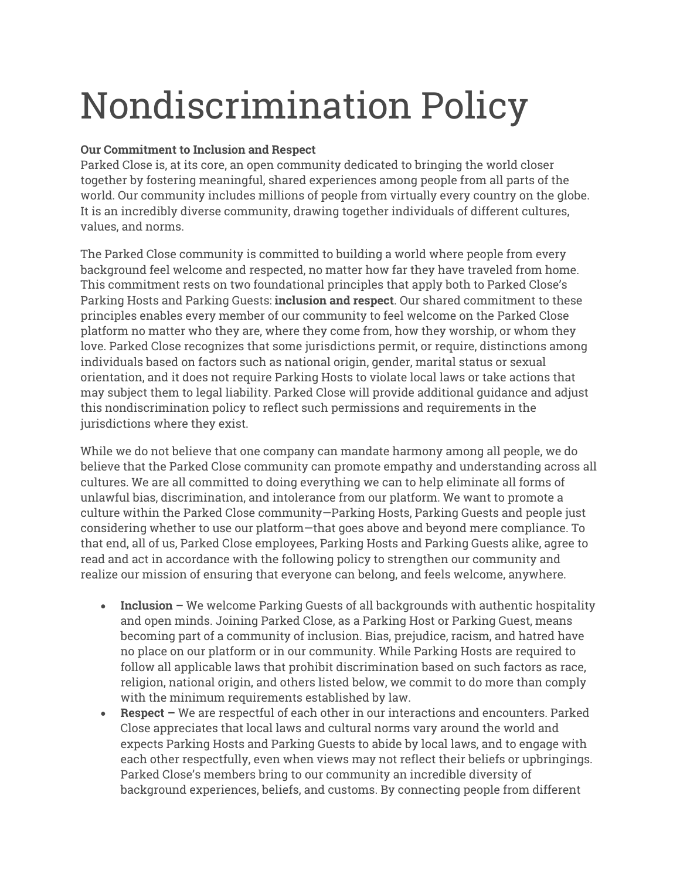# Nondiscrimination Policy

**Our Commitment to Inclusion and Respect**

Parked Close is, at its core, an open community dedicated to bringing the world closer together by fostering meaningful, shared experiences among people from all parts of the world. Our community includes millions of people from virtually every country on the globe. It is an incredibly diverse community, drawing together individuals of different cultures, values, and norms.

The Parked Close community is committed to building a world where people from every background feel welcome and respected, no matter how far they have traveled from home. This commitment rests on two foundational principles that apply both to Parked Close's Parking Hosts and Parking Guests: **inclusion and respect**. Our shared commitment to these principles enables every member of our community to feel welcome on the Parked Close platform no matter who they are, where they come from, how they worship, or whom they love. Parked Close recognizes that some jurisdictions permit, or require, distinctions among individuals based on factors such as national origin, gender, marital status or sexual orientation, and it does not require Parking Hosts to violate local laws or take actions that may subject them to legal liability. Parked Close will provide additional guidance and adjust this nondiscrimination policy to reflect such permissions and requirements in the jurisdictions where they exist.

While we do not believe that one company can mandate harmony among all people, we do believe that the Parked Close community can promote empathy and understanding across all cultures. We are all committed to doing everything we can to help eliminate all forms of unlawful bias, discrimination, and intolerance from our platform. We want to promote a culture within the Parked Close community—Parking Hosts, Parking Guests and people just considering whether to use our platform—that goes above and beyond mere compliance. To that end, all of us, Parked Close employees, Parking Hosts and Parking Guests alike, agree to read and act in accordance with the following policy to strengthen our community and realize our mission of ensuring that everyone can belong, and feels welcome, anywhere.

- **Inclusion –** We welcome Parking Guests of all backgrounds with authentic hospitality and open minds. Joining Parked Close, as a Parking Host or Parking Guest, means becoming part of a community of inclusion. Bias, prejudice, racism, and hatred have no place on our platform or in our community. While Parking Hosts are required to follow all applicable laws that prohibit discrimination based on such factors as race, religion, national origin, and others listed below, we commit to do more than comply with the minimum requirements established by law.
- **Respect –** We are respectful of each other in our interactions and encounters. Parked Close appreciates that local laws and cultural norms vary around the world and expects Parking Hosts and Parking Guests to abide by local laws, and to engage with each other respectfully, even when views may not reflect their beliefs or upbringings. Parked Close's members bring to our community an incredible diversity of background experiences, beliefs, and customs. By connecting people from different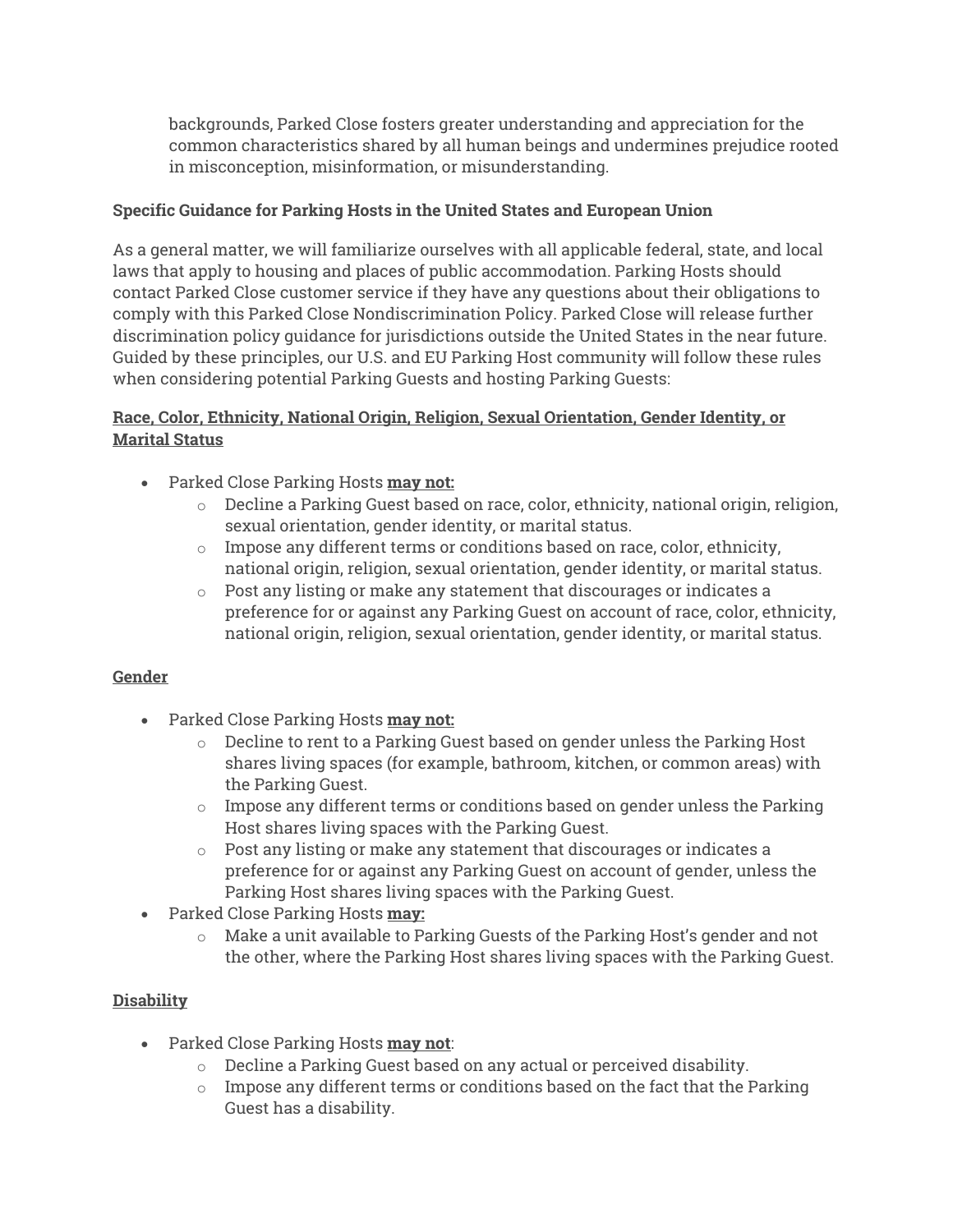backgrounds, Parked Close fosters greater understanding and appreciation for the common characteristics shared by all human beings and undermines prejudice rooted in misconception, misinformation, or misunderstanding.

**Specific Guidance for Parking Hosts in the United States and European Union**

As a general matter, we will familiarize ourselves with all applicable federal, state, and local laws that apply to housing and places of public accommodation. Parking Hosts should contact Parked Close customer service if they have any questions about their obligations to comply with this Parked Close Nondiscrimination Policy. Parked Close will release further discrimination policy guidance for jurisdictions outside the United States in the near future. Guided by these principles, our U.S. and EU Parking Host community will follow these rules when considering potential Parking Guests and hosting Parking Guests:

**Race, Color, Ethnicity, National Origin, Religion, Sexual Orientation, Gender Identity, or Marital Status**

- Parked Close Parking Hosts **may not:**
  - Decline a Parking Guest based on race, color, ethnicity, national origin, religion, sexual orientation, gender identity, or marital status.
  - Impose any different terms or conditions based on race, color, ethnicity, national origin, religion, sexual orientation, gender identity, or marital status.
  - Post any listing or make any statement that discourages or indicates a preference for or against any Parking Guest on account of race, color, ethnicity, national origin, religion, sexual orientation, gender identity, or marital status.

**Gender**

- Parked Close Parking Hosts **may not:**
  - Decline to rent to a Parking Guest based on gender unless the Parking Host shares living spaces (for example, bathroom, kitchen, or common areas) with the Parking Guest.
  - Impose any different terms or conditions based on gender unless the Parking Host shares living spaces with the Parking Guest.
  - Post any listing or make any statement that discourages or indicates a preference for or against any Parking Guest on account of gender, unless the Parking Host shares living spaces with the Parking Guest.
- Parked Close Parking Hosts **may:**
  - Make a unit available to Parking Guests of the Parking Host's gender and not the other, where the Parking Host shares living spaces with the Parking Guest.

**Disability**

- Parked Close Parking Hosts **may not**:
  - Decline a Parking Guest based on any actual or perceived disability.
  - Impose any different terms or conditions based on the fact that the Parking Guest has a disability.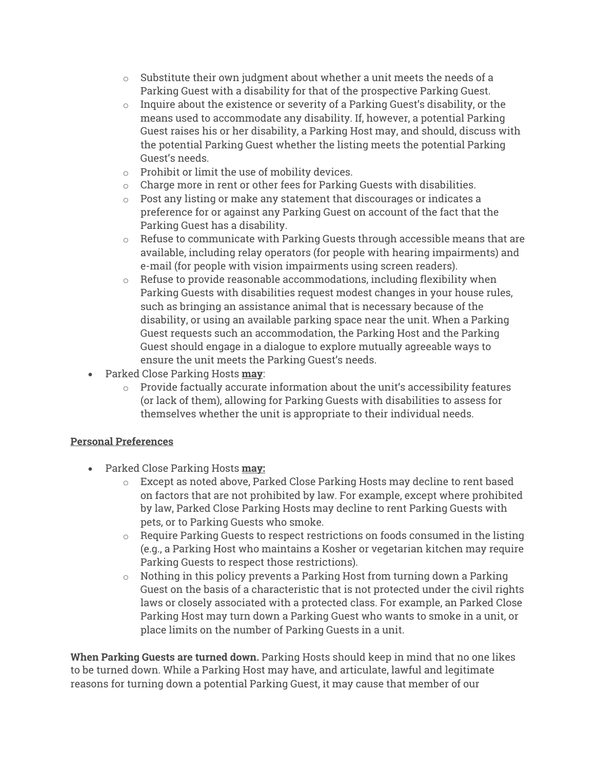- Substitute their own judgment about whether a unit meets the needs of a Parking Guest with a disability for that of the prospective Parking Guest.
  - Inquire about the existence or severity of a Parking Guest's disability, or the means used to accommodate any disability. If, however, a potential Parking Guest raises his or her disability, a Parking Host may, and should, discuss with the potential Parking Guest whether the listing meets the potential Parking Guest's needs.
  - Prohibit or limit the use of mobility devices.
  - Charge more in rent or other fees for Parking Guests with disabilities.
  - Post any listing or make any statement that discourages or indicates a preference for or against any Parking Guest on account of the fact that the Parking Guest has a disability.
  - Refuse to communicate with Parking Guests through accessible means that are available, including relay operators (for people with hearing impairments) and e-mail (for people with vision impairments using screen readers).
  - Refuse to provide reasonable accommodations, including flexibility when Parking Guests with disabilities request modest changes in your house rules, such as bringing an assistance animal that is necessary because of the disability, or using an available parking space near the unit. When a Parking Guest requests such an accommodation, the Parking Host and the Parking Guest should engage in a dialogue to explore mutually agreeable ways to ensure the unit meets the Parking Guest's needs.
- Parked Close Parking Hosts **may**:
  - Provide factually accurate information about the unit's accessibility features (or lack of them), allowing for Parking Guests with disabilities to assess for themselves whether the unit is appropriate to their individual needs.

**Personal Preferences**

- Parked Close Parking Hosts **may:**
  - Except as noted above, Parked Close Parking Hosts may decline to rent based on factors that are not prohibited by law. For example, except where prohibited by law, Parked Close Parking Hosts may decline to rent Parking Guests with pets, or to Parking Guests who smoke.
  - Require Parking Guests to respect restrictions on foods consumed in the listing (e.g., a Parking Host who maintains a Kosher or vegetarian kitchen may require Parking Guests to respect those restrictions).
  - Nothing in this policy prevents a Parking Host from turning down a Parking Guest on the basis of a characteristic that is not protected under the civil rights laws or closely associated with a protected class. For example, an Parked Close Parking Host may turn down a Parking Guest who wants to smoke in a unit, or place limits on the number of Parking Guests in a unit.

**When Parking Guests are turned down.** Parking Hosts should keep in mind that no one likes to be turned down. While a Parking Host may have, and articulate, lawful and legitimate reasons for turning down a potential Parking Guest, it may cause that member of our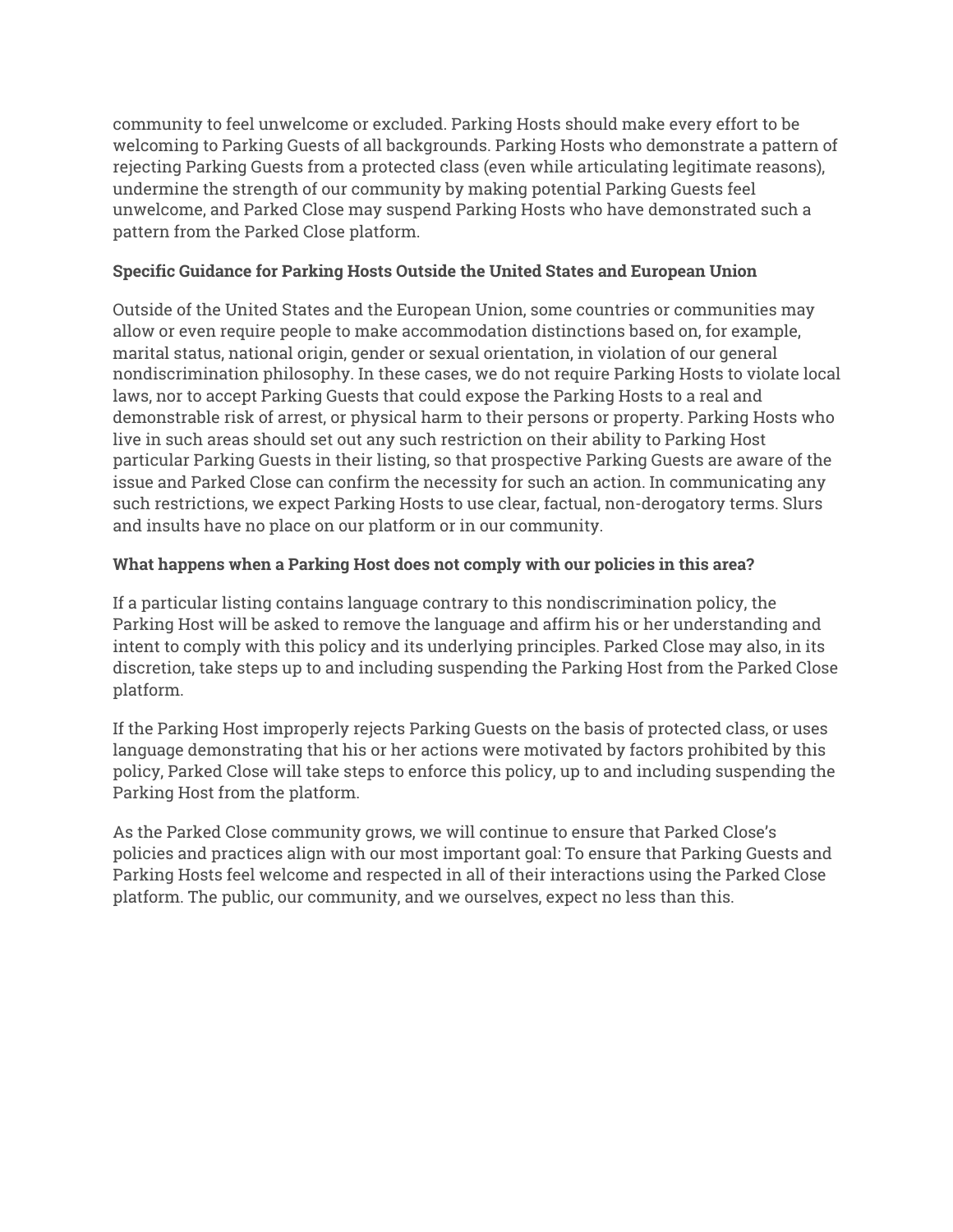community to feel unwelcome or excluded. Parking Hosts should make every effort to be welcoming to Parking Guests of all backgrounds. Parking Hosts who demonstrate a pattern of rejecting Parking Guests from a protected class (even while articulating legitimate reasons), undermine the strength of our community by making potential Parking Guests feel unwelcome, and Parked Close may suspend Parking Hosts who have demonstrated such a pattern from the Parked Close platform.

**Specific Guidance for Parking Hosts Outside the United States and European Union**

Outside of the United States and the European Union, some countries or communities may allow or even require people to make accommodation distinctions based on, for example, marital status, national origin, gender or sexual orientation, in violation of our general nondiscrimination philosophy. In these cases, we do not require Parking Hosts to violate local laws, nor to accept Parking Guests that could expose the Parking Hosts to a real and demonstrable risk of arrest, or physical harm to their persons or property. Parking Hosts who live in such areas should set out any such restriction on their ability to Parking Host particular Parking Guests in their listing, so that prospective Parking Guests are aware of the issue and Parked Close can confirm the necessity for such an action. In communicating any such restrictions, we expect Parking Hosts to use clear, factual, non-derogatory terms. Slurs and insults have no place on our platform or in our community.

**What happens when a Parking Host does not comply with our policies in this area?**

If a particular listing contains language contrary to this nondiscrimination policy, the Parking Host will be asked to remove the language and affirm his or her understanding and intent to comply with this policy and its underlying principles. Parked Close may also, in its discretion, take steps up to and including suspending the Parking Host from the Parked Close platform.

If the Parking Host improperly rejects Parking Guests on the basis of protected class, or uses language demonstrating that his or her actions were motivated by factors prohibited by this policy, Parked Close will take steps to enforce this policy, up to and including suspending the Parking Host from the platform.

As the Parked Close community grows, we will continue to ensure that Parked Close's policies and practices align with our most important goal: To ensure that Parking Guests and Parking Hosts feel welcome and respected in all of their interactions using the Parked Close platform. The public, our community, and we ourselves, expect no less than this.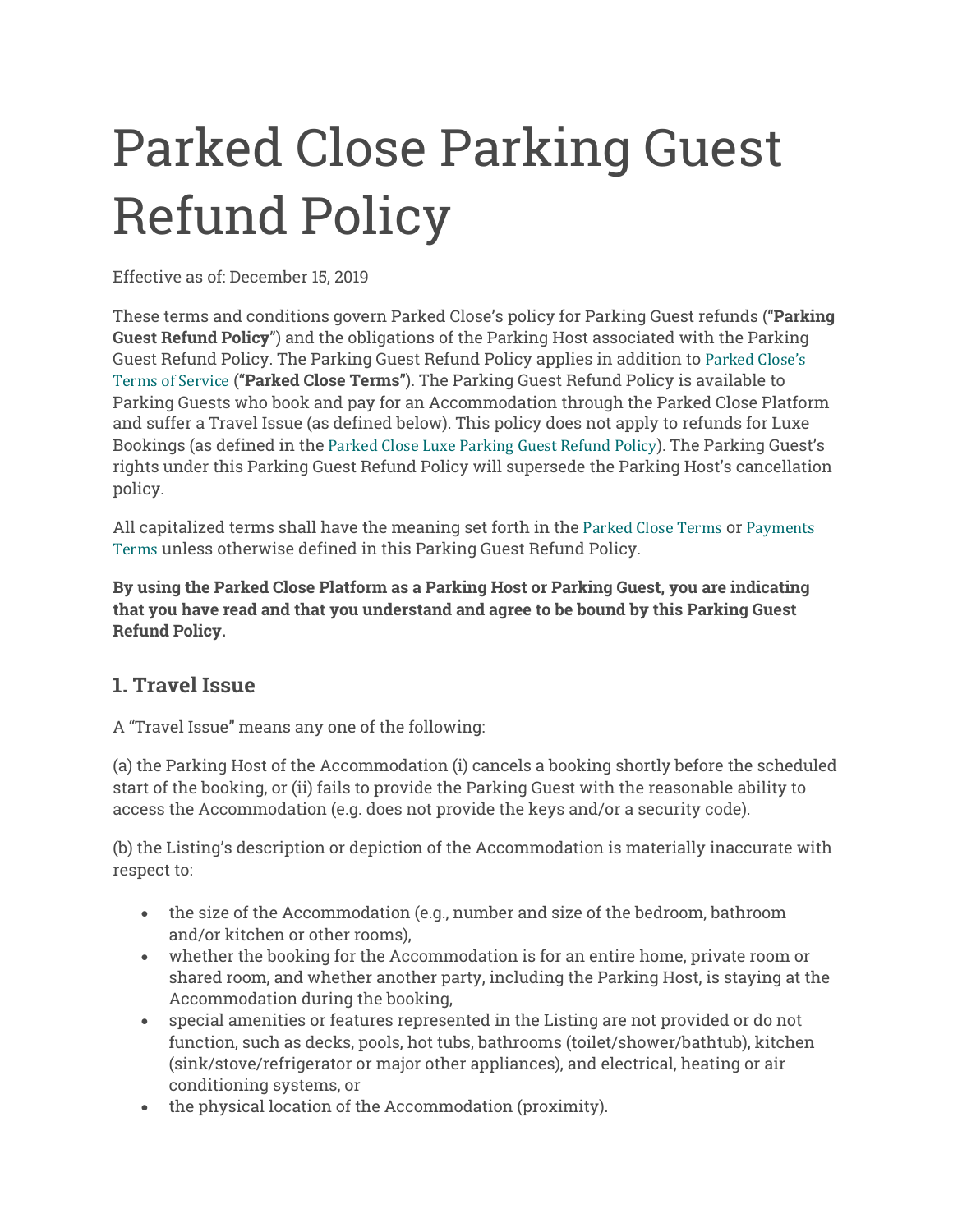# Parked Close Parking Guest Refund Policy

Effective as of: December 15, 2019

These terms and conditions govern Parked Close's policy for Parking Guest refunds ("**Parking Guest Refund Policy**") and the obligations of the Parking Host associated with the Parking Guest Refund Policy. The Parking Guest Refund Policy applies in addition to Parked Close's Terms of Service ("**Parked Close Terms**"). The Parking Guest Refund Policy is available to Parking Guests who book and pay for an Accommodation through the Parked Close Platform and suffer a Travel Issue (as defined below). This policy does not apply to refunds for Luxe Bookings (as defined in the Parked Close Luxe Parking Guest Refund Policy). The Parking Guest's rights under this Parking Guest Refund Policy will supersede the Parking Host's cancellation policy.

All capitalized terms shall have the meaning set forth in the Parked Close Terms or Payments Terms unless otherwise defined in this Parking Guest Refund Policy.

**By using the Parked Close Platform as a Parking Host or Parking Guest, you are indicating that you have read and that you understand and agree to be bound by this Parking Guest Refund Policy.**

## 1. Travel Issue

A "Travel Issue" means any one of the following:

(a) the Parking Host of the Accommodation (i) cancels a booking shortly before the scheduled start of the booking, or (ii) fails to provide the Parking Guest with the reasonable ability to access the Accommodation (e.g. does not provide the keys and/or a security code).

(b) the Listing's description or depiction of the Accommodation is materially inaccurate with respect to:

- the size of the Accommodation (e.g., number and size of the bedroom, bathroom and/or kitchen or other rooms),
- whether the booking for the Accommodation is for an entire home, private room or shared room, and whether another party, including the Parking Host, is staying at the Accommodation during the booking,
- special amenities or features represented in the Listing are not provided or do not function, such as decks, pools, hot tubs, bathrooms (toilet/shower/bathtub), kitchen (sink/stove/refrigerator or major other appliances), and electrical, heating or air conditioning systems, or
- the physical location of the Accommodation (proximity).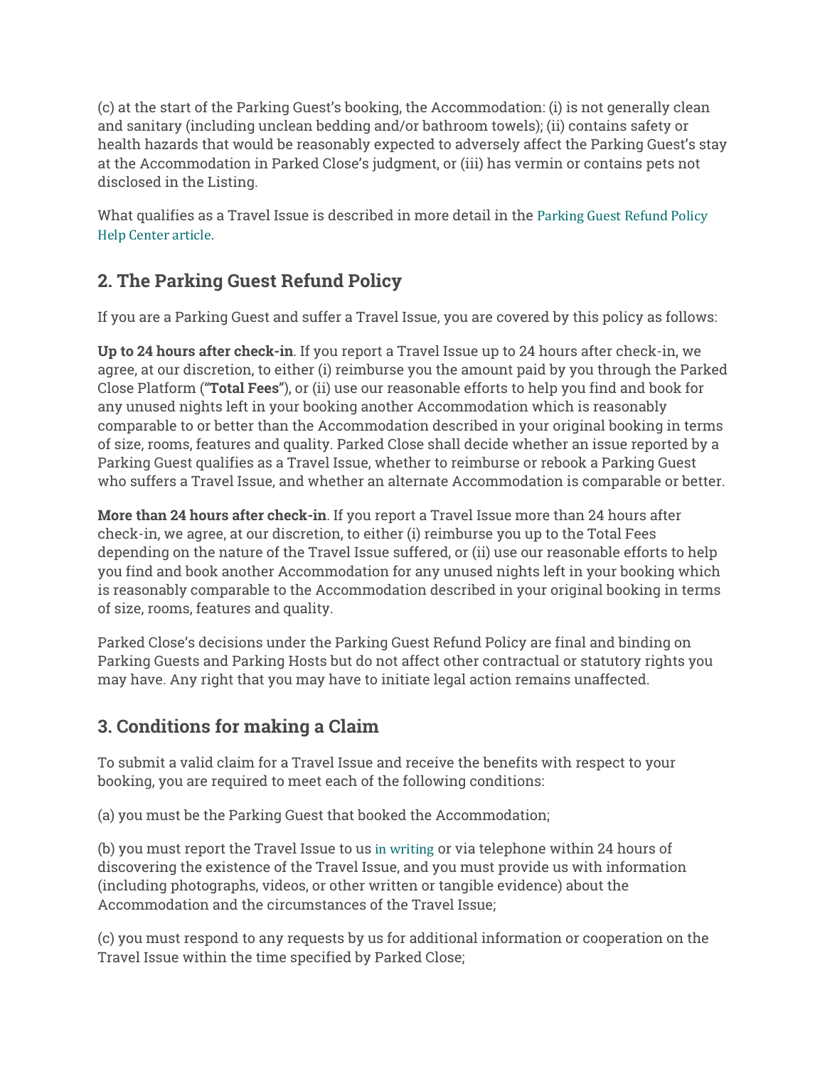(c) at the start of the Parking Guest's booking, the Accommodation: (i) is not generally clean and sanitary (including unclean bedding and/or bathroom towels); (ii) contains safety or health hazards that would be reasonably expected to adversely affect the Parking Guest's stay at the Accommodation in Parked Close's judgment, or (iii) has vermin or contains pets not disclosed in the Listing.

What qualifies as a Travel Issue is described in more detail in the Parking Guest Refund Policy Help Center article.

## 2. The Parking Guest Refund Policy

If you are a Parking Guest and suffer a Travel Issue, you are covered by this policy as follows:

**Up to 24 hours after check-in**. If you report a Travel Issue up to 24 hours after check-in, we agree, at our discretion, to either (i) reimburse you the amount paid by you through the Parked Close Platform (**"Total Fees"**), or (ii) use our reasonable efforts to help you find and book for any unused nights left in your booking another Accommodation which is reasonably comparable to or better than the Accommodation described in your original booking in terms of size, rooms, features and quality. Parked Close shall decide whether an issue reported by a Parking Guest qualifies as a Travel Issue, whether to reimburse or rebook a Parking Guest who suffers a Travel Issue, and whether an alternate Accommodation is comparable or better.

**More than 24 hours after check-in**. If you report a Travel Issue more than 24 hours after check-in, we agree, at our discretion, to either (i) reimburse you up to the Total Fees depending on the nature of the Travel Issue suffered, or (ii) use our reasonable efforts to help you find and book another Accommodation for any unused nights left in your booking which is reasonably comparable to the Accommodation described in your original booking in terms of size, rooms, features and quality.

Parked Close's decisions under the Parking Guest Refund Policy are final and binding on Parking Guests and Parking Hosts but do not affect other contractual or statutory rights you may have. Any right that you may have to initiate legal action remains unaffected.

## 3. Conditions for making a Claim

To submit a valid claim for a Travel Issue and receive the benefits with respect to your booking, you are required to meet each of the following conditions:

(a) you must be the Parking Guest that booked the Accommodation;

(b) you must report the Travel Issue to us in writing or via telephone within 24 hours of discovering the existence of the Travel Issue, and you must provide us with information (including photographs, videos, or other written or tangible evidence) about the Accommodation and the circumstances of the Travel Issue;

(c) you must respond to any requests by us for additional information or cooperation on the Travel Issue within the time specified by Parked Close;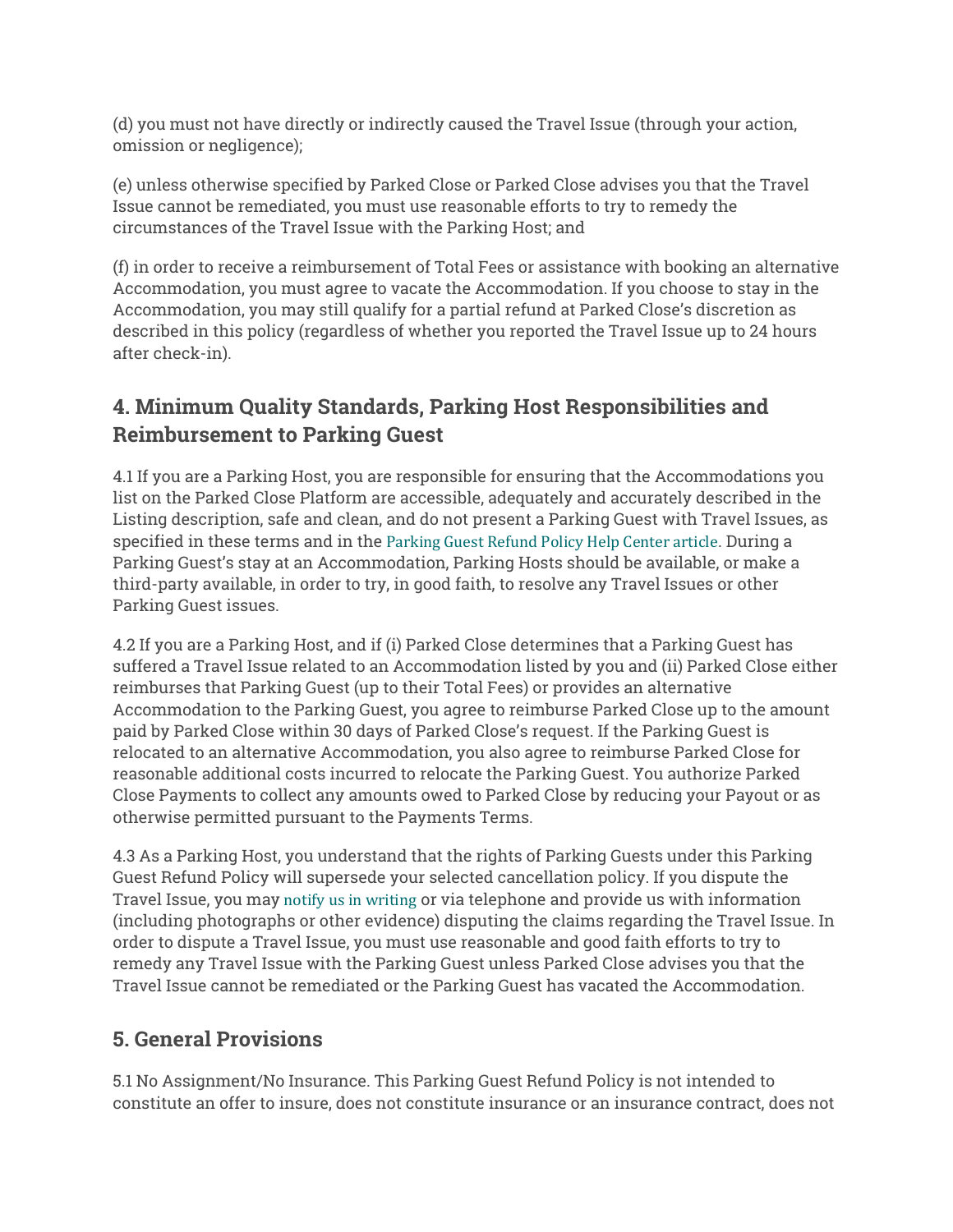(d) you must not have directly or indirectly caused the Travel Issue (through your action, omission or negligence);

(e) unless otherwise specified by Parked Close or Parked Close advises you that the Travel Issue cannot be remediated, you must use reasonable efforts to try to remedy the circumstances of the Travel Issue with the Parking Host; and

(f) in order to receive a reimbursement of Total Fees or assistance with booking an alternative Accommodation, you must agree to vacate the Accommodation. If you choose to stay in the Accommodation, you may still qualify for a partial refund at Parked Close's discretion as described in this policy (regardless of whether you reported the Travel Issue up to 24 hours after check-in).

## 4. Minimum Quality Standards, Parking Host Responsibilities and Reimbursement to Parking Guest

4.1 If you are a Parking Host, you are responsible for ensuring that the Accommodations you list on the Parked Close Platform are accessible, adequately and accurately described in the Listing description, safe and clean, and do not present a Parking Guest with Travel Issues, as specified in these terms and in the Parking Guest Refund Policy Help Center article. During a Parking Guest's stay at an Accommodation, Parking Hosts should be available, or make a third-party available, in order to try, in good faith, to resolve any Travel Issues or other Parking Guest issues.

4.2 If you are a Parking Host, and if (i) Parked Close determines that a Parking Guest has suffered a Travel Issue related to an Accommodation listed by you and (ii) Parked Close either reimburses that Parking Guest (up to their Total Fees) or provides an alternative Accommodation to the Parking Guest, you agree to reimburse Parked Close up to the amount paid by Parked Close within 30 days of Parked Close's request. If the Parking Guest is relocated to an alternative Accommodation, you also agree to reimburse Parked Close for reasonable additional costs incurred to relocate the Parking Guest. You authorize Parked Close Payments to collect any amounts owed to Parked Close by reducing your Payout or as otherwise permitted pursuant to the Payments Terms.

4.3 As a Parking Host, you understand that the rights of Parking Guests under this Parking Guest Refund Policy will supersede your selected cancellation policy. If you dispute the Travel Issue, you may notify us in writing or via telephone and provide us with information (including photographs or other evidence) disputing the claims regarding the Travel Issue. In order to dispute a Travel Issue, you must use reasonable and good faith efforts to try to remedy any Travel Issue with the Parking Guest unless Parked Close advises you that the Travel Issue cannot be remediated or the Parking Guest has vacated the Accommodation.

## 5. General Provisions

5.1 No Assignment/No Insurance. This Parking Guest Refund Policy is not intended to constitute an offer to insure, does not constitute insurance or an insurance contract, does not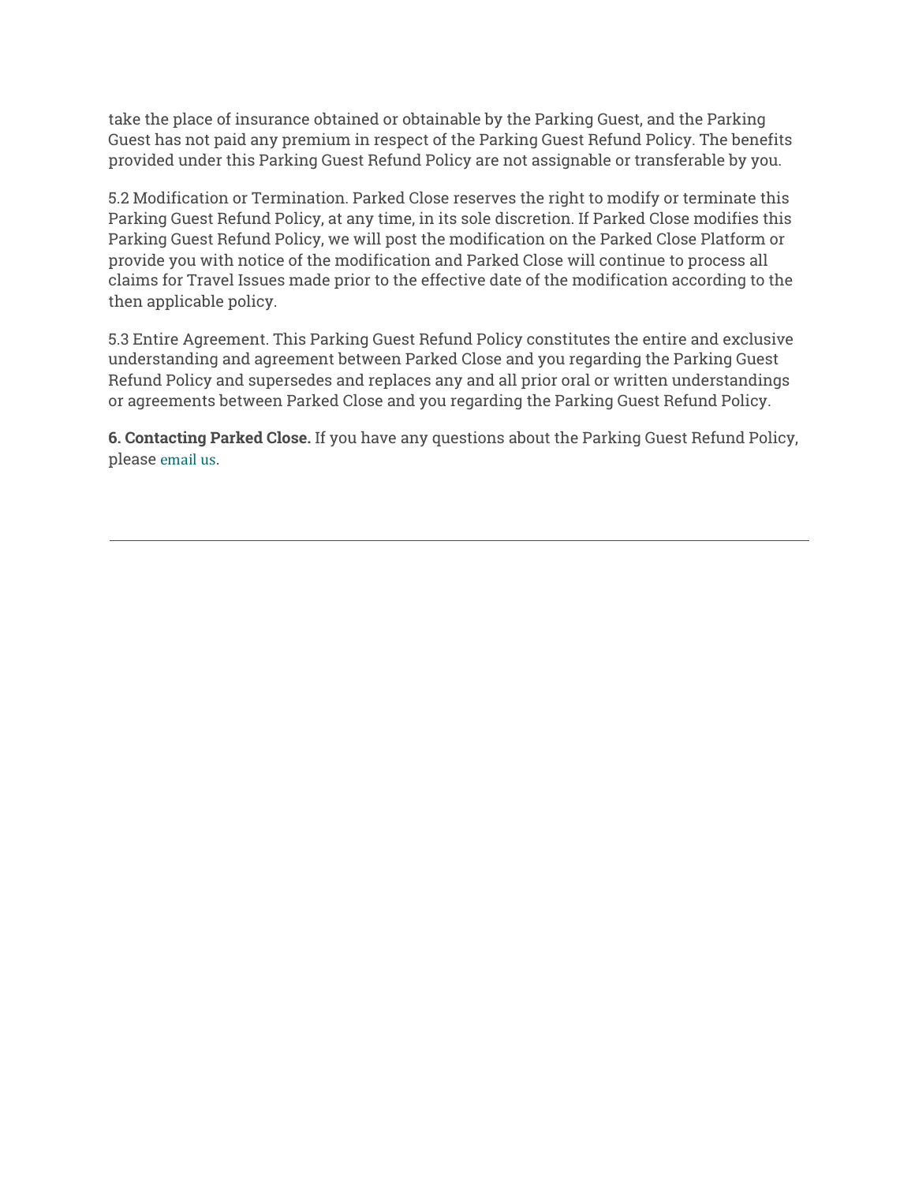take the place of insurance obtained or obtainable by the Parking Guest, and the Parking Guest has not paid any premium in respect of the Parking Guest Refund Policy. The benefits provided under this Parking Guest Refund Policy are not assignable or transferable by you.

5.2 Modification or Termination. Parked Close reserves the right to modify or terminate this Parking Guest Refund Policy, at any time, in its sole discretion. If Parked Close modifies this Parking Guest Refund Policy, we will post the modification on the Parked Close Platform or provide you with notice of the modification and Parked Close will continue to process all claims for Travel Issues made prior to the effective date of the modification according to the then applicable policy.

5.3 Entire Agreement. This Parking Guest Refund Policy constitutes the entire and exclusive understanding and agreement between Parked Close and you regarding the Parking Guest Refund Policy and supersedes and replaces any and all prior oral or written understandings or agreements between Parked Close and you regarding the Parking Guest Refund Policy.

**6. Contacting Parked Close.** If you have any questions about the Parking Guest Refund Policy, please email us.

---